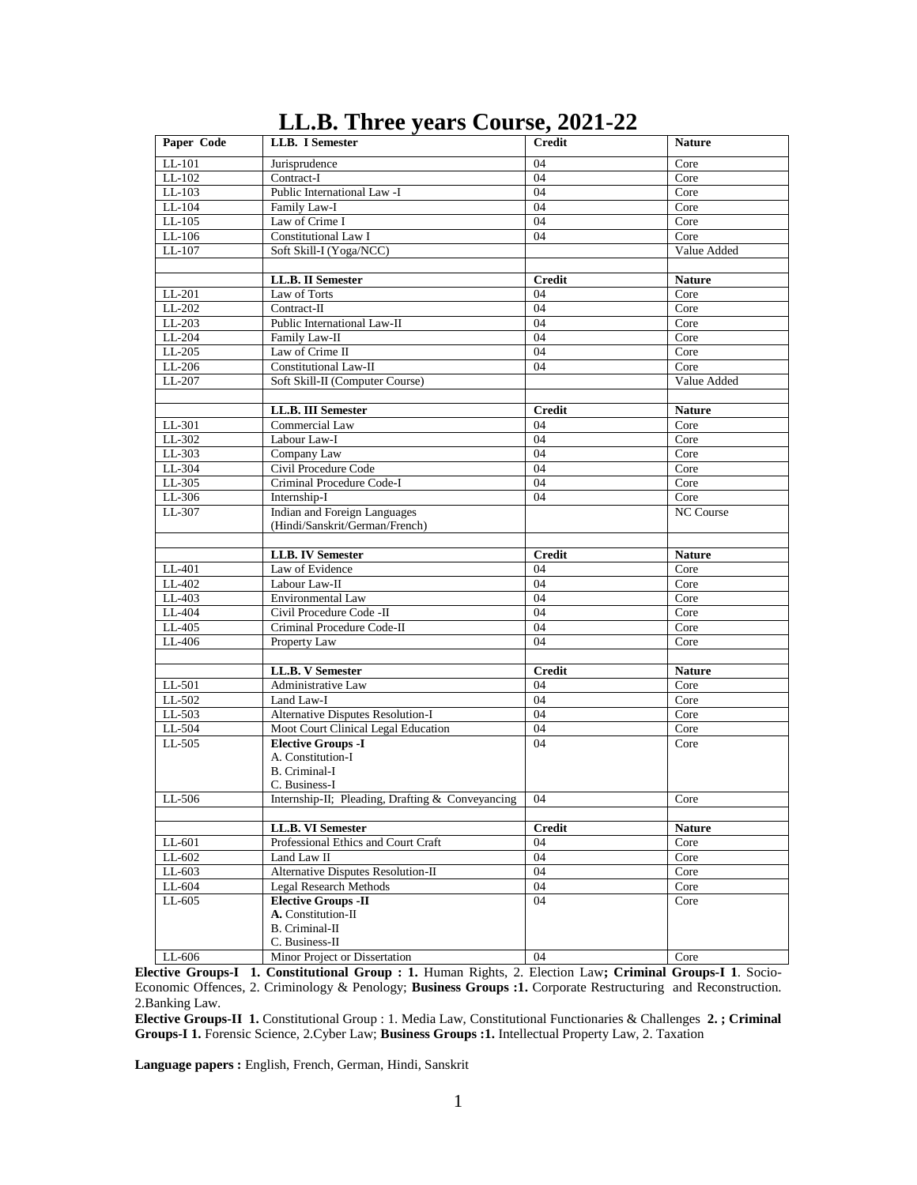# LL.B. Three years Course, 2021-22

| Paper Code | LLB. I Semester | Credit | Nature |
|---|---|---|---|
| LL-101 | Jurisprudence | 04 | Core |
| LL-102 | Contract-I | 04 | Core |
| LL-103 | Public International Law -I | 04 | Core |
| LL-104 | Family Law-I | 04 | Core |
| LL-105 | Law of Crime I | 04 | Core |
| LL-106 | Constitutional Law I | 04 | Core |
| LL-107 | Soft Skill-I (Yoga/NCC) | | Value Added |
| | | | |
| | **LL.B. II Semester** | **Credit** | **Nature** |
| LL-201 | Law of Torts | 04 | Core |
| LL-202 | Contract-II | 04 | Core |
| LL-203 | Public International Law-II | 04 | Core |
| LL-204 | Family Law-II | 04 | Core |
| LL-205 | Law of Crime II | 04 | Core |
| LL-206 | Constitutional Law-II | 04 | Core |
| LL-207 | Soft Skill-II (Computer Course) | | Value Added |
| | | | |
| | **LL.B. III Semester** | **Credit** | **Nature** |
| LL-301 | Commercial Law | 04 | Core |
| LL-302 | Labour Law-I | 04 | Core |
| LL-303 | Company Law | 04 | Core |
| LL-304 | Civil Procedure Code | 04 | Core |
| LL-305 | Criminal Procedure Code-I | 04 | Core |
| LL-306 | Internship-I | 04 | Core |
| LL-307 | Indian and Foreign Languages (Hindi/Sanskrit/German/French) | | NC Course |
| | | | |
| | **LLB. IV Semester** | **Credit** | **Nature** |
| LL-401 | Law of Evidence | 04 | Core |
| LL-402 | Labour Law-II | 04 | Core |
| LL-403 | Environmental Law | 04 | Core |
| LL-404 | Civil Procedure Code -II | 04 | Core |
| LL-405 | Criminal Procedure Code-II | 04 | Core |
| LL-406 | Property Law | 04 | Core |
| | | | |
| | **LL.B. V Semester** | **Credit** | **Nature** |
| LL-501 | Administrative Law | 04 | Core |
| LL-502 | Land Law-I | 04 | Core |
| LL-503 | Alternative Disputes Resolution-I | 04 | Core |
| LL-504 | Moot Court Clinical Legal Education | 04 | Core |
| LL-505 | **Elective Groups -I** A. Constitution-I B. Criminal-I C. Business-I | 04 | Core |
| LL-506 | Internship-II; Pleading, Drafting & Conveyancing | 04 | Core |
| | | | |
| | **LL.B. VI Semester** | **Credit** | **Nature** |
| LL-601 | Professional Ethics and Court Craft | 04 | Core |
| LL-602 | Land Law II | 04 | Core |
| LL-603 | Alternative Disputes Resolution-II | 04 | Core |
| LL-604 | Legal Research Methods | 04 | Core |
| LL-605 | **Elective Groups -II** **A.** Constitution-II B. Criminal-II C. Business-II | 04 | Core |
| LL-606 | Minor Project or Dissertation | 04 | Core |

**Elective Groups-I 1. Constitutional Group : 1.** Human Rights, 2. Election Law**; Criminal Groups-I 1**. Socio-Economic Offences, 2. Criminology & Penology; **Business Groups :1.** Corporate Restructuring and Reconstruction. 2.Banking Law.

**Elective Groups-II 1.** Constitutional Group : 1. Media Law, Constitutional Functionaries & Challenges **2. ; Criminal Groups-I 1.** Forensic Science, 2.Cyber Law; **Business Groups :1.** Intellectual Property Law, 2. Taxation

**Language papers :** English, French, German, Hindi, Sanskrit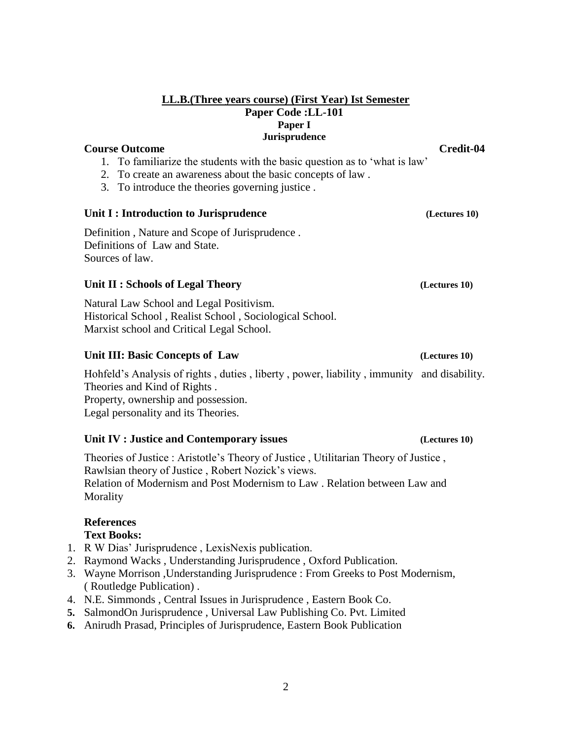## LL.B.(Three years course) (First Year) Ist Semester

**Paper Code :LL-101**

**Paper I**

**Jurisprudence**

**Course Outcome** **Credit-04**

1. To familiarize the students with the basic question as to 'what is law'
2. To create an awareness about the basic concepts of law .
3. To introduce the theories governing justice .

### Unit I : Introduction to Jurisprudence (Lectures 10)

Definition , Nature and Scope of Jurisprudence .
Definitions of Law and State.
Sources of law.

### Unit II : Schools of Legal Theory (Lectures 10)

Natural Law School and Legal Positivism.
Historical School , Realist School , Sociological School.
Marxist school and Critical Legal School.

### Unit III: Basic Concepts of Law (Lectures 10)

Hohfeld's Analysis of rights , duties , liberty , power, liability , immunity and disability.
Theories and Kind of Rights .
Property, ownership and possession.
Legal personality and its Theories.

### Unit IV : Justice and Contemporary issues (Lectures 10)

Theories of Justice : Aristotle's Theory of Justice , Utilitarian Theory of Justice , Rawlsian theory of Justice , Robert Nozick's views.
Relation of Modernism and Post Modernism to Law . Relation between Law and Morality

**References**

**Text Books:**

1. R W Dias' Jurisprudence , LexisNexis publication.
2. Raymond Wacks , Understanding Jurisprudence , Oxford Publication.
3. Wayne Morrison ,Understanding Jurisprudence : From Greeks to Post Modernism, ( Routledge Publication) .
4. N.E. Simmonds , Central Issues in Jurisprudence , Eastern Book Co.
5. SalmondOn Jurisprudence , Universal Law Publishing Co. Pvt. Limited
6. Anirudh Prasad, Principles of Jurisprudence, Eastern Book Publication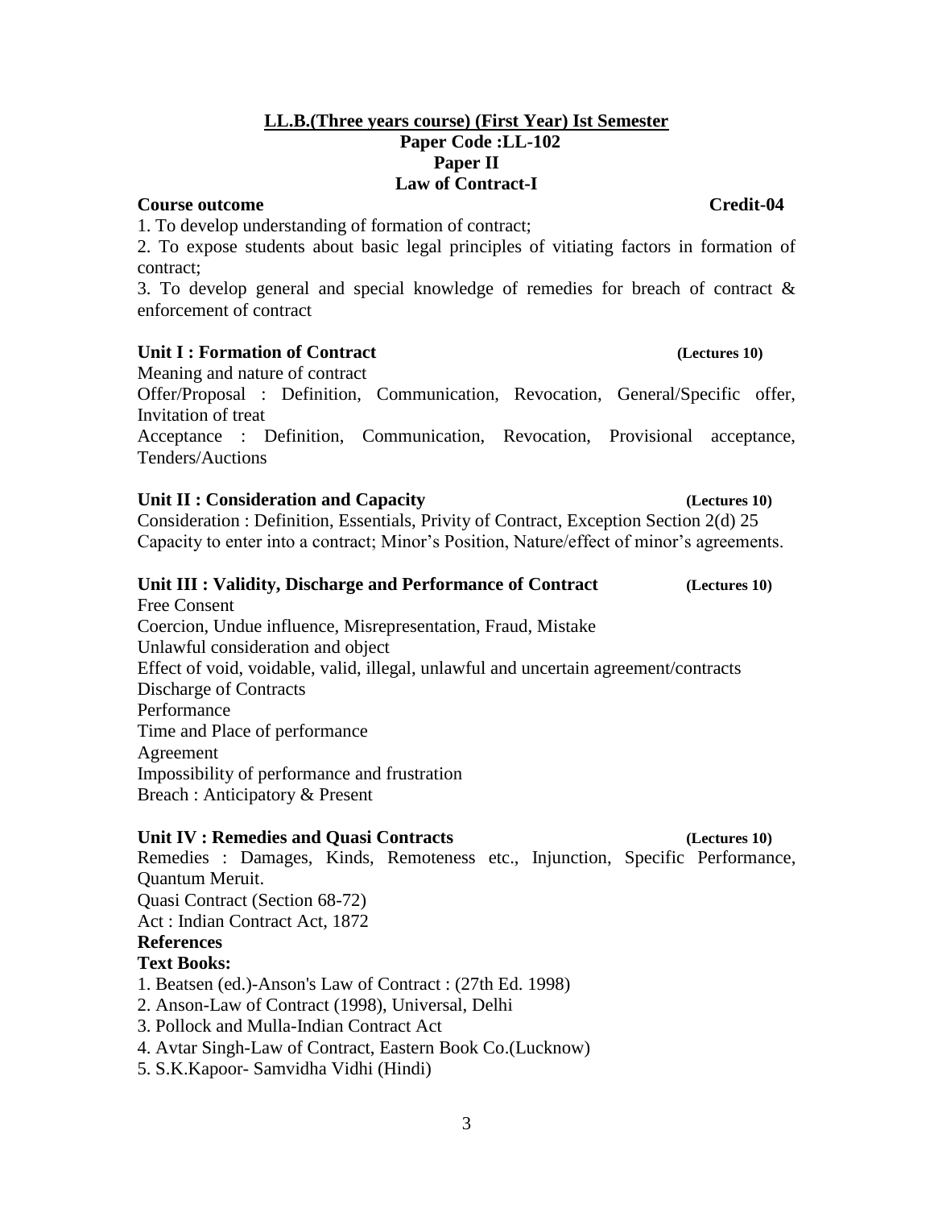# LL.B.(Three years course) (First Year) Ist Semester

## Paper Code :LL-102

## Paper II

## Law of Contract-I

**Course outcome** **Credit-04**

1. To develop understanding of formation of contract;
2. To expose students about basic legal principles of vitiating factors in formation of contract;
3. To develop general and special knowledge of remedies for breach of contract & enforcement of contract

### Unit I : Formation of Contract (Lectures 10)

Meaning and nature of contract

Offer/Proposal : Definition, Communication, Revocation, General/Specific offer, Invitation of treat

Acceptance : Definition, Communication, Revocation, Provisional acceptance, Tenders/Auctions

### Unit II : Consideration and Capacity (Lectures 10)

Consideration : Definition, Essentials, Privity of Contract, Exception Section 2(d) 25

Capacity to enter into a contract; Minor's Position, Nature/effect of minor's agreements.

### Unit III : Validity, Discharge and Performance of Contract (Lectures 10)

Free Consent

Coercion, Undue influence, Misrepresentation, Fraud, Mistake

Unlawful consideration and object

Effect of void, voidable, valid, illegal, unlawful and uncertain agreement/contracts

Discharge of Contracts

Performance

Time and Place of performance

Agreement

Impossibility of performance and frustration

Breach : Anticipatory & Present

### Unit IV : Remedies and Quasi Contracts (Lectures 10)

Remedies : Damages, Kinds, Remoteness etc., Injunction, Specific Performance, Quantum Meruit.

Quasi Contract (Section 68-72)

Act : Indian Contract Act, 1872

**References**

**Text Books:**

1. Beatsen (ed.)-Anson's Law of Contract : (27th Ed. 1998)
2. Anson-Law of Contract (1998), Universal, Delhi
3. Pollock and Mulla-Indian Contract Act
4. Avtar Singh-Law of Contract, Eastern Book Co.(Lucknow)
5. S.K.Kapoor- Samvidha Vidhi (Hindi)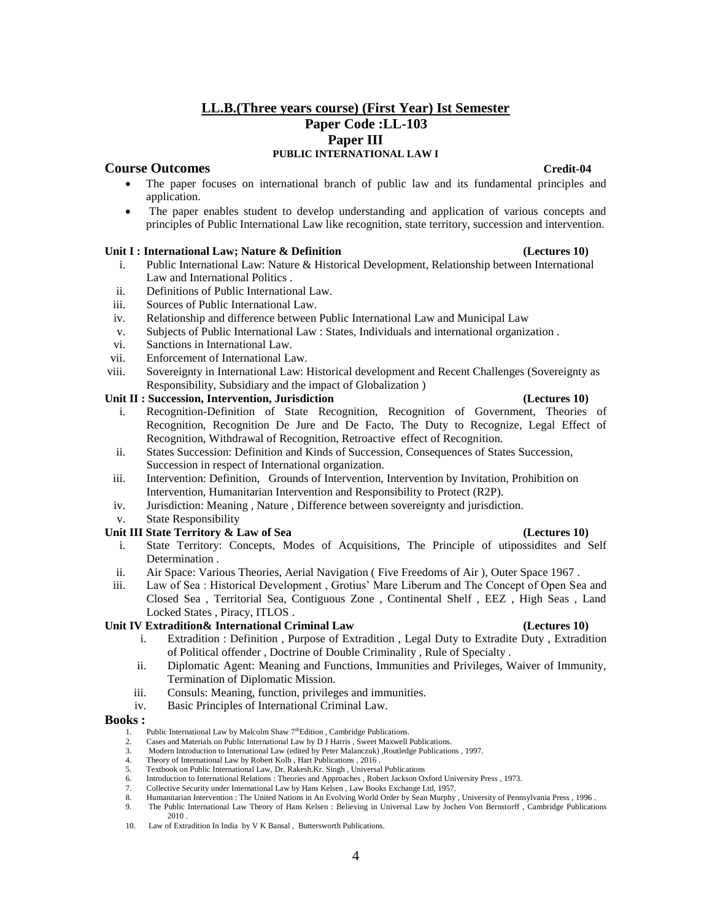## LL.B.(Three years course) (First Year) Ist Semester

## Paper Code :LL-103

## Paper III

### PUBLIC INTERNATIONAL LAW I

**Course Outcomes** **Credit-04**

- The paper focuses on international branch of public law and its fundamental principles and application.
- The paper enables student to develop understanding and application of various concepts and principles of Public International Law like recognition, state territory, succession and intervention.

**Unit I : International Law; Nature & Definition** **(Lectures 10)**

i. Public International Law: Nature & Historical Development, Relationship between International Law and International Politics .
ii. Definitions of Public International Law.
iii. Sources of Public International Law.
iv. Relationship and difference between Public International Law and Municipal Law
v. Subjects of Public International Law : States, Individuals and international organization .
vi. Sanctions in International Law.
vii. Enforcement of International Law.
viii. Sovereignty in International Law: Historical development and Recent Challenges (Sovereignty as Responsibility, Subsidiary and the impact of Globalization )

**Unit II : Succession, Intervention, Jurisdiction** **(Lectures 10)**

i. Recognition-Definition of State Recognition, Recognition of Government, Theories of Recognition, Recognition De Jure and De Facto, The Duty to Recognize, Legal Effect of Recognition, Withdrawal of Recognition, Retroactive effect of Recognition.
ii. States Succession: Definition and Kinds of Succession, Consequences of States Succession, Succession in respect of International organization.
iii. Intervention: Definition, Grounds of Intervention, Intervention by Invitation, Prohibition on Intervention, Humanitarian Intervention and Responsibility to Protect (R2P).
iv. Jurisdiction: Meaning , Nature , Difference between sovereignty and jurisdiction.
v. State Responsibility

**Unit III State Territory & Law of Sea** **(Lectures 10)**

i. State Territory: Concepts, Modes of Acquisitions, The Principle of utipossidites and Self Determination .
ii. Air Space: Various Theories, Aerial Navigation ( Five Freedoms of Air ), Outer Space 1967 .
iii. Law of Sea : Historical Development , Grotius' Mare Liberum and The Concept of Open Sea and Closed Sea , Territorial Sea, Contiguous Zone , Continental Shelf , EEZ , High Seas , Land Locked States , Piracy, ITLOS .

**Unit IV Extradition& International Criminal Law** **(Lectures 10)**

i. Extradition : Definition , Purpose of Extradition , Legal Duty to Extradite Duty , Extradition of Political offender , Doctrine of Double Criminality , Rule of Specialty .
ii. Diplomatic Agent: Meaning and Functions, Immunities and Privileges, Waiver of Immunity, Termination of Diplomatic Mission.
iii. Consuls: Meaning, function, privileges and immunities.
iv. Basic Principles of International Criminal Law.

**Books :**

1. Public International Law by Malcolm Shaw 7thEdition , Cambridge Publications.
2. Cases and Materials on Public International Law by D J Harris , Sweet Maxwell Publications.
3. Modern Introduction to International Law (edited by Peter Malanczuk) ,Routledge Publications , 1997.
4. Theory of International Law by Robert Kolb , Hart Publications , 2016 .
5. Textbook on Public International Law, Dr. Rakesh.Kr. Singh , Universal Publications
6. Introduction to International Relations : Theories and Approaches , Robert Jackson Oxford University Press , 1973.
7. Collective Security under International Law by Hans Kelsen , Law Books Exchange Ltd, 1957.
8. Humanitarian Intervention : The United Nations in An Evolving World Order by Sean Murphy , University of Pennsylvania Press , 1996 .
9. The Public International Law Theory of Hans Kelsen : Believing in Universal Law by Jochen Von Bernstorff , Cambridge Publications 2010 .
10. Law of Extradition In India by V K Bansal , Buttersworth Publications.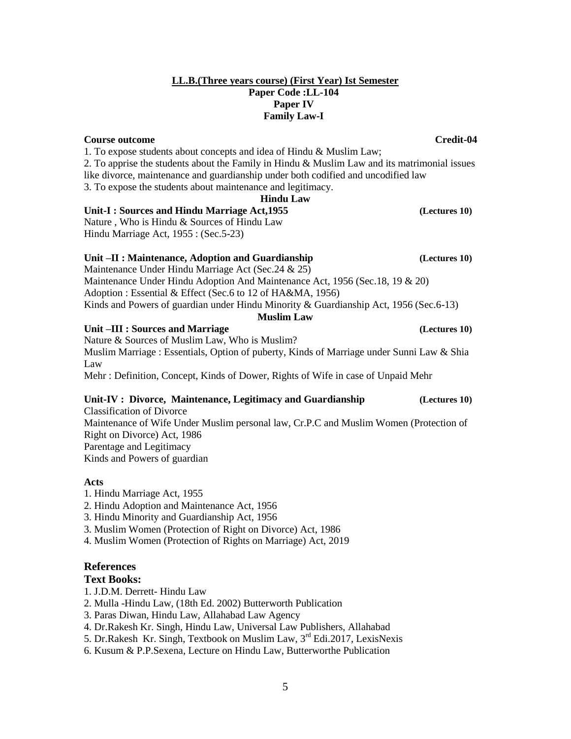**LL.B.(Three years course) (First Year) Ist Semester**

**Paper Code :LL-104**

**Paper IV**

**Family Law-I**

**Course outcome** **Credit-04**

1. To expose students about concepts and idea of Hindu & Muslim Law;
2. To apprise the students about the Family in Hindu & Muslim Law and its matrimonial issues like divorce, maintenance and guardianship under both codified and uncodified law
3. To expose the students about maintenance and legitimacy.

**Hindu Law**

**Unit-I : Sources and Hindu Marriage Act,1955** **(Lectures 10)**

Nature , Who is Hindu & Sources of Hindu Law
Hindu Marriage Act, 1955 : (Sec.5-23)

**Unit –II : Maintenance, Adoption and Guardianship** **(Lectures 10)**

Maintenance Under Hindu Marriage Act (Sec.24 & 25)
Maintenance Under Hindu Adoption And Maintenance Act, 1956 (Sec.18, 19 & 20)
Adoption : Essential & Effect (Sec.6 to 12 of HA&MA, 1956)
Kinds and Powers of guardian under Hindu Minority & Guardianship Act, 1956 (Sec.6-13)

**Muslim Law**

**Unit –III : Sources and Marriage** **(Lectures 10)**

Nature & Sources of Muslim Law, Who is Muslim?
Muslim Marriage : Essentials, Option of puberty, Kinds of Marriage under Sunni Law & Shia Law
Mehr : Definition, Concept, Kinds of Dower, Rights of Wife in case of Unpaid Mehr

**Unit-IV : Divorce, Maintenance, Legitimacy and Guardianship** **(Lectures 10)**

Classification of Divorce
Maintenance of Wife Under Muslim personal law, Cr.P.C and Muslim Women (Protection of Right on Divorce) Act, 1986
Parentage and Legitimacy
Kinds and Powers of guardian

**Acts**

1. Hindu Marriage Act, 1955
2. Hindu Adoption and Maintenance Act, 1956
3. Hindu Minority and Guardianship Act, 1956
3. Muslim Women (Protection of Right on Divorce) Act, 1986
4. Muslim Women (Protection of Rights on Marriage) Act, 2019

## References

### Text Books:

1. J.D.M. Derrett- Hindu Law
2. Mulla -Hindu Law, (18th Ed. 2002) Butterworth Publication
3. Paras Diwan, Hindu Law, Allahabad Law Agency
4. Dr.Rakesh Kr. Singh, Hindu Law, Universal Law Publishers, Allahabad
5. Dr.Rakesh Kr. Singh, Textbook on Muslim Law, 3rd Edi.2017, LexisNexis
6. Kusum & P.P.Sexena, Lecture on Hindu Law, Butterworthe Publication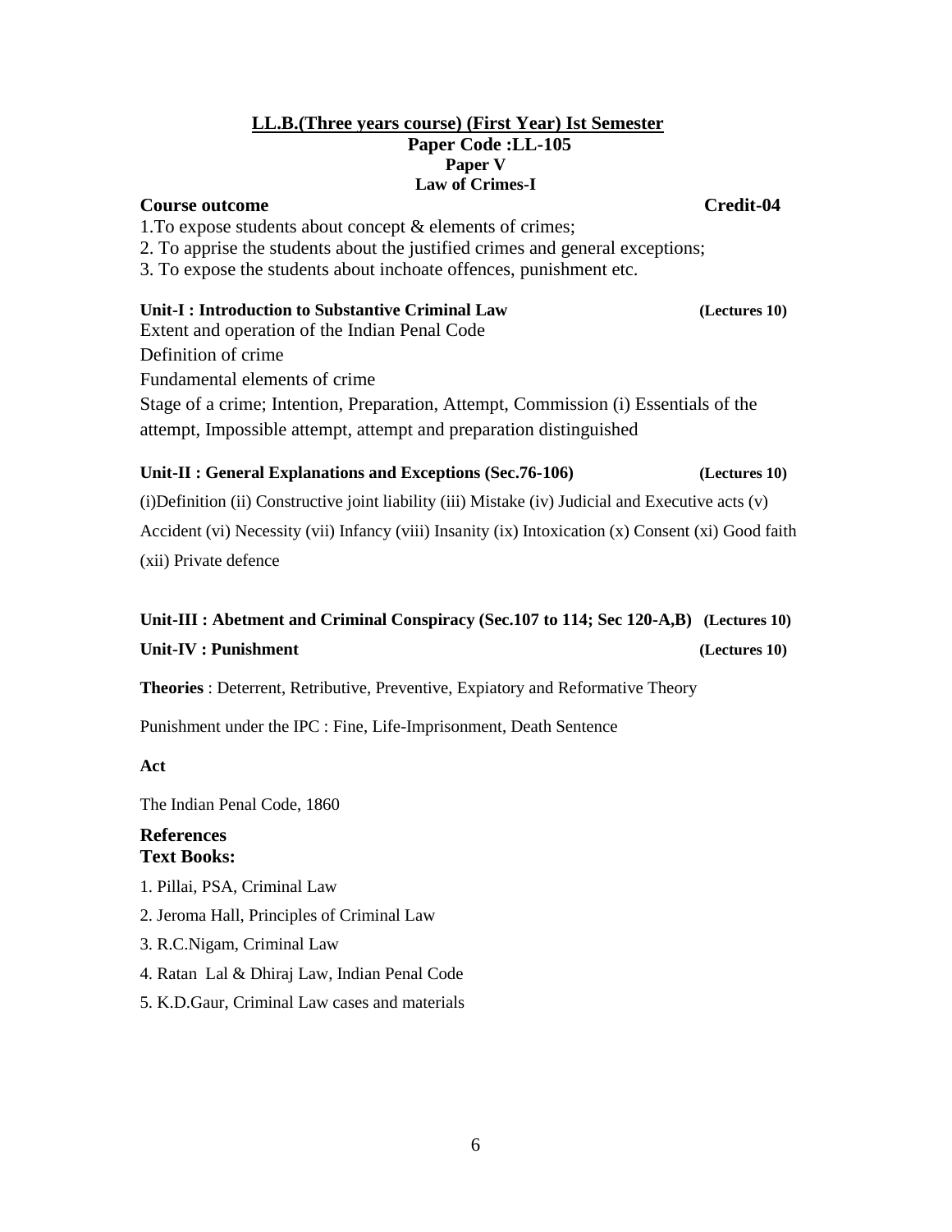## LL.B.(Three years course) (First Year) Ist Semester

### Paper Code :LL-105

### Paper V

### Law of Crimes-I

**Course outcome** **Credit-04**

1.To expose students about concept & elements of crimes;

2. To apprise the students about the justified crimes and general exceptions;

3. To expose the students about inchoate offences, punishment etc.

**Unit-I : Introduction to Substantive Criminal Law** **(Lectures 10)**

Extent and operation of the Indian Penal Code

Definition of crime

Fundamental elements of crime

Stage of a crime; Intention, Preparation, Attempt, Commission (i) Essentials of the attempt, Impossible attempt, attempt and preparation distinguished

**Unit-II : General Explanations and Exceptions (Sec.76-106)** **(Lectures 10)**

(i)Definition (ii) Constructive joint liability (iii) Mistake (iv) Judicial and Executive acts (v) Accident (vi) Necessity (vii) Infancy (viii) Insanity (ix) Intoxication (x) Consent (xi) Good faith (xii) Private defence

**Unit-III : Abetment and Criminal Conspiracy (Sec.107 to 114; Sec 120-A,B)** **(Lectures 10)**

**Unit-IV : Punishment** **(Lectures 10)**

**Theories** : Deterrent, Retributive, Preventive, Expiatory and Reformative Theory

Punishment under the IPC : Fine, Life-Imprisonment, Death Sentence

**Act**

The Indian Penal Code, 1860

**References**
**Text Books:**

1. Pillai, PSA, Criminal Law
2. Jeroma Hall, Principles of Criminal Law
3. R.C.Nigam, Criminal Law
4. Ratan Lal & Dhiraj Law, Indian Penal Code
5. K.D.Gaur, Criminal Law cases and materials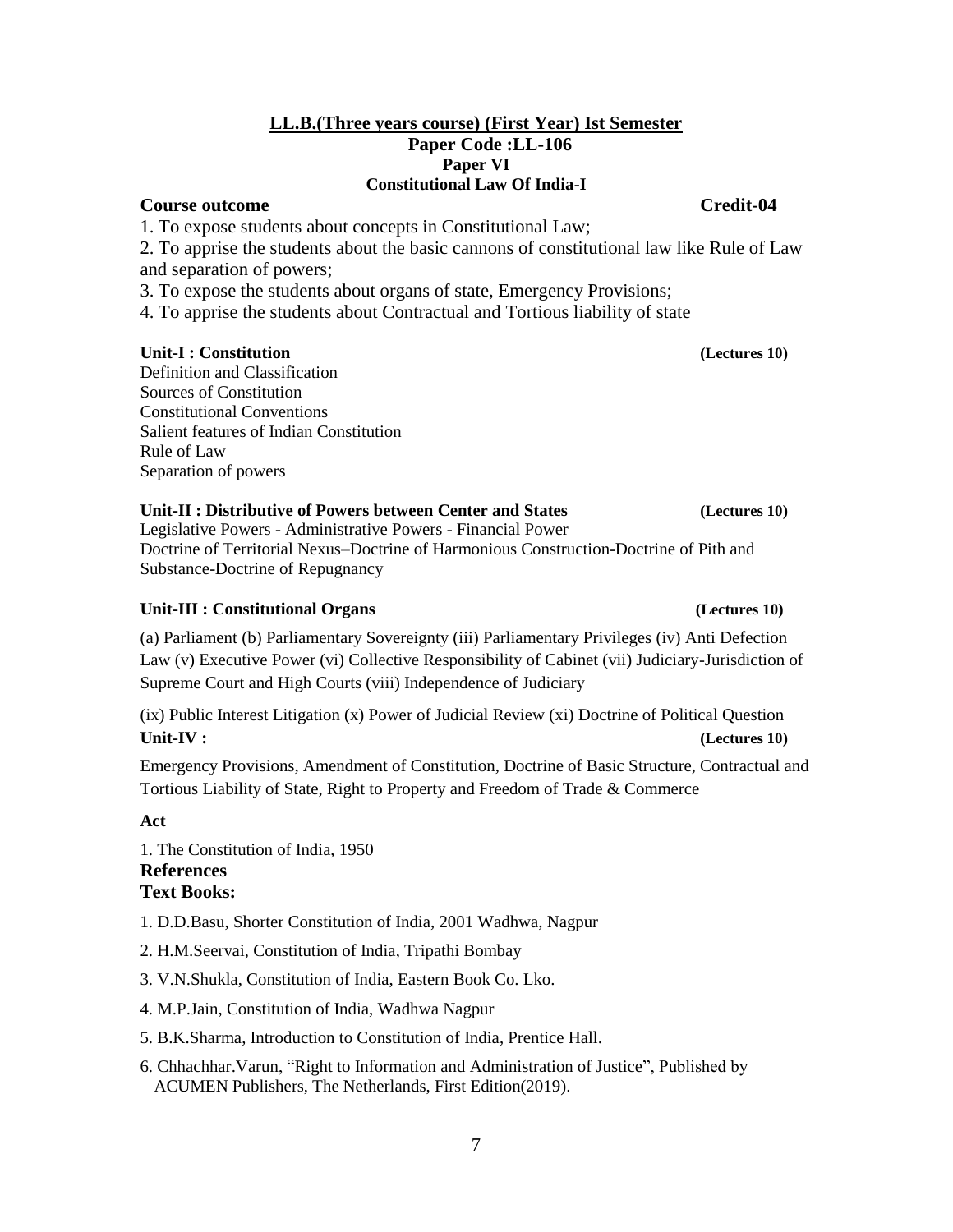## LL.B.(Three years course) (First Year) Ist Semester

### Paper Code :LL-106

### Paper VI

### Constitutional Law Of India-I

**Course outcome** **Credit-04**

1. To expose students about concepts in Constitutional Law;
2. To apprise the students about the basic cannons of constitutional law like Rule of Law and separation of powers;
3. To expose the students about organs of state, Emergency Provisions;
4. To apprise the students about Contractual and Tortious liability of state

**Unit-I : Constitution** **(Lectures 10)**

Definition and Classification
Sources of Constitution
Constitutional Conventions
Salient features of Indian Constitution
Rule of Law
Separation of powers

**Unit-II : Distributive of Powers between Center and States** **(Lectures 10)**

Legislative Powers - Administrative Powers - Financial Power
Doctrine of Territorial Nexus–Doctrine of Harmonious Construction-Doctrine of Pith and Substance-Doctrine of Repugnancy

**Unit-III : Constitutional Organs** **(Lectures 10)**

(a) Parliament (b) Parliamentary Sovereignty (iii) Parliamentary Privileges (iv) Anti Defection Law (v) Executive Power (vi) Collective Responsibility of Cabinet (vii) Judiciary-Jurisdiction of Supreme Court and High Courts (viii) Independence of Judiciary

(ix) Public Interest Litigation (x) Power of Judicial Review (xi) Doctrine of Political Question

**Unit-IV :** **(Lectures 10)**

Emergency Provisions, Amendment of Constitution, Doctrine of Basic Structure, Contractual and Tortious Liability of State, Right to Property and Freedom of Trade & Commerce

**Act**

1. The Constitution of India, 1950

**References**

**Text Books:**

1. D.D.Basu, Shorter Constitution of India, 2001 Wadhwa, Nagpur
2. H.M.Seervai, Constitution of India, Tripathi Bombay
3. V.N.Shukla, Constitution of India, Eastern Book Co. Lko.
4. M.P.Jain, Constitution of India, Wadhwa Nagpur
5. B.K.Sharma, Introduction to Constitution of India, Prentice Hall.
6. Chhachhar.Varun, "Right to Information and Administration of Justice", Published by ACUMEN Publishers, The Netherlands, First Edition(2019).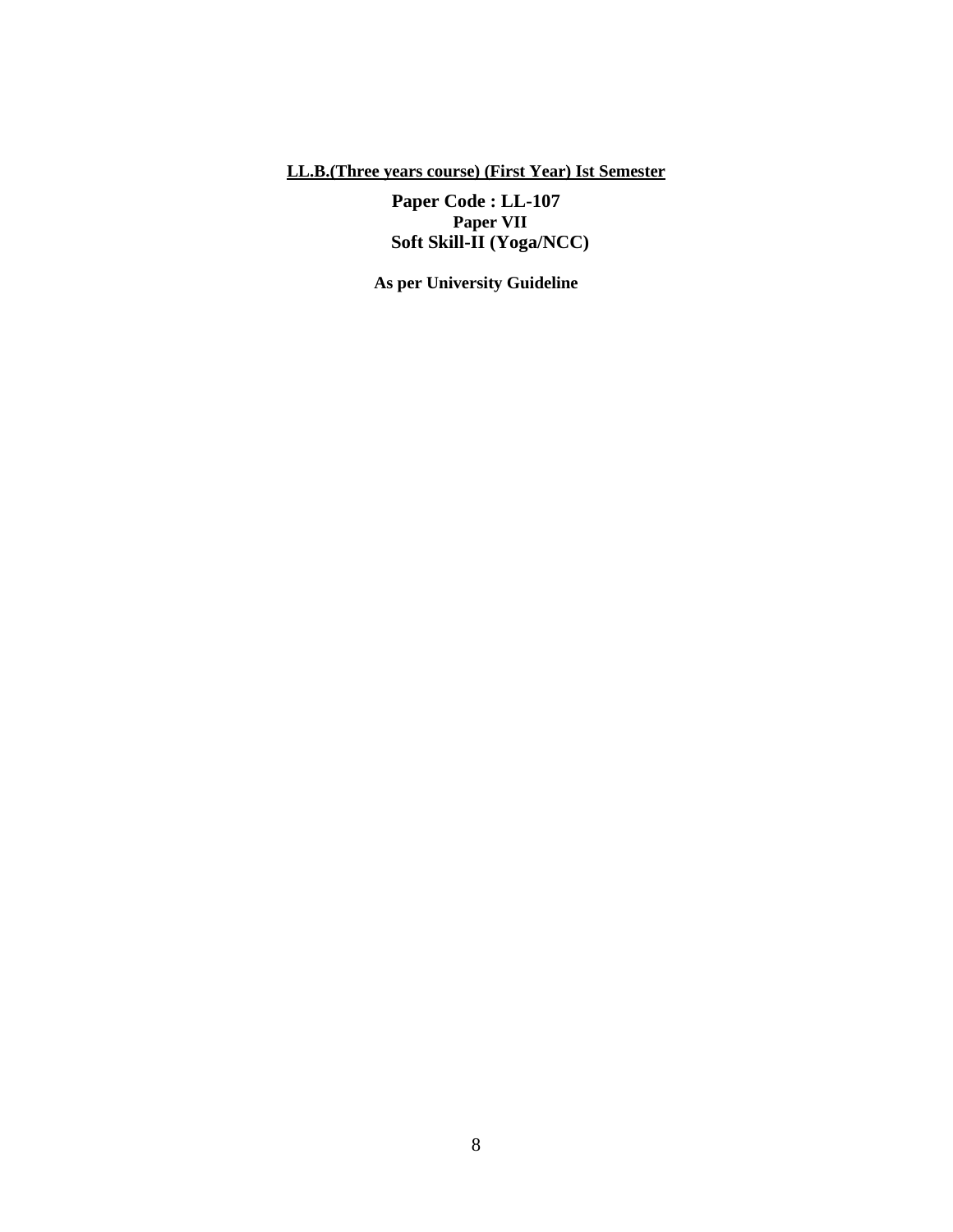**LL.B.(Three years course) (First Year) Ist Semester**

**Paper Code : LL-107**

**Paper VII**

**Soft Skill-II (Yoga/NCC)**

**As per University Guideline**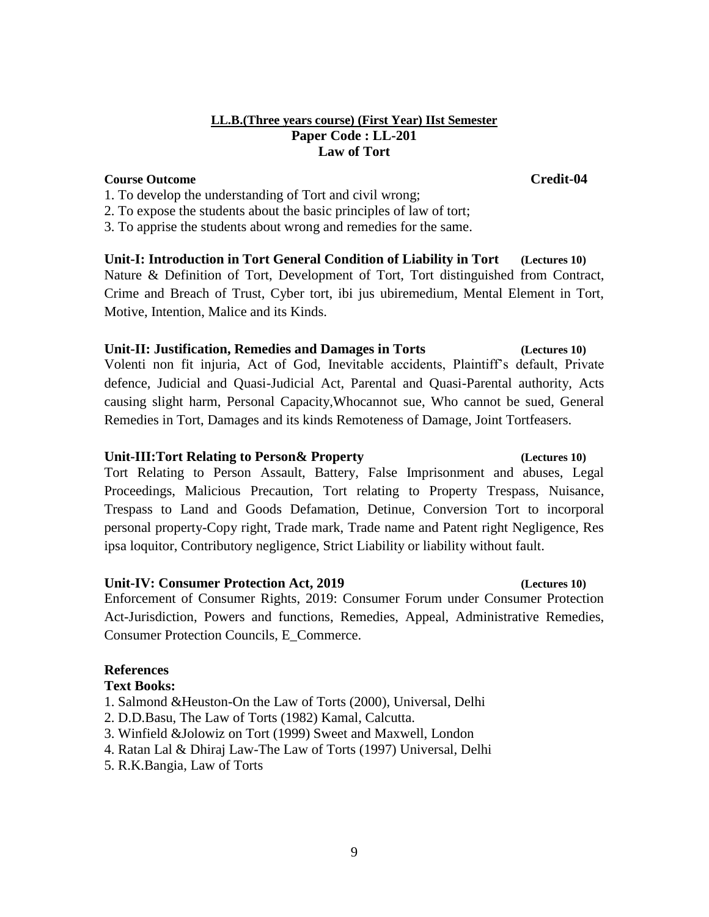**LL.B.(Three years course) (First Year) IIst Semester**

**Paper Code : LL-201**

**Law of Tort**

**Course Outcome** **Credit-04**

1. To develop the understanding of Tort and civil wrong;
2. To expose the students about the basic principles of law of tort;
3. To apprise the students about wrong and remedies for the same.

**Unit-I: Introduction in Tort General Condition of Liability in Tort** **(Lectures 10)**

Nature & Definition of Tort, Development of Tort, Tort distinguished from Contract, Crime and Breach of Trust, Cyber tort, ibi jus ubiremedium, Mental Element in Tort, Motive, Intention, Malice and its Kinds.

**Unit-II: Justification, Remedies and Damages in Torts** **(Lectures 10)**

Volenti non fit injuria, Act of God, Inevitable accidents, Plaintiff's default, Private defence, Judicial and Quasi-Judicial Act, Parental and Quasi-Parental authority, Acts causing slight harm, Personal Capacity,Whocannot sue, Who cannot be sued, General Remedies in Tort, Damages and its kinds Remoteness of Damage, Joint Tortfeasers.

**Unit-III:Tort Relating to Person& Property** **(Lectures 10)**

Tort Relating to Person Assault, Battery, False Imprisonment and abuses, Legal Proceedings, Malicious Precaution, Tort relating to Property Trespass, Nuisance, Trespass to Land and Goods Defamation, Detinue, Conversion Tort to incorporal personal property-Copy right, Trade mark, Trade name and Patent right Negligence, Res ipsa loquitor, Contributory negligence, Strict Liability or liability without fault.

**Unit-IV: Consumer Protection Act, 2019** **(Lectures 10)**

Enforcement of Consumer Rights, 2019: Consumer Forum under Consumer Protection Act-Jurisdiction, Powers and functions, Remedies, Appeal, Administrative Remedies, Consumer Protection Councils, E_Commerce.

**References**

**Text Books:**

1. Salmond &Heuston-On the Law of Torts (2000), Universal, Delhi
2. D.D.Basu, The Law of Torts (1982) Kamal, Calcutta.
3. Winfield &Jolowiz on Tort (1999) Sweet and Maxwell, London
4. Ratan Lal & Dhiraj Law-The Law of Torts (1997) Universal, Delhi
5. R.K.Bangia, Law of Torts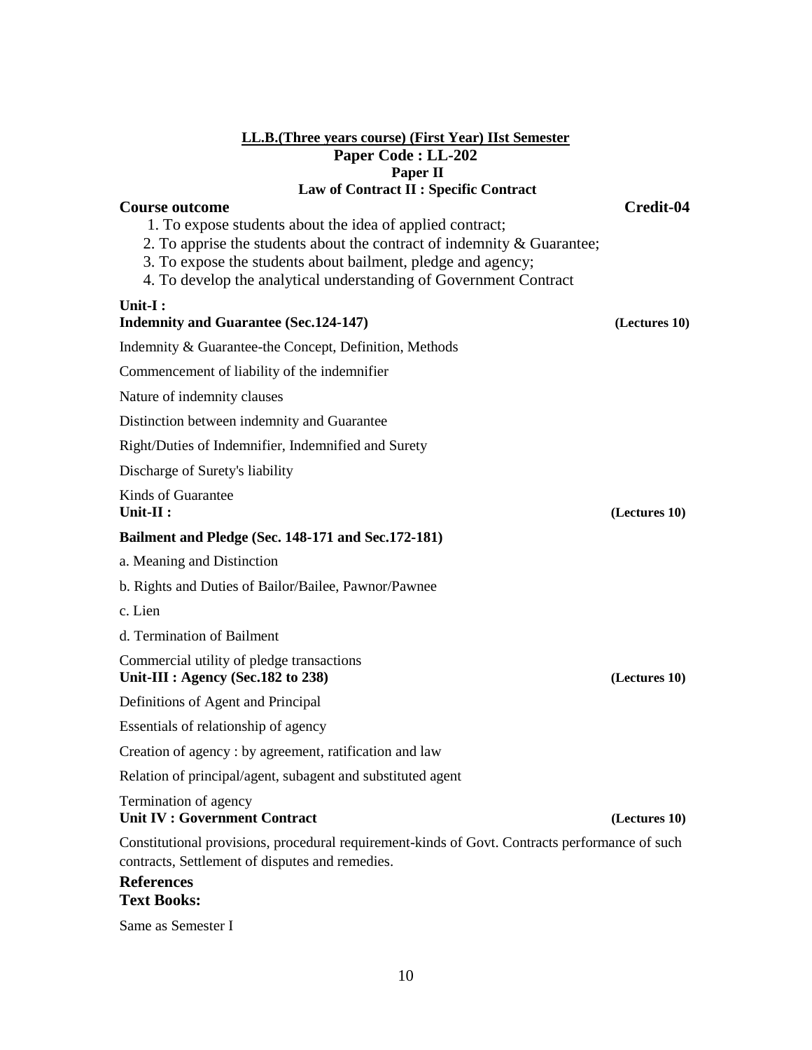**LL.B.(Three years course) (First Year) IIst Semester**

**Paper Code : LL-202**

**Paper II**

**Law of Contract II : Specific Contract**

**Course outcome** **Credit-04**

1. To expose students about the idea of applied contract;
2. To apprise the students about the contract of indemnity & Guarantee;
3. To expose the students about bailment, pledge and agency;
4. To develop the analytical understanding of Government Contract

**Unit-I :**

**Indemnity and Guarantee (Sec.124-147)** **(Lectures 10)**

Indemnity & Guarantee-the Concept, Definition, Methods

Commencement of liability of the indemnifier

Nature of indemnity clauses

Distinction between indemnity and Guarantee

Right/Duties of Indemnifier, Indemnified and Surety

Discharge of Surety's liability

Kinds of Guarantee

**Unit-II :** **(Lectures 10)**

**Bailment and Pledge (Sec. 148-171 and Sec.172-181)**

a. Meaning and Distinction

b. Rights and Duties of Bailor/Bailee, Pawnor/Pawnee

c. Lien

d. Termination of Bailment

Commercial utility of pledge transactions

**Unit-III : Agency (Sec.182 to 238)** **(Lectures 10)**

Definitions of Agent and Principal

Essentials of relationship of agency

Creation of agency : by agreement, ratification and law

Relation of principal/agent, subagent and substituted agent

Termination of agency

**Unit IV : Government Contract** **(Lectures 10)**

Constitutional provisions, procedural requirement-kinds of Govt. Contracts performance of such contracts, Settlement of disputes and remedies.

**References**

**Text Books:**

Same as Semester I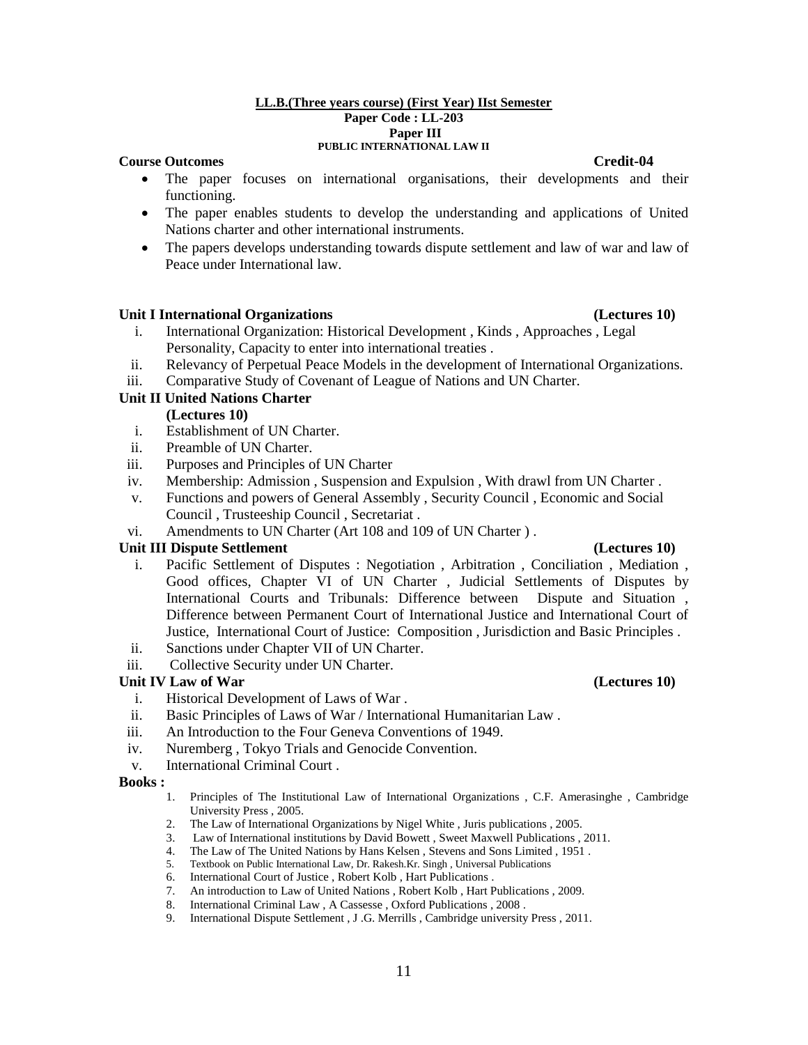**LL.B.(Three years course) (First Year) IIst Semester**
**Paper Code : LL-203**
**Paper III**
**PUBLIC INTERNATIONAL LAW II**

**Course Outcomes** **Credit-04**

- The paper focuses on international organisations, their developments and their functioning.
- The paper enables students to develop the understanding and applications of United Nations charter and other international instruments.
- The papers develops understanding towards dispute settlement and law of war and law of Peace under International law.

**Unit I International Organizations** **(Lectures 10)**

i. International Organization: Historical Development , Kinds , Approaches , Legal Personality, Capacity to enter into international treaties .
ii. Relevancy of Perpetual Peace Models in the development of International Organizations.
iii. Comparative Study of Covenant of League of Nations and UN Charter.

**Unit II United Nations Charter**
**(Lectures 10)**

i. Establishment of UN Charter.
ii. Preamble of UN Charter.
iii. Purposes and Principles of UN Charter
iv. Membership: Admission , Suspension and Expulsion , With drawl from UN Charter .
v. Functions and powers of General Assembly , Security Council , Economic and Social Council , Trusteeship Council , Secretariat .
vi. Amendments to UN Charter (Art 108 and 109 of UN Charter ) .

**Unit III Dispute Settlement** **(Lectures 10)**

i. Pacific Settlement of Disputes : Negotiation , Arbitration , Conciliation , Mediation , Good offices, Chapter VI of UN Charter , Judicial Settlements of Disputes by International Courts and Tribunals: Difference between Dispute and Situation , Difference between Permanent Court of International Justice and International Court of Justice, International Court of Justice: Composition , Jurisdiction and Basic Principles .
ii. Sanctions under Chapter VII of UN Charter.
iii. Collective Security under UN Charter.

**Unit IV Law of War** **(Lectures 10)**

i. Historical Development of Laws of War .
ii. Basic Principles of Laws of War / International Humanitarian Law .
iii. An Introduction to the Four Geneva Conventions of 1949.
iv. Nuremberg , Tokyo Trials and Genocide Convention.
v. International Criminal Court .

**Books :**

1. Principles of The Institutional Law of International Organizations , C.F. Amerasinghe , Cambridge University Press , 2005.
2. The Law of International Organizations by Nigel White , Juris publications , 2005.
3. Law of International institutions by David Bowett , Sweet Maxwell Publications , 2011.
4. The Law of The United Nations by Hans Kelsen , Stevens and Sons Limited , 1951 .
5. Textbook on Public International Law, Dr. Rakesh.Kr. Singh , Universal Publications
6. International Court of Justice , Robert Kolb , Hart Publications .
7. An introduction to Law of United Nations , Robert Kolb , Hart Publications , 2009.
8. International Criminal Law , A Cassesse , Oxford Publications , 2008 .
9. International Dispute Settlement , J .G. Merrills , Cambridge university Press , 2011.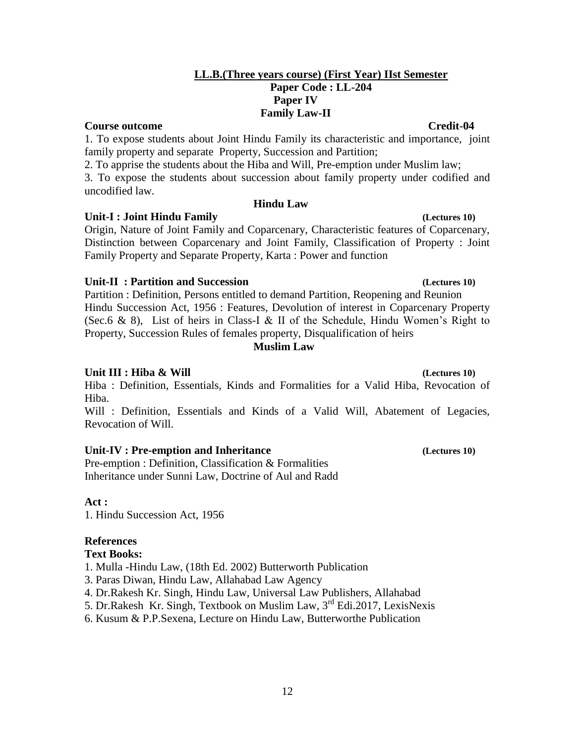## LL.B.(Three years course) (First Year) IIst Semester

**Paper Code : LL-204**

**Paper IV**

**Family Law-II**

**Course outcome** **Credit-04**

1. To expose students about Joint Hindu Family its characteristic and importance, joint family property and separate Property, Succession and Partition;
2. To apprise the students about the Hiba and Will, Pre-emption under Muslim law;
3. To expose the students about succession about family property under codified and uncodified law.

### Hindu Law

**Unit-I : Joint Hindu Family** **(Lectures 10)**

Origin, Nature of Joint Family and Coparcenary, Characteristic features of Coparcenary, Distinction between Coparcenary and Joint Family, Classification of Property : Joint Family Property and Separate Property, Karta : Power and function

**Unit-II : Partition and Succession** **(Lectures 10)**

Partition : Definition, Persons entitled to demand Partition, Reopening and Reunion

Hindu Succession Act, 1956 : Features, Devolution of interest in Coparcenary Property (Sec.6 & 8), List of heirs in Class-I & II of the Schedule, Hindu Women's Right to Property, Succession Rules of females property, Disqualification of heirs

### Muslim Law

**Unit III : Hiba & Will** **(Lectures 10)**

Hiba : Definition, Essentials, Kinds and Formalities for a Valid Hiba, Revocation of Hiba.

Will : Definition, Essentials and Kinds of a Valid Will, Abatement of Legacies, Revocation of Will.

**Unit-IV : Pre-emption and Inheritance** **(Lectures 10)**

Pre-emption : Definition, Classification & Formalities

Inheritance under Sunni Law, Doctrine of Aul and Radd

**Act :**

1. Hindu Succession Act, 1956

**References**

**Text Books:**

1. Mulla -Hindu Law, (18th Ed. 2002) Butterworth Publication
3. Paras Diwan, Hindu Law, Allahabad Law Agency
4. Dr.Rakesh Kr. Singh, Hindu Law, Universal Law Publishers, Allahabad
5. Dr.Rakesh Kr. Singh, Textbook on Muslim Law, 3rd Edi.2017, LexisNexis
6. Kusum & P.P.Sexena, Lecture on Hindu Law, Butterworthe Publication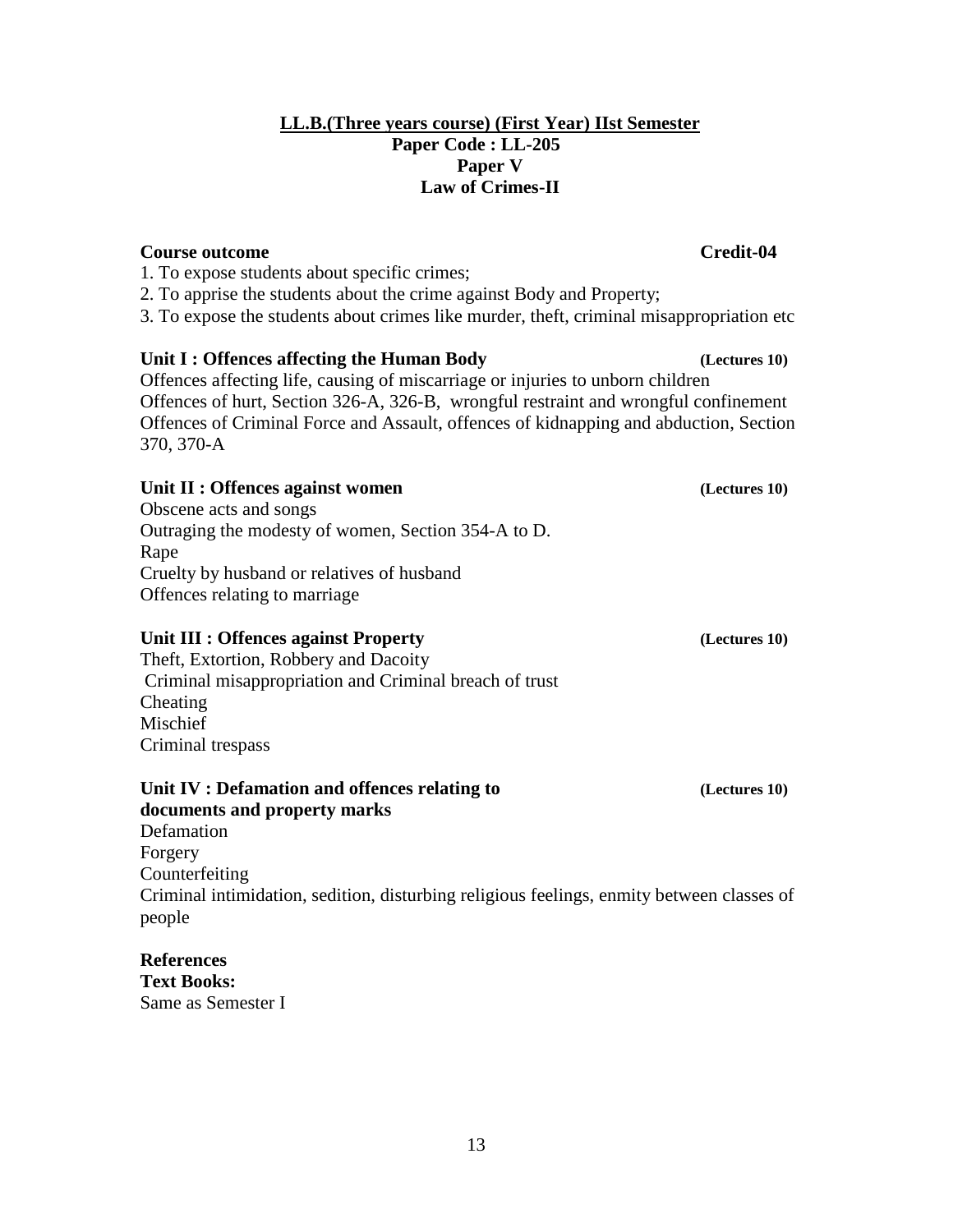## LL.B.(Three years course) (First Year) IIst Semester

**Paper Code : LL-205**

**Paper V**

**Law of Crimes-II**

**Course outcome** **Credit-04**

1. To expose students about specific crimes;
2. To apprise the students about the crime against Body and Property;
3. To expose the students about crimes like murder, theft, criminal misappropriation etc

**Unit I : Offences affecting the Human Body** **(Lectures 10)**

Offences affecting life, causing of miscarriage or injuries to unborn children
Offences of hurt, Section 326-A, 326-B, wrongful restraint and wrongful confinement
Offences of Criminal Force and Assault, offences of kidnapping and abduction, Section 370, 370-A

**Unit II : Offences against women** **(Lectures 10)**

Obscene acts and songs
Outraging the modesty of women, Section 354-A to D.
Rape
Cruelty by husband or relatives of husband
Offences relating to marriage

**Unit III : Offences against Property** **(Lectures 10)**

Theft, Extortion, Robbery and Dacoity
Criminal misappropriation and Criminal breach of trust
Cheating
Mischief
Criminal trespass

**Unit IV : Defamation and offences relating to documents and property marks** **(Lectures 10)**

Defamation
Forgery
Counterfeiting
Criminal intimidation, sedition, disturbing religious feelings, enmity between classes of people

**References**

**Text Books:**

Same as Semester I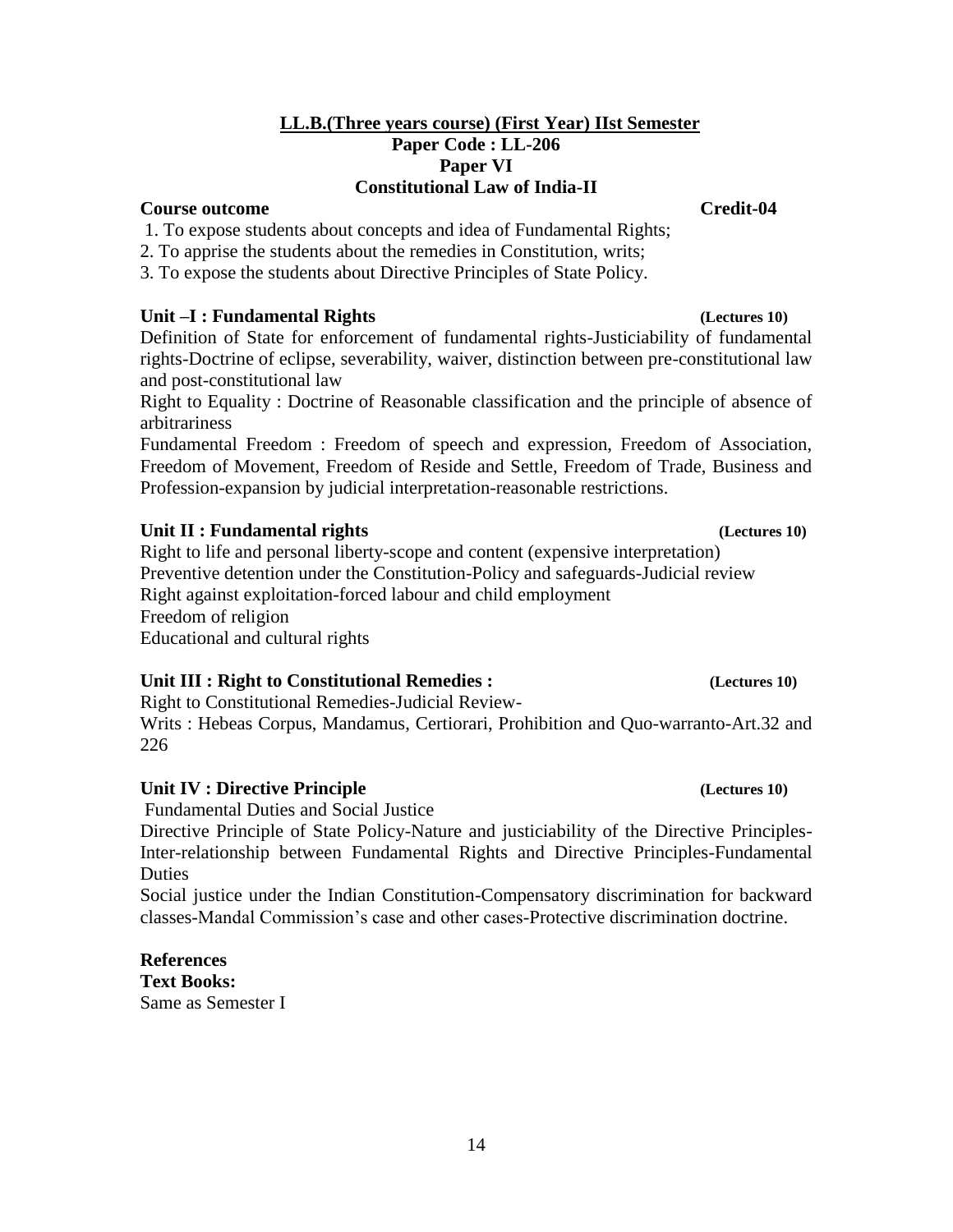**LL.B.(Three years course) (First Year) IIst Semester**

**Paper Code : LL-206**

**Paper VI**

**Constitutional Law of India-II**

**Course outcome** **Credit-04**

1. To expose students about concepts and idea of Fundamental Rights;
2. To apprise the students about the remedies in Constitution, writs;
3. To expose the students about Directive Principles of State Policy.

**Unit –I : Fundamental Rights** **(Lectures 10)**

Definition of State for enforcement of fundamental rights-Justiciability of fundamental rights-Doctrine of eclipse, severability, waiver, distinction between pre-constitutional law and post-constitutional law

Right to Equality : Doctrine of Reasonable classification and the principle of absence of arbitrariness

Fundamental Freedom : Freedom of speech and expression, Freedom of Association, Freedom of Movement, Freedom of Reside and Settle, Freedom of Trade, Business and Profession-expansion by judicial interpretation-reasonable restrictions.

**Unit II : Fundamental rights** **(Lectures 10)**

Right to life and personal liberty-scope and content (expensive interpretation)

Preventive detention under the Constitution-Policy and safeguards-Judicial review

Right against exploitation-forced labour and child employment

Freedom of religion

Educational and cultural rights

**Unit III : Right to Constitutional Remedies :** **(Lectures 10)**

Right to Constitutional Remedies-Judicial Review-

Writs : Hebeas Corpus, Mandamus, Certiorari, Prohibition and Quo-warranto-Art.32 and 226

**Unit IV : Directive Principle** **(Lectures 10)**

Fundamental Duties and Social Justice

Directive Principle of State Policy-Nature and justiciability of the Directive Principles-Inter-relationship between Fundamental Rights and Directive Principles-Fundamental Duties

Social justice under the Indian Constitution-Compensatory discrimination for backward classes-Mandal Commission's case and other cases-Protective discrimination doctrine.

**References**

**Text Books:**

Same as Semester I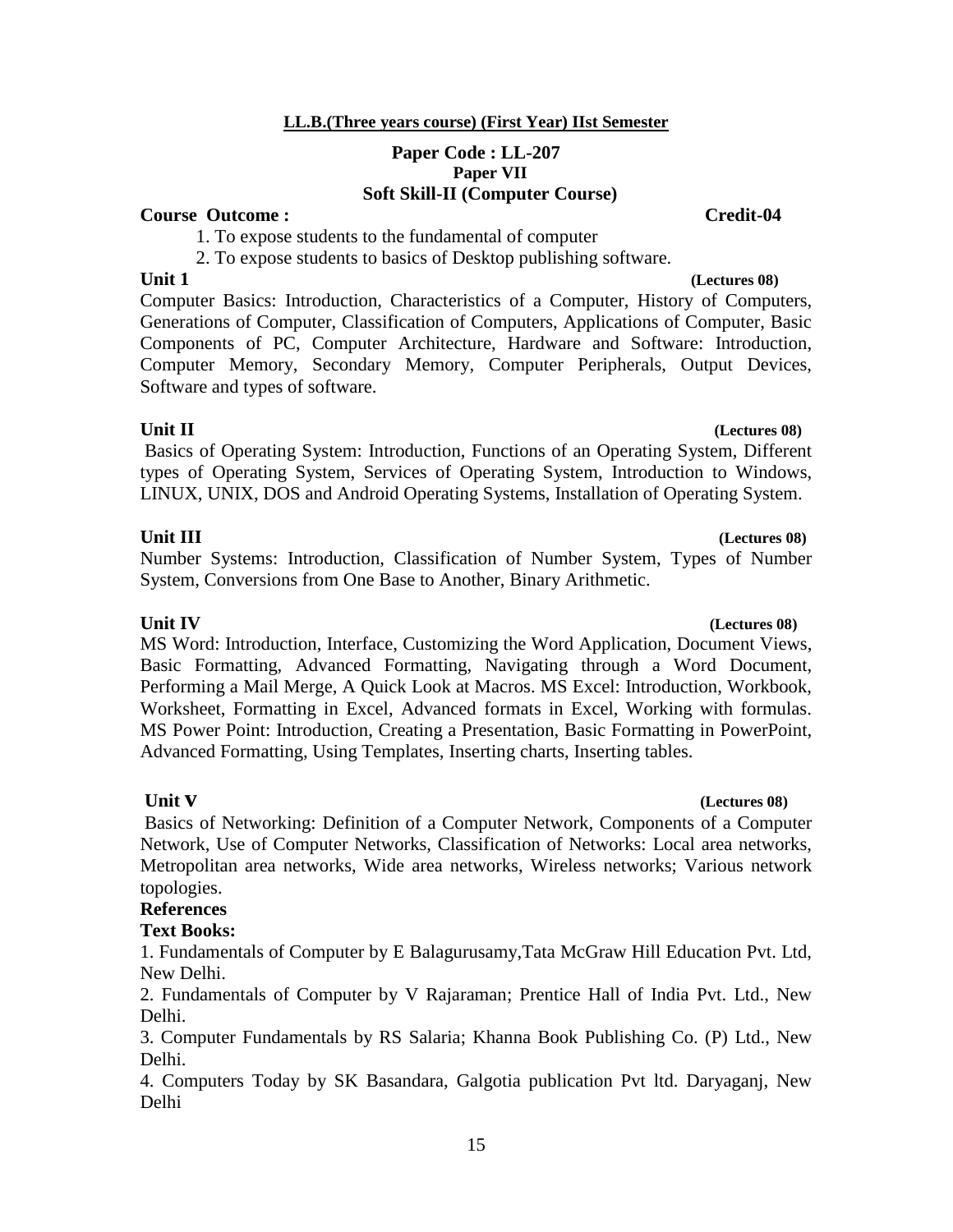**LL.B.(Three years course) (First Year) IIst Semester**

**Paper Code : LL-207**
**Paper VII**
**Soft Skill-II (Computer Course)**

**Course Outcome :** **Credit-04**

1. To expose students to the fundamental of computer
2. To expose students to basics of Desktop publishing software.

**Unit 1** **(Lectures 08)**

Computer Basics: Introduction, Characteristics of a Computer, History of Computers, Generations of Computer, Classification of Computers, Applications of Computer, Basic Components of PC, Computer Architecture, Hardware and Software: Introduction, Computer Memory, Secondary Memory, Computer Peripherals, Output Devices, Software and types of software.

**Unit II** **(Lectures 08)**

Basics of Operating System: Introduction, Functions of an Operating System, Different types of Operating System, Services of Operating System, Introduction to Windows, LINUX, UNIX, DOS and Android Operating Systems, Installation of Operating System.

**Unit III** **(Lectures 08)**

Number Systems: Introduction, Classification of Number System, Types of Number System, Conversions from One Base to Another, Binary Arithmetic.

**Unit IV** **(Lectures 08)**

MS Word: Introduction, Interface, Customizing the Word Application, Document Views, Basic Formatting, Advanced Formatting, Navigating through a Word Document, Performing a Mail Merge, A Quick Look at Macros. MS Excel: Introduction, Workbook, Worksheet, Formatting in Excel, Advanced formats in Excel, Working with formulas. MS Power Point: Introduction, Creating a Presentation, Basic Formatting in PowerPoint, Advanced Formatting, Using Templates, Inserting charts, Inserting tables.

**Unit V** **(Lectures 08)**

Basics of Networking: Definition of a Computer Network, Components of a Computer Network, Use of Computer Networks, Classification of Networks: Local area networks, Metropolitan area networks, Wide area networks, Wireless networks; Various network topologies.

**References**

**Text Books:**

1. Fundamentals of Computer by E Balagurusamy,Tata McGraw Hill Education Pvt. Ltd, New Delhi.
2. Fundamentals of Computer by V Rajaraman; Prentice Hall of India Pvt. Ltd., New Delhi.
3. Computer Fundamentals by RS Salaria; Khanna Book Publishing Co. (P) Ltd., New Delhi.
4. Computers Today by SK Basandara, Galgotia publication Pvt ltd. Daryaganj, New Delhi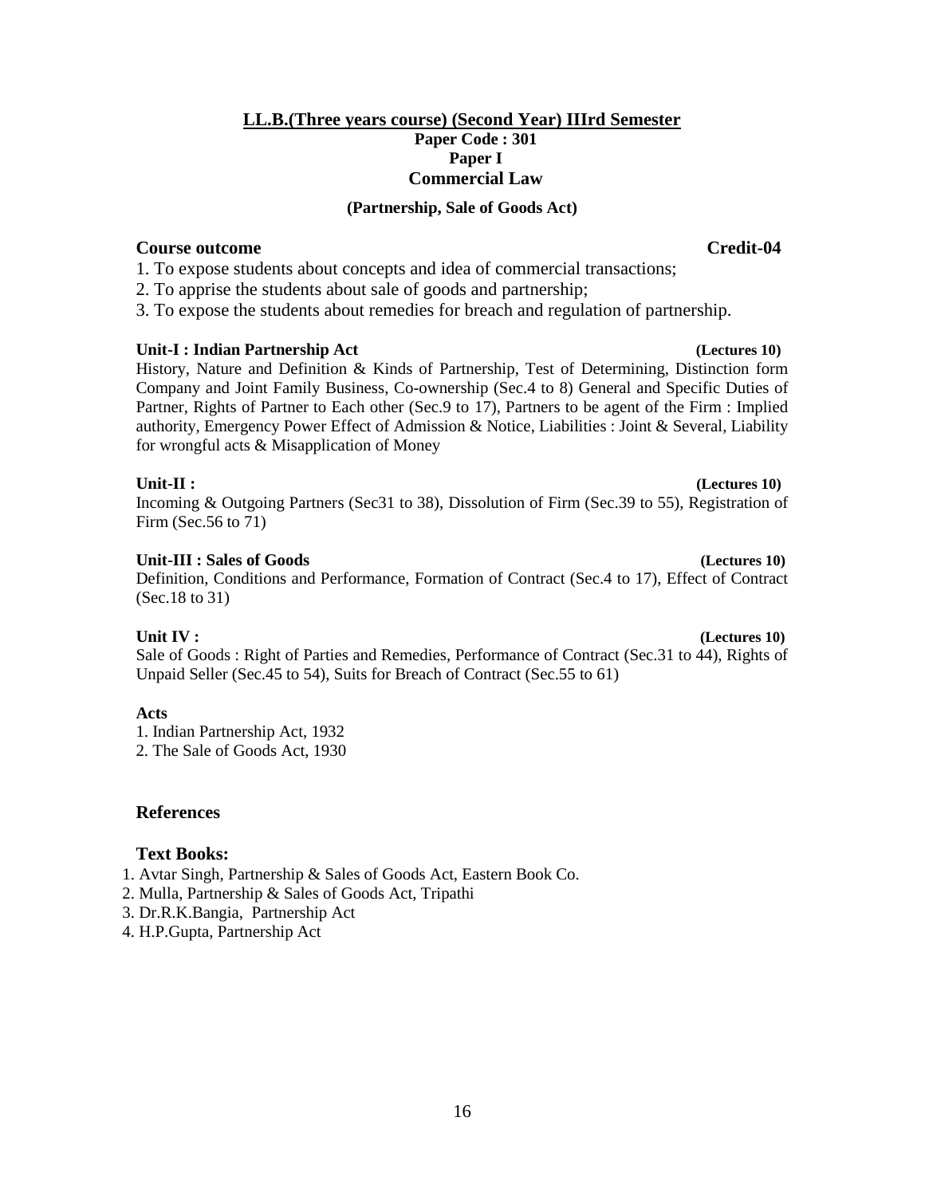## LL.B.(Three years course) (Second Year) IIIrd Semester

**Paper Code : 301**

**Paper I**

**Commercial Law**

**(Partnership, Sale of Goods Act)**

**Course outcome** **Credit-04**

1. To expose students about concepts and idea of commercial transactions;
2. To apprise the students about sale of goods and partnership;
3. To expose the students about remedies for breach and regulation of partnership.

**Unit-I : Indian Partnership Act** **(Lectures 10)**

History, Nature and Definition & Kinds of Partnership, Test of Determining, Distinction form Company and Joint Family Business, Co-ownership (Sec.4 to 8) General and Specific Duties of Partner, Rights of Partner to Each other (Sec.9 to 17), Partners to be agent of the Firm : Implied authority, Emergency Power Effect of Admission & Notice, Liabilities : Joint & Several, Liability for wrongful acts & Misapplication of Money

**Unit-II :** **(Lectures 10)**

Incoming & Outgoing Partners (Sec31 to 38), Dissolution of Firm (Sec.39 to 55), Registration of Firm (Sec.56 to 71)

**Unit-III : Sales of Goods** **(Lectures 10)**

Definition, Conditions and Performance, Formation of Contract (Sec.4 to 17), Effect of Contract (Sec.18 to 31)

**Unit IV :** **(Lectures 10)**

Sale of Goods : Right of Parties and Remedies, Performance of Contract (Sec.31 to 44), Rights of Unpaid Seller (Sec.45 to 54), Suits for Breach of Contract (Sec.55 to 61)

**Acts**

1. Indian Partnership Act, 1932
2. The Sale of Goods Act, 1930

### References

**Text Books:**

1. Avtar Singh, Partnership & Sales of Goods Act, Eastern Book Co.
2. Mulla, Partnership & Sales of Goods Act, Tripathi
3. Dr.R.K.Bangia, Partnership Act
4. H.P.Gupta, Partnership Act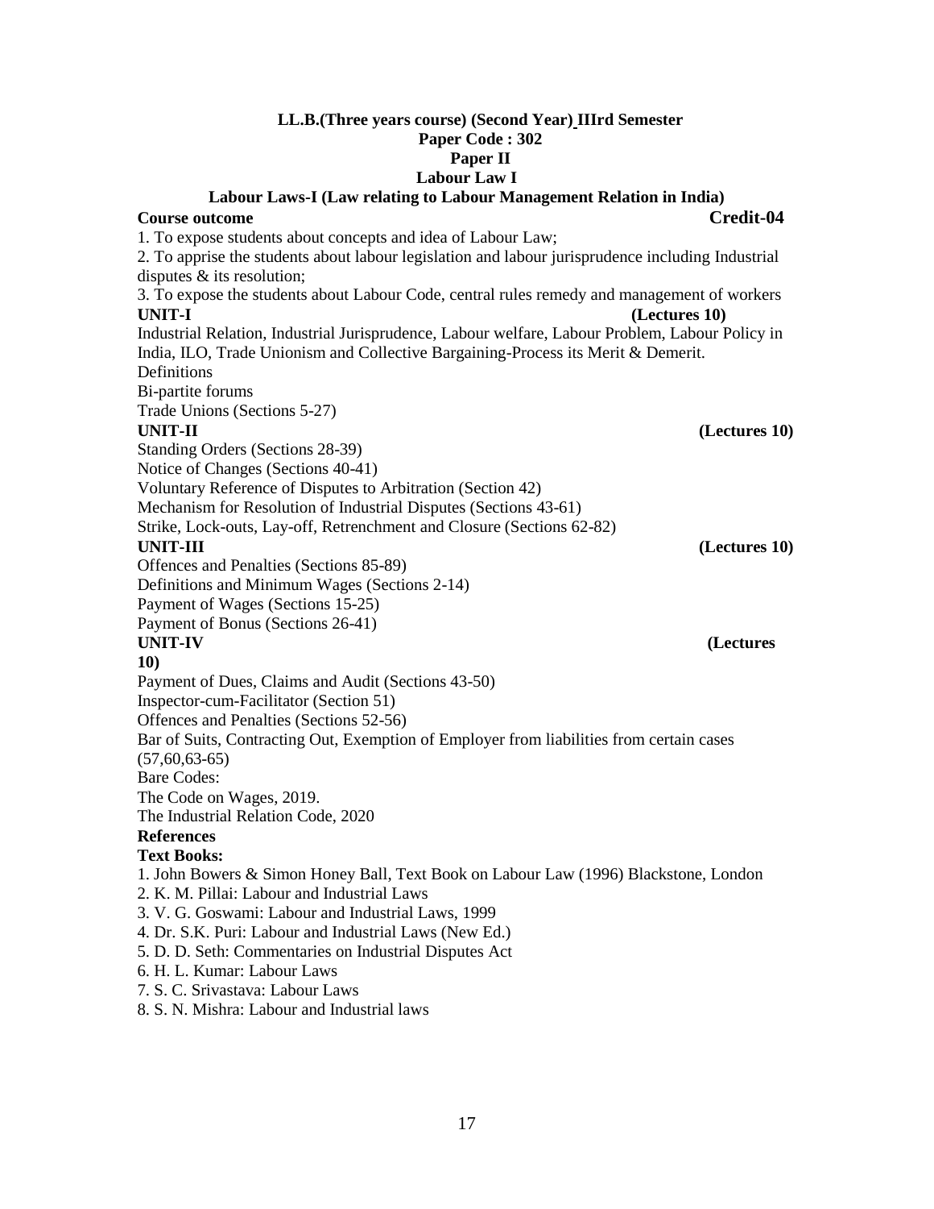**LL.B.(Three years course) (Second Year) IIIrd Semester**

**Paper Code : 302**

**Paper II**

**Labour Law I**

**Labour Laws-I (Law relating to Labour Management Relation in India)**

**Course outcome** **Credit-04**

1. To expose students about concepts and idea of Labour Law;
2. To apprise the students about labour legislation and labour jurisprudence including Industrial disputes & its resolution;
3. To expose the students about Labour Code, central rules remedy and management of workers

**UNIT-I** **(Lectures 10)**

Industrial Relation, Industrial Jurisprudence, Labour welfare, Labour Problem, Labour Policy in India, ILO, Trade Unionism and Collective Bargaining-Process its Merit & Demerit.

Definitions

Bi-partite forums

Trade Unions (Sections 5-27)

**UNIT-II** **(Lectures 10)**

Standing Orders (Sections 28-39)

Notice of Changes (Sections 40-41)

Voluntary Reference of Disputes to Arbitration (Section 42)

Mechanism for Resolution of Industrial Disputes (Sections 43-61)

Strike, Lock-outs, Lay-off, Retrenchment and Closure (Sections 62-82)

**UNIT-III** **(Lectures 10)**

Offences and Penalties (Sections 85-89)

Definitions and Minimum Wages (Sections 2-14)

Payment of Wages (Sections 15-25)

Payment of Bonus (Sections 26-41)

**UNIT-IV** **(Lectures 10)**

Payment of Dues, Claims and Audit (Sections 43-50)

Inspector-cum-Facilitator (Section 51)

Offences and Penalties (Sections 52-56)

Bar of Suits, Contracting Out, Exemption of Employer from liabilities from certain cases (57,60,63-65)

Bare Codes:

The Code on Wages, 2019.

The Industrial Relation Code, 2020

**References**

**Text Books:**

1. John Bowers & Simon Honey Ball, Text Book on Labour Law (1996) Blackstone, London
2. K. M. Pillai: Labour and Industrial Laws
3. V. G. Goswami: Labour and Industrial Laws, 1999
4. Dr. S.K. Puri: Labour and Industrial Laws (New Ed.)
5. D. D. Seth: Commentaries on Industrial Disputes Act
6. H. L. Kumar: Labour Laws
7. S. C. Srivastava: Labour Laws
8. S. N. Mishra: Labour and Industrial laws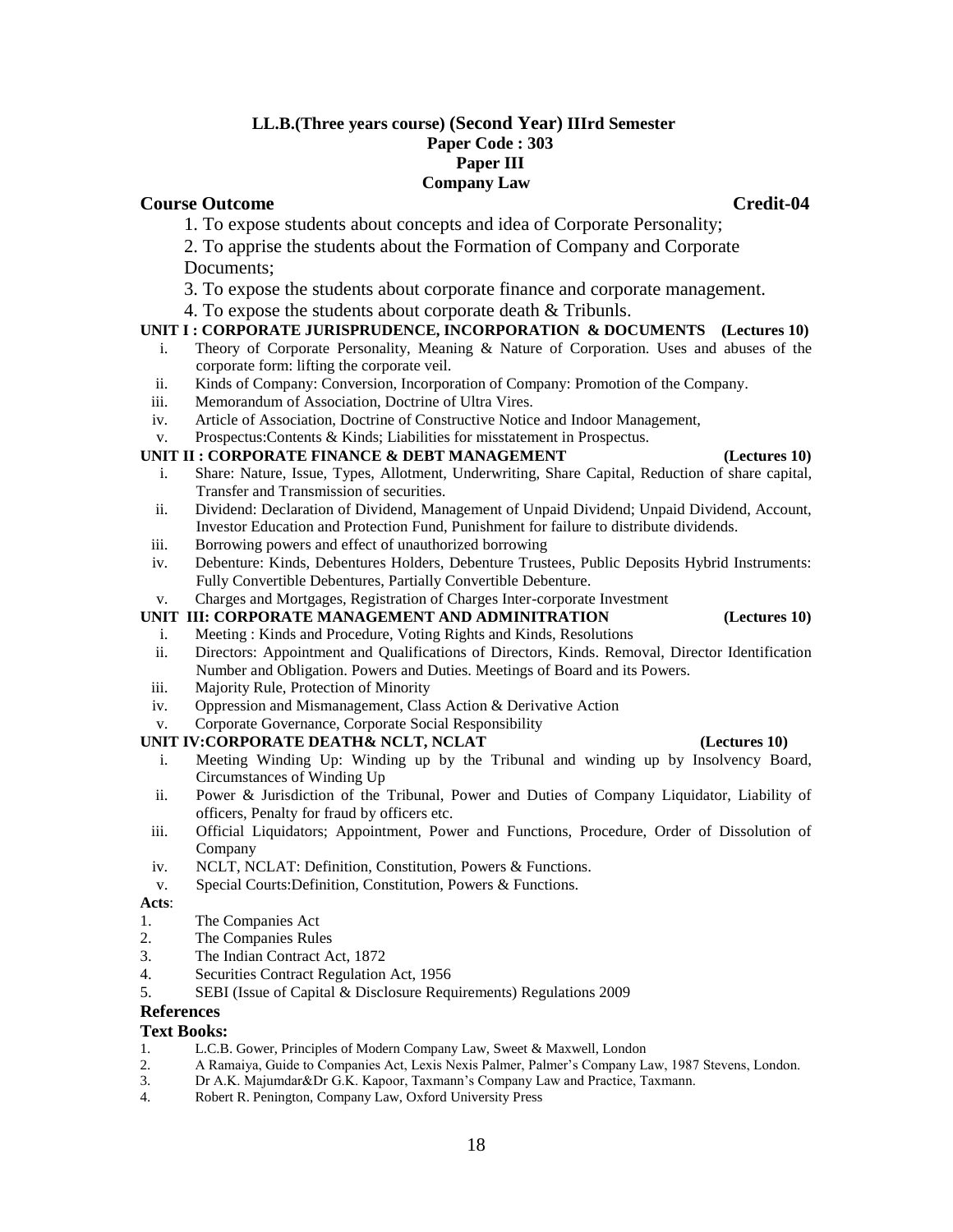**LL.B.(Three years course) (Second Year) IIIrd Semester**

**Paper Code : 303**

**Paper III**

**Company Law**

**Course Outcome** **Credit-04**

1. To expose students about concepts and idea of Corporate Personality;
2. To apprise the students about the Formation of Company and Corporate Documents;
3. To expose the students about corporate finance and corporate management.
4. To expose the students about corporate death & Tribunls.

**UNIT I : CORPORATE JURISPRUDENCE, INCORPORATION & DOCUMENTS (Lectures 10)**

i. Theory of Corporate Personality, Meaning & Nature of Corporation. Uses and abuses of the corporate form: lifting the corporate veil.
ii. Kinds of Company: Conversion, Incorporation of Company: Promotion of the Company.
iii. Memorandum of Association, Doctrine of Ultra Vires.
iv. Article of Association, Doctrine of Constructive Notice and Indoor Management,
v. Prospectus:Contents & Kinds; Liabilities for misstatement in Prospectus.

**UNIT II : CORPORATE FINANCE & DEBT MANAGEMENT (Lectures 10)**

i. Share: Nature, Issue, Types, Allotment, Underwriting, Share Capital, Reduction of share capital, Transfer and Transmission of securities.
ii. Dividend: Declaration of Dividend, Management of Unpaid Dividend; Unpaid Dividend, Account, Investor Education and Protection Fund, Punishment for failure to distribute dividends.
iii. Borrowing powers and effect of unauthorized borrowing
iv. Debenture: Kinds, Debentures Holders, Debenture Trustees, Public Deposits Hybrid Instruments: Fully Convertible Debentures, Partially Convertible Debenture.
v. Charges and Mortgages, Registration of Charges Inter-corporate Investment

**UNIT III: CORPORATE MANAGEMENT AND ADMINITRATION (Lectures 10)**

i. Meeting : Kinds and Procedure, Voting Rights and Kinds, Resolutions
ii. Directors: Appointment and Qualifications of Directors, Kinds. Removal, Director Identification Number and Obligation. Powers and Duties. Meetings of Board and its Powers.
iii. Majority Rule, Protection of Minority
iv. Oppression and Mismanagement, Class Action & Derivative Action
v. Corporate Governance, Corporate Social Responsibility

**UNIT IV:CORPORATE DEATH& NCLT, NCLAT (Lectures 10)**

i. Meeting Winding Up: Winding up by the Tribunal and winding up by Insolvency Board, Circumstances of Winding Up
ii. Power & Jurisdiction of the Tribunal, Power and Duties of Company Liquidator, Liability of officers, Penalty for fraud by officers etc.
iii. Official Liquidators; Appointment, Power and Functions, Procedure, Order of Dissolution of Company
iv. NCLT, NCLAT: Definition, Constitution, Powers & Functions.
v. Special Courts:Definition, Constitution, Powers & Functions.

**Acts**:

1. The Companies Act
2. The Companies Rules
3. The Indian Contract Act, 1872
4. Securities Contract Regulation Act, 1956
5. SEBI (Issue of Capital & Disclosure Requirements) Regulations 2009

**References**

**Text Books:**

1. L.C.B. Gower, Principles of Modern Company Law, Sweet & Maxwell, London
2. A Ramaiya, Guide to Companies Act, Lexis Nexis Palmer, Palmer's Company Law, 1987 Stevens, London.
3. Dr A.K. Majumdar&Dr G.K. Kapoor, Taxmann's Company Law and Practice, Taxmann.
4. Robert R. Penington, Company Law, Oxford University Press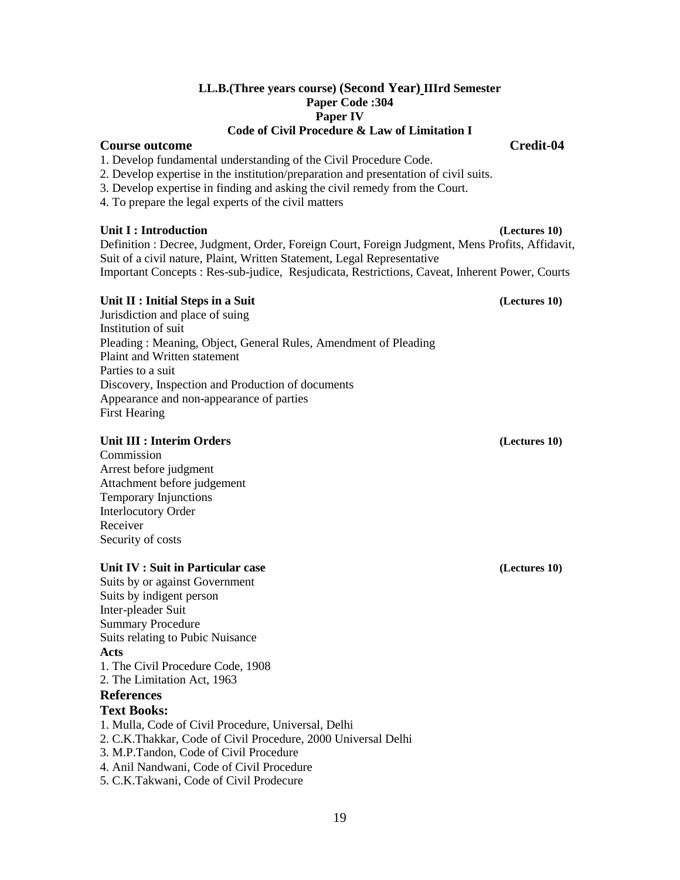**LL.B.(Three years course) (Second Year) IIIrd Semester**
**Paper Code :304**
**Paper IV**
**Code of Civil Procedure & Law of Limitation I**

**Course outcome** **Credit-04**

1. Develop fundamental understanding of the Civil Procedure Code.
2. Develop expertise in the institution/preparation and presentation of civil suits.
3. Develop expertise in finding and asking the civil remedy from the Court.
4. To prepare the legal experts of the civil matters

**Unit I : Introduction** **(Lectures 10)**

Definition : Decree, Judgment, Order, Foreign Court, Foreign Judgment, Mens Profits, Affidavit, Suit of a civil nature, Plaint, Written Statement, Legal Representative
Important Concepts : Res-sub-judice, Resjudicata, Restrictions, Caveat, Inherent Power, Courts

**Unit II : Initial Steps in a Suit** **(Lectures 10)**

Jurisdiction and place of suing
Institution of suit
Pleading : Meaning, Object, General Rules, Amendment of Pleading
Plaint and Written statement
Parties to a suit
Discovery, Inspection and Production of documents
Appearance and non-appearance of parties
First Hearing

**Unit III : Interim Orders** **(Lectures 10)**

Commission
Arrest before judgment
Attachment before judgement
Temporary Injunctions
Interlocutory Order
Receiver
Security of costs

**Unit IV : Suit in Particular case** **(Lectures 10)**

Suits by or against Government
Suits by indigent person
Inter-pleader Suit
Summary Procedure
Suits relating to Pubic Nuisance

**Acts**

1. The Civil Procedure Code, 1908
2. The Limitation Act, 1963

**References**

**Text Books:**

1. Mulla, Code of Civil Procedure, Universal, Delhi
2. C.K.Thakkar, Code of Civil Procedure, 2000 Universal Delhi
3. M.P.Tandon, Code of Civil Procedure
4. Anil Nandwani, Code of Civil Procedure
5. C.K.Takwani, Code of Civil Prodecure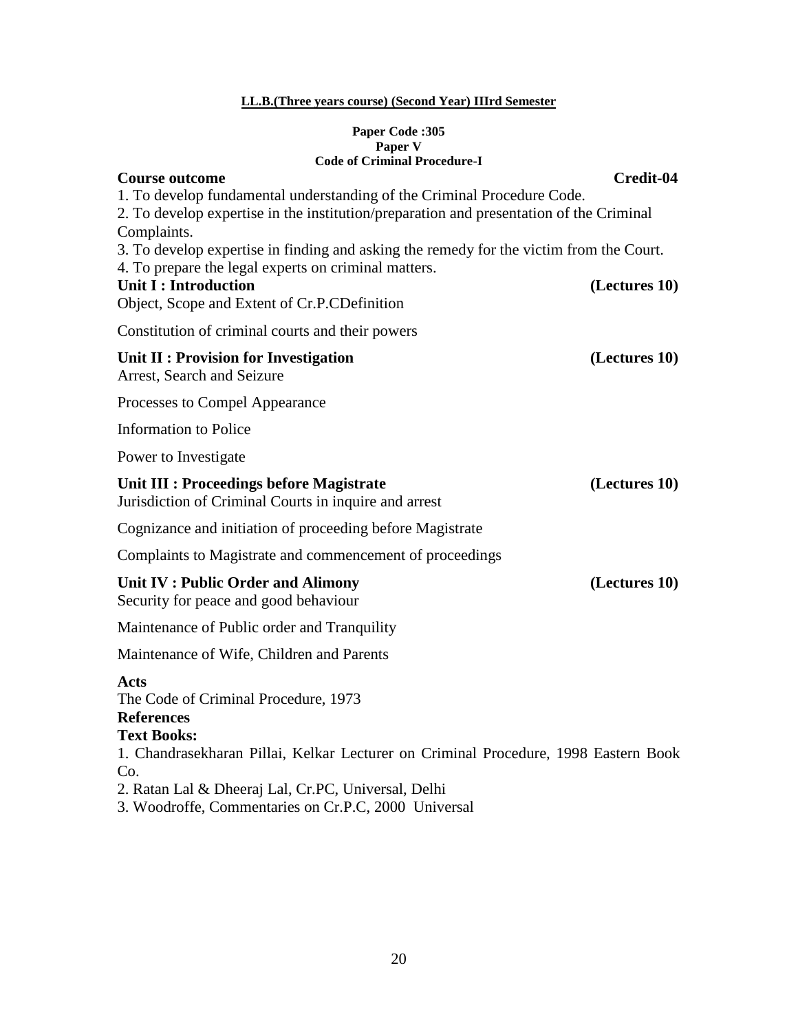**LL.B.(Three years course) (Second Year) IIIrd Semester**

**Paper Code :305**
**Paper V**
**Code of Criminal Procedure-I**

**Course outcome** **Credit-04**

1. To develop fundamental understanding of the Criminal Procedure Code.
2. To develop expertise in the institution/preparation and presentation of the Criminal Complaints.
3. To develop expertise in finding and asking the remedy for the victim from the Court.
4. To prepare the legal experts on criminal matters.

**Unit I : Introduction** **(Lectures 10)**

Object, Scope and Extent of Cr.P.CDefinition

Constitution of criminal courts and their powers

**Unit II : Provision for Investigation** **(Lectures 10)**

Arrest, Search and Seizure

Processes to Compel Appearance

Information to Police

Power to Investigate

**Unit III : Proceedings before Magistrate** **(Lectures 10)**

Jurisdiction of Criminal Courts in inquire and arrest

Cognizance and initiation of proceeding before Magistrate

Complaints to Magistrate and commencement of proceedings

**Unit IV : Public Order and Alimony** **(Lectures 10)**

Security for peace and good behaviour

Maintenance of Public order and Tranquility

Maintenance of Wife, Children and Parents

**Acts**

The Code of Criminal Procedure, 1973

**References**

**Text Books:**

1. Chandrasekharan Pillai, Kelkar Lecturer on Criminal Procedure, 1998 Eastern Book Co.
2. Ratan Lal & Dheeraj Lal, Cr.PC, Universal, Delhi
3. Woodroffe, Commentaries on Cr.P.C, 2000 Universal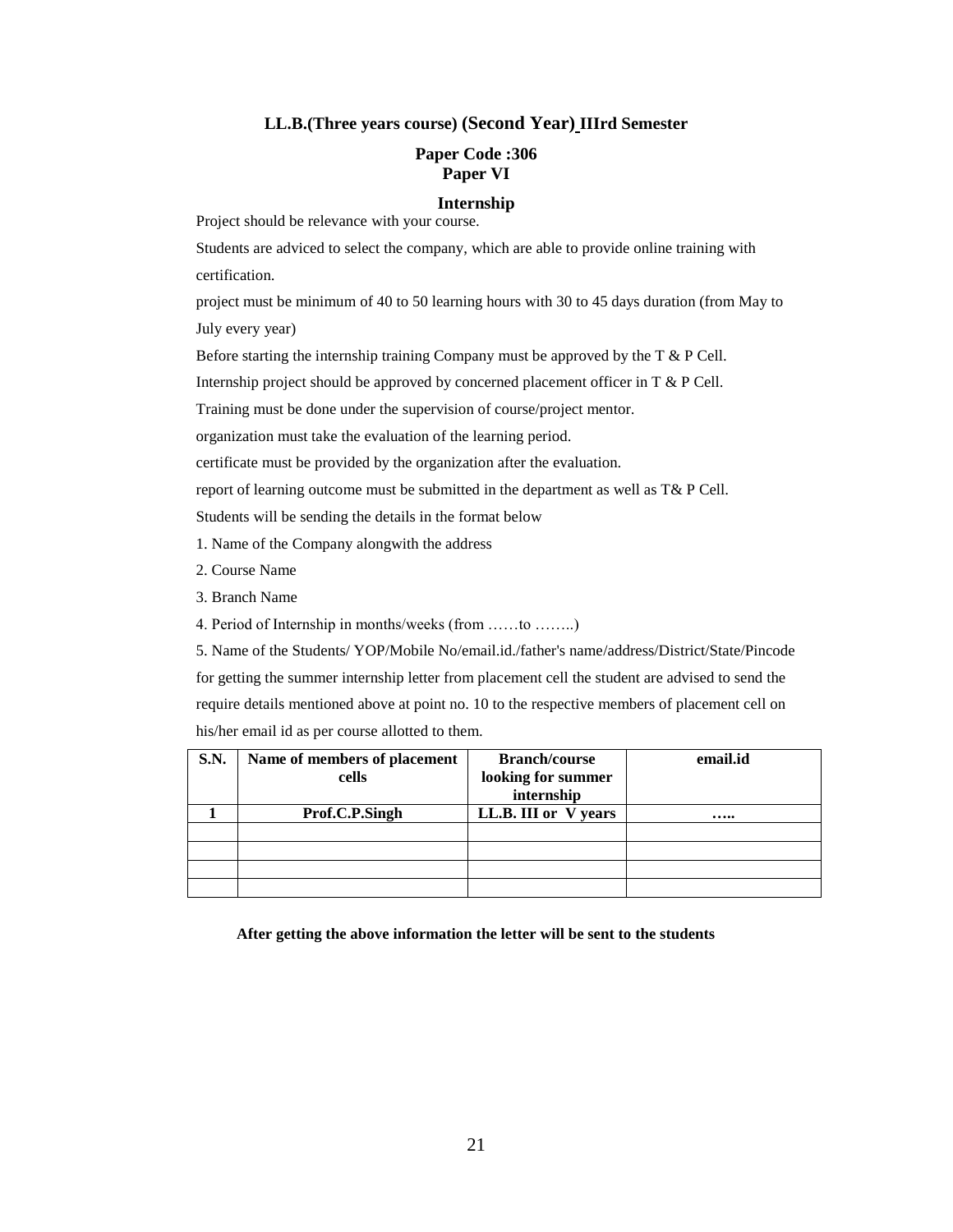## LL.B.(Three years course) (Second Year) IIIrd Semester

### Paper Code :306
### Paper VI

### Internship

Project should be relevance with your course.

Students are adviced to select the company, which are able to provide online training with certification.

project must be minimum of 40 to 50 learning hours with 30 to 45 days duration (from May to July every year)

Before starting the internship training Company must be approved by the T & P Cell.

Internship project should be approved by concerned placement officer in T & P Cell.

Training must be done under the supervision of course/project mentor.

organization must take the evaluation of the learning period.

certificate must be provided by the organization after the evaluation.

report of learning outcome must be submitted in the department as well as T& P Cell.

Students will be sending the details in the format below

1. Name of the Company alongwith the address
2. Course Name
3. Branch Name
4. Period of Internship in months/weeks (from ……to ……..)
5. Name of the Students/ YOP/Mobile No/email.id./father's name/address/District/State/Pincode

for getting the summer internship letter from placement cell the student are advised to send the require details mentioned above at point no. 10 to the respective members of placement cell on his/her email id as per course allotted to them.

| S.N. | Name of members of placement cells | Branch/course looking for summer internship | email.id |
|---|---|---|---|
| 1 | Prof.C.P.Singh | LL.B. III or V years | ….. |
| | | | |
| | | | |
| | | | |
| | | | |

**After getting the above information the letter will be sent to the students**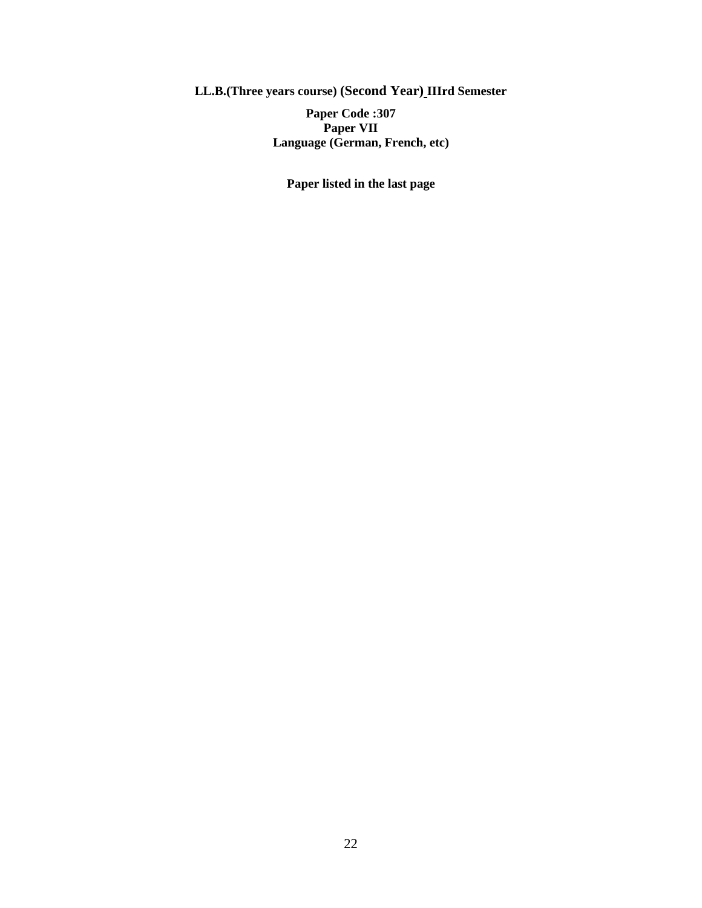**LL.B.(Three years course) (Second Year) IIIrd Semester**

**Paper Code :307**

**Paper VII**

**Language (German, French, etc)**

**Paper listed in the last page**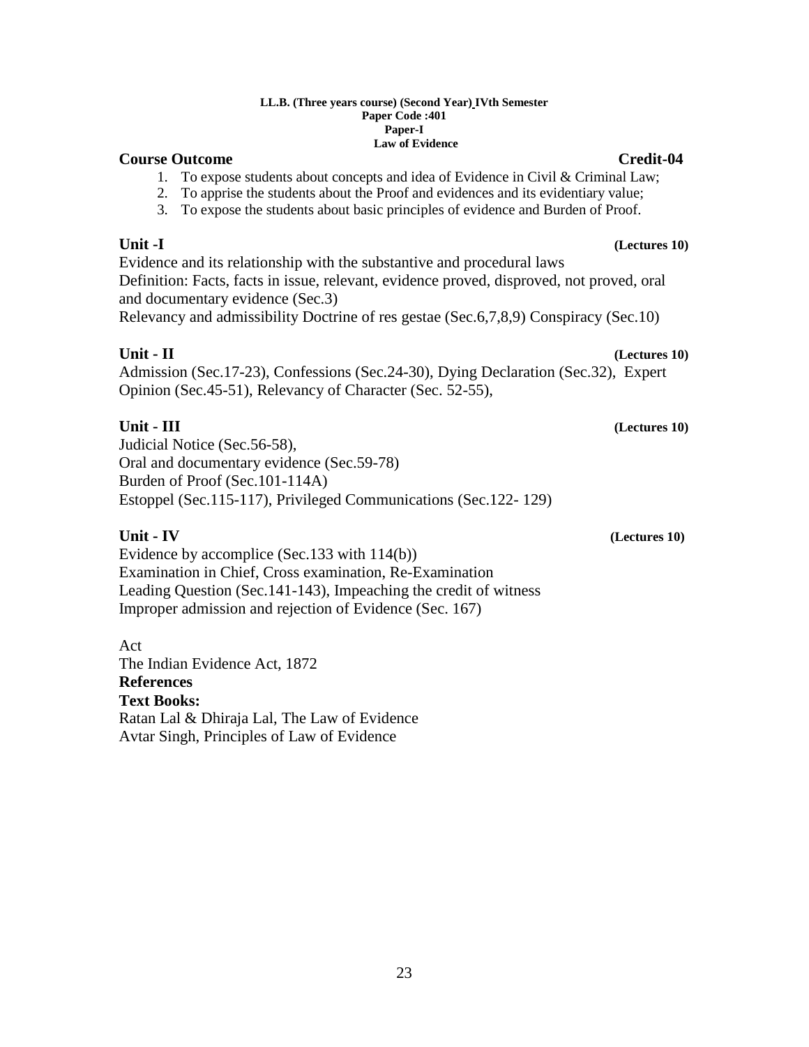**LL.B. (Three years course) (Second Year) IVth Semester**
**Paper Code :401**
**Paper-I**
**Law of Evidence**

**Course Outcome** **Credit-04**

1. To expose students about concepts and idea of Evidence in Civil & Criminal Law;
2. To apprise the students about the Proof and evidences and its evidentiary value;
3. To expose the students about basic principles of evidence and Burden of Proof.

**Unit -I** **(Lectures 10)**

Evidence and its relationship with the substantive and procedural laws
Definition: Facts, facts in issue, relevant, evidence proved, disproved, not proved, oral and documentary evidence (Sec.3)
Relevancy and admissibility Doctrine of res gestae (Sec.6,7,8,9) Conspiracy (Sec.10)

**Unit - II** **(Lectures 10)**

Admission (Sec.17-23), Confessions (Sec.24-30), Dying Declaration (Sec.32), Expert Opinion (Sec.45-51), Relevancy of Character (Sec. 52-55),

**Unit - III** **(Lectures 10)**

Judicial Notice (Sec.56-58),
Oral and documentary evidence (Sec.59-78)
Burden of Proof (Sec.101-114A)
Estoppel (Sec.115-117), Privileged Communications (Sec.122- 129)

**Unit - IV** **(Lectures 10)**

Evidence by accomplice (Sec.133 with 114(b))
Examination in Chief, Cross examination, Re-Examination
Leading Question (Sec.141-143), Impeaching the credit of witness
Improper admission and rejection of Evidence (Sec. 167)

Act
The Indian Evidence Act, 1872
**References**
**Text Books:**
Ratan Lal & Dhiraja Lal, The Law of Evidence
Avtar Singh, Principles of Law of Evidence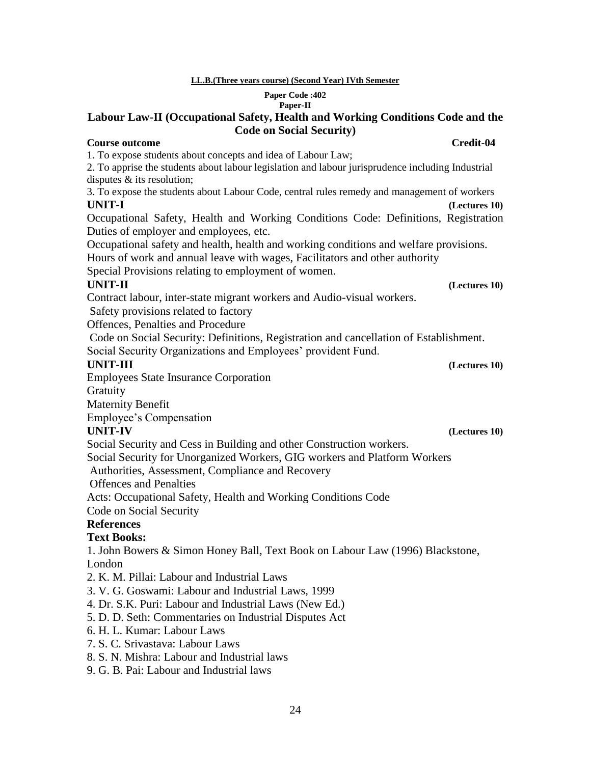**LL.B.(Three years course) (Second Year) IVth Semester**

**Paper Code :402**
**Paper-II**

# Labour Law-II (Occupational Safety, Health and Working Conditions Code and the Code on Social Security)

**Course outcome** **Credit-04**

1. To expose students about concepts and idea of Labour Law;
2. To apprise the students about labour legislation and labour jurisprudence including Industrial disputes & its resolution;
3. To expose the students about Labour Code, central rules remedy and management of workers

**UNIT-I** **(Lectures 10)**

Occupational Safety, Health and Working Conditions Code: Definitions, Registration Duties of employer and employees, etc.
Occupational safety and health, health and working conditions and welfare provisions.
Hours of work and annual leave with wages, Facilitators and other authority
Special Provisions relating to employment of women.

**UNIT-II** **(Lectures 10)**

Contract labour, inter-state migrant workers and Audio-visual workers.
Safety provisions related to factory
Offences, Penalties and Procedure
Code on Social Security: Definitions, Registration and cancellation of Establishment.
Social Security Organizations and Employees' provident Fund.

**UNIT-III** **(Lectures 10)**

Employees State Insurance Corporation
Gratuity
Maternity Benefit
Employee's Compensation

**UNIT-IV** **(Lectures 10)**

Social Security and Cess in Building and other Construction workers.
Social Security for Unorganized Workers, GIG workers and Platform Workers
Authorities, Assessment, Compliance and Recovery
Offences and Penalties
Acts: Occupational Safety, Health and Working Conditions Code
Code on Social Security

**References**

**Text Books:**

1. John Bowers & Simon Honey Ball, Text Book on Labour Law (1996) Blackstone, London
2. K. M. Pillai: Labour and Industrial Laws
3. V. G. Goswami: Labour and Industrial Laws, 1999
4. Dr. S.K. Puri: Labour and Industrial Laws (New Ed.)
5. D. D. Seth: Commentaries on Industrial Disputes Act
6. H. L. Kumar: Labour Laws
7. S. C. Srivastava: Labour Laws
8. S. N. Mishra: Labour and Industrial laws
9. G. B. Pai: Labour and Industrial laws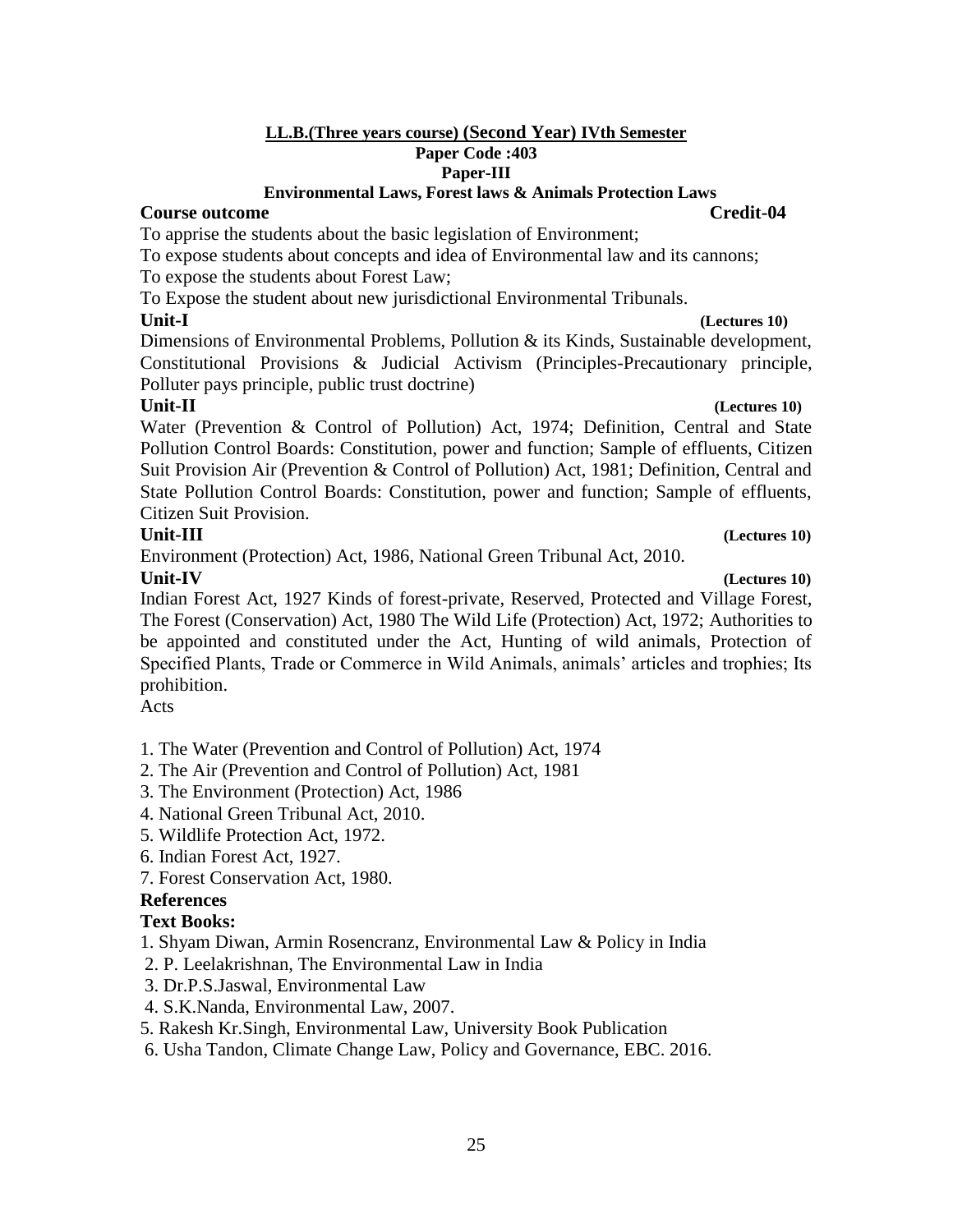**LL.B.(Three years course) (Second Year) IVth Semester**

**Paper Code :403**

**Paper-III**

**Environmental Laws, Forest laws & Animals Protection Laws**

**Course outcome** **Credit-04**

To apprise the students about the basic legislation of Environment;

To expose students about concepts and idea of Environmental law and its cannons;

To expose the students about Forest Law;

To Expose the student about new jurisdictional Environmental Tribunals.

**Unit-I** **(Lectures 10)**

Dimensions of Environmental Problems, Pollution & its Kinds, Sustainable development, Constitutional Provisions & Judicial Activism (Principles-Precautionary principle, Polluter pays principle, public trust doctrine)

**Unit-II** **(Lectures 10)**

Water (Prevention & Control of Pollution) Act, 1974; Definition, Central and State Pollution Control Boards: Constitution, power and function; Sample of effluents, Citizen Suit Provision Air (Prevention & Control of Pollution) Act, 1981; Definition, Central and State Pollution Control Boards: Constitution, power and function; Sample of effluents, Citizen Suit Provision.

**Unit-III** **(Lectures 10)**

Environment (Protection) Act, 1986, National Green Tribunal Act, 2010.

**Unit-IV** **(Lectures 10)**

Indian Forest Act, 1927 Kinds of forest-private, Reserved, Protected and Village Forest, The Forest (Conservation) Act, 1980 The Wild Life (Protection) Act, 1972; Authorities to be appointed and constituted under the Act, Hunting of wild animals, Protection of Specified Plants, Trade or Commerce in Wild Animals, animals' articles and trophies; Its prohibition.

Acts

1. The Water (Prevention and Control of Pollution) Act, 1974
2. The Air (Prevention and Control of Pollution) Act, 1981
3. The Environment (Protection) Act, 1986
4. National Green Tribunal Act, 2010.
5. Wildlife Protection Act, 1972.
6. Indian Forest Act, 1927.
7. Forest Conservation Act, 1980.

**References**

**Text Books:**

1. Shyam Diwan, Armin Rosencranz, Environmental Law & Policy in India
2. P. Leelakrishnan, The Environmental Law in India
3. Dr.P.S.Jaswal, Environmental Law
4. S.K.Nanda, Environmental Law, 2007.
5. Rakesh Kr.Singh, Environmental Law, University Book Publication
6. Usha Tandon, Climate Change Law, Policy and Governance, EBC. 2016.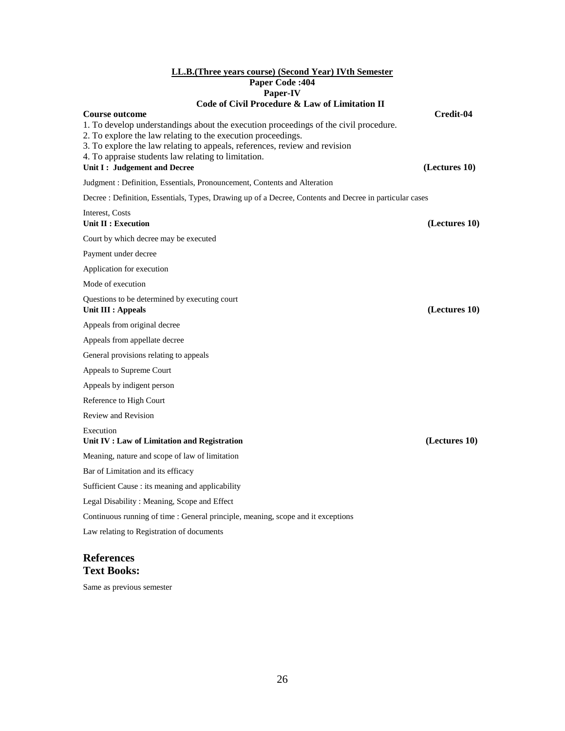**LL.B.(Three years course) (Second Year) IVth Semester**

**Paper Code :404**

**Paper-IV**

**Code of Civil Procedure & Law of Limitation II**

**Course outcome** **Credit-04**

1. To develop understandings about the execution proceedings of the civil procedure.
2. To explore the law relating to the execution proceedings.
3. To explore the law relating to appeals, references, review and revision
4. To appraise students law relating to limitation.

**Unit I : Judgement and Decree** **(Lectures 10)**

Judgment : Definition, Essentials, Pronouncement, Contents and Alteration

Decree : Definition, Essentials, Types, Drawing up of a Decree, Contents and Decree in particular cases

Interest, Costs

**Unit II : Execution** **(Lectures 10)**

Court by which decree may be executed

Payment under decree

Application for execution

Mode of execution

Questions to be determined by executing court

**Unit III : Appeals** **(Lectures 10)**

Appeals from original decree

Appeals from appellate decree

General provisions relating to appeals

Appeals to Supreme Court

Appeals by indigent person

Reference to High Court

Review and Revision

Execution

**Unit IV : Law of Limitation and Registration** **(Lectures 10)**

Meaning, nature and scope of law of limitation

Bar of Limitation and its efficacy

Sufficient Cause : its meaning and applicability

Legal Disability : Meaning, Scope and Effect

Continuous running of time : General principle, meaning, scope and it exceptions

Law relating to Registration of documents

## References

## Text Books:

Same as previous semester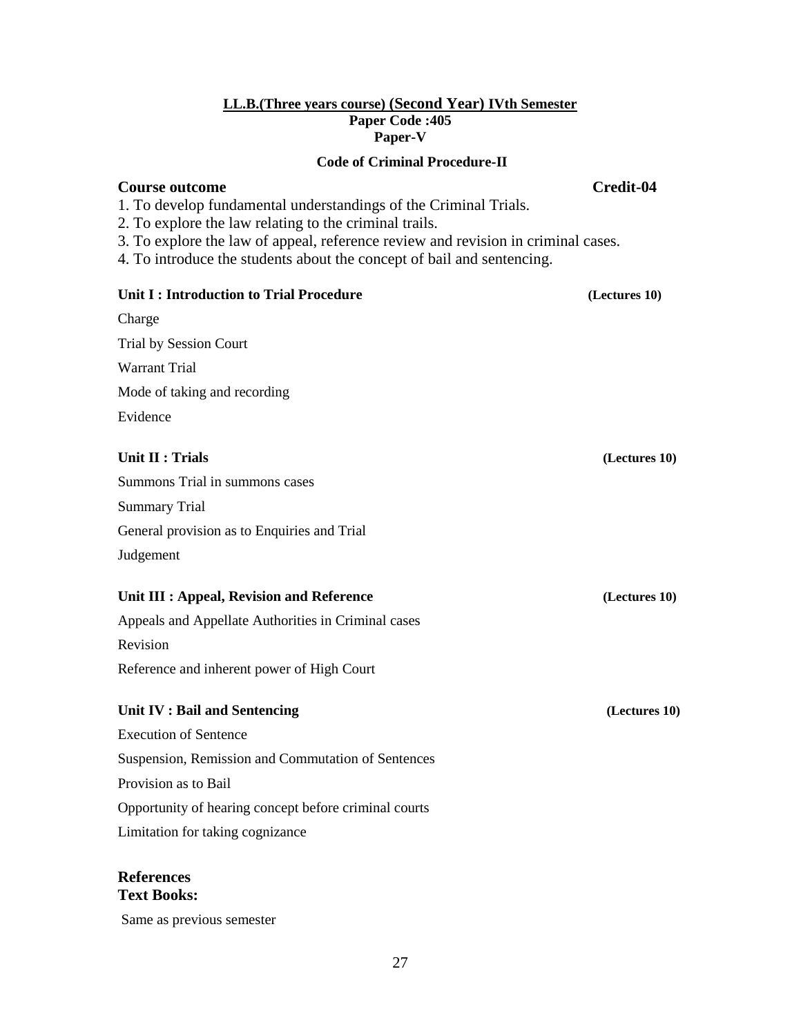**LL.B.(Three years course) (Second Year) IVth Semester**
**Paper Code :405**
**Paper-V**

**Code of Criminal Procedure-II**

**Course outcome** **Credit-04**

1. To develop fundamental understandings of the Criminal Trials.
2. To explore the law relating to the criminal trails.
3. To explore the law of appeal, reference review and revision in criminal cases.
4. To introduce the students about the concept of bail and sentencing.

**Unit I : Introduction to Trial Procedure** **(Lectures 10)**

Charge

Trial by Session Court

Warrant Trial

Mode of taking and recording

Evidence

**Unit II : Trials** **(Lectures 10)**

Summons Trial in summons cases

Summary Trial

General provision as to Enquiries and Trial

Judgement

**Unit III : Appeal, Revision and Reference** **(Lectures 10)**

Appeals and Appellate Authorities in Criminal cases

Revision

Reference and inherent power of High Court

**Unit IV : Bail and Sentencing** **(Lectures 10)**

Execution of Sentence

Suspension, Remission and Commutation of Sentences

Provision as to Bail

Opportunity of hearing concept before criminal courts

Limitation for taking cognizance

**References**
**Text Books:**

Same as previous semester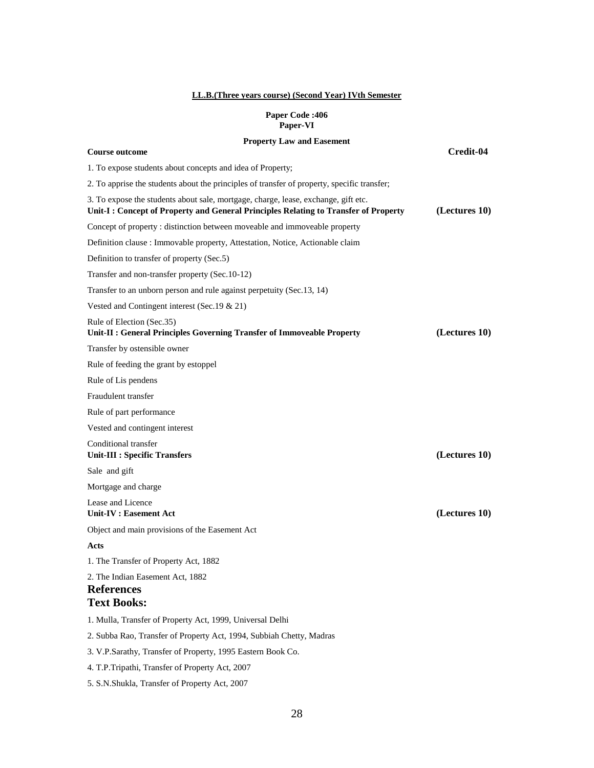**LL.B.(Three years course) (Second Year) IVth Semester**

**Paper Code :406**
**Paper-VI**

**Property Law and Easement**

**Course outcome** **Credit-04**

1. To expose students about concepts and idea of Property;

2. To apprise the students about the principles of transfer of property, specific transfer;

3. To expose the students about sale, mortgage, charge, lease, exchange, gift etc.

**Unit-I : Concept of Property and General Principles Relating to Transfer of Property (Lectures 10)**

Concept of property : distinction between moveable and immoveable property

Definition clause : Immovable property, Attestation, Notice, Actionable claim

Definition to transfer of property (Sec.5)

Transfer and non-transfer property (Sec.10-12)

Transfer to an unborn person and rule against perpetuity (Sec.13, 14)

Vested and Contingent interest (Sec.19 & 21)

Rule of Election (Sec.35)

**Unit-II : General Principles Governing Transfer of Immoveable Property (Lectures 10)**

Transfer by ostensible owner

Rule of feeding the grant by estoppel

Rule of Lis pendens

Fraudulent transfer

Rule of part performance

Vested and contingent interest

Conditional transfer

**Unit-III : Specific Transfers (Lectures 10)**

Sale and gift

Mortgage and charge

Lease and Licence

**Unit-IV : Easement Act (Lectures 10)**

Object and main provisions of the Easement Act

**Acts**

1. The Transfer of Property Act, 1882

2. The Indian Easement Act, 1882

## References

## Text Books:

1. Mulla, Transfer of Property Act, 1999, Universal Delhi

2. Subba Rao, Transfer of Property Act, 1994, Subbiah Chetty, Madras

3. V.P.Sarathy, Transfer of Property, 1995 Eastern Book Co.

4. T.P.Tripathi, Transfer of Property Act, 2007

5. S.N.Shukla, Transfer of Property Act, 2007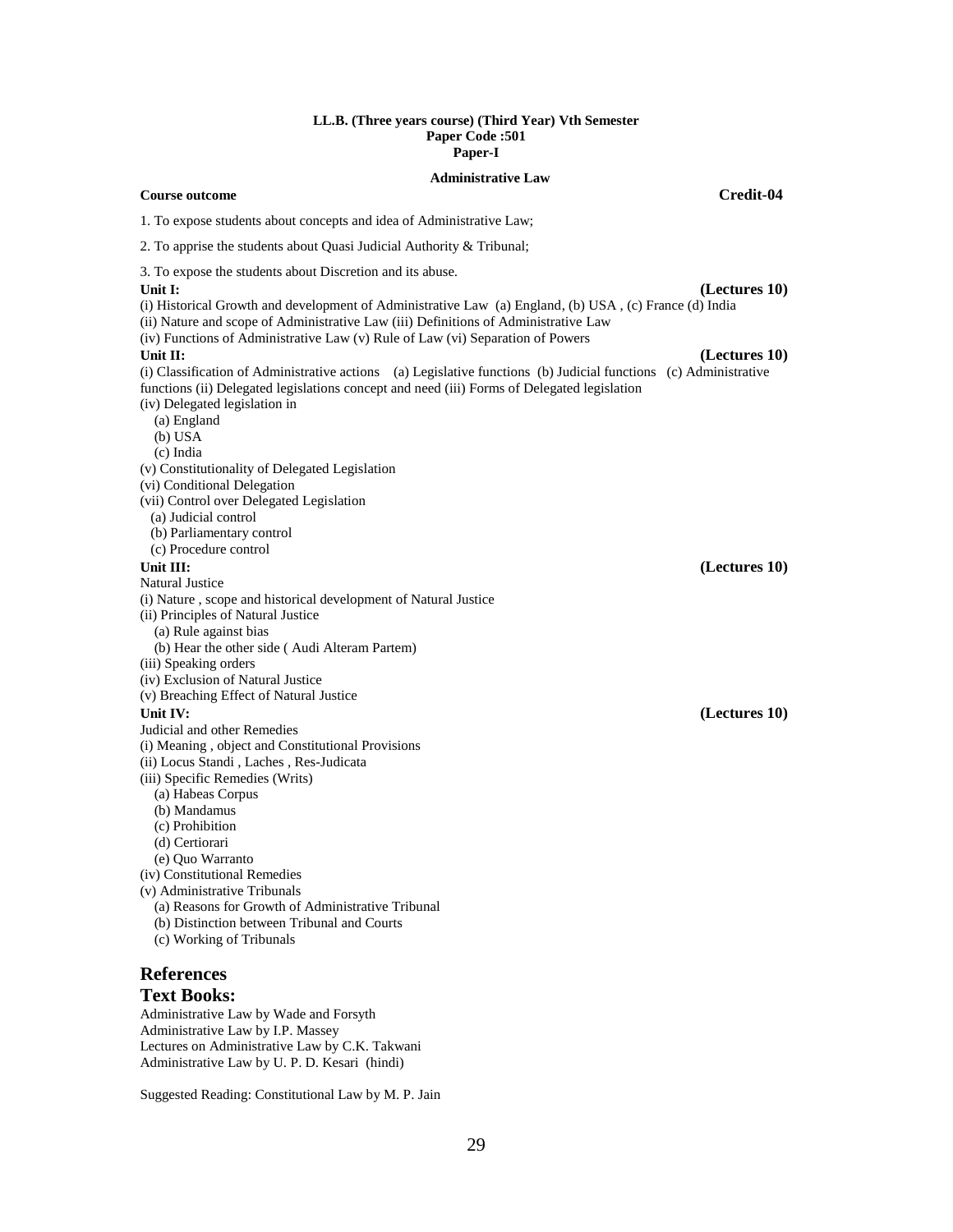**LL.B. (Three years course) (Third Year) Vth Semester**
**Paper Code :501**
**Paper-I**

**Administrative Law**

**Course outcome** **Credit-04**

1. To expose students about concepts and idea of Administrative Law;

2. To apprise the students about Quasi Judicial Authority & Tribunal;

3. To expose the students about Discretion and its abuse.

**Unit I:** **(Lectures 10)**

(i) Historical Growth and development of Administrative Law (a) England, (b) USA , (c) France (d) India
(ii) Nature and scope of Administrative Law (iii) Definitions of Administrative Law
(iv) Functions of Administrative Law (v) Rule of Law (vi) Separation of Powers

**Unit II:** **(Lectures 10)**

(i) Classification of Administrative actions (a) Legislative functions (b) Judicial functions (c) Administrative functions (ii) Delegated legislations concept and need (iii) Forms of Delegated legislation
(iv) Delegated legislation in
- (a) England
- (b) USA
- (c) India

(v) Constitutionality of Delegated Legislation
(vi) Conditional Delegation
(vii) Control over Delegated Legislation
- (a) Judicial control
- (b) Parliamentary control
- (c) Procedure control

**Unit III:** **(Lectures 10)**

Natural Justice
(i) Nature , scope and historical development of Natural Justice
(ii) Principles of Natural Justice
- (a) Rule against bias
- (b) Hear the other side ( Audi Alteram Partem)

(iii) Speaking orders
(iv) Exclusion of Natural Justice
(v) Breaching Effect of Natural Justice

**Unit IV:** **(Lectures 10)**

Judicial and other Remedies
(i) Meaning , object and Constitutional Provisions
(ii) Locus Standi , Laches , Res-Judicata
(iii) Specific Remedies (Writs)
- (a) Habeas Corpus
- (b) Mandamus
- (c) Prohibition
- (d) Certiorari
- (e) Quo Warranto

(iv) Constitutional Remedies
(v) Administrative Tribunals
- (a) Reasons for Growth of Administrative Tribunal
- (b) Distinction between Tribunal and Courts
- (c) Working of Tribunals

## References

## Text Books:

Administrative Law by Wade and Forsyth
Administrative Law by I.P. Massey
Lectures on Administrative Law by C.K. Takwani
Administrative Law by U. P. D. Kesari (hindi)

Suggested Reading: Constitutional Law by M. P. Jain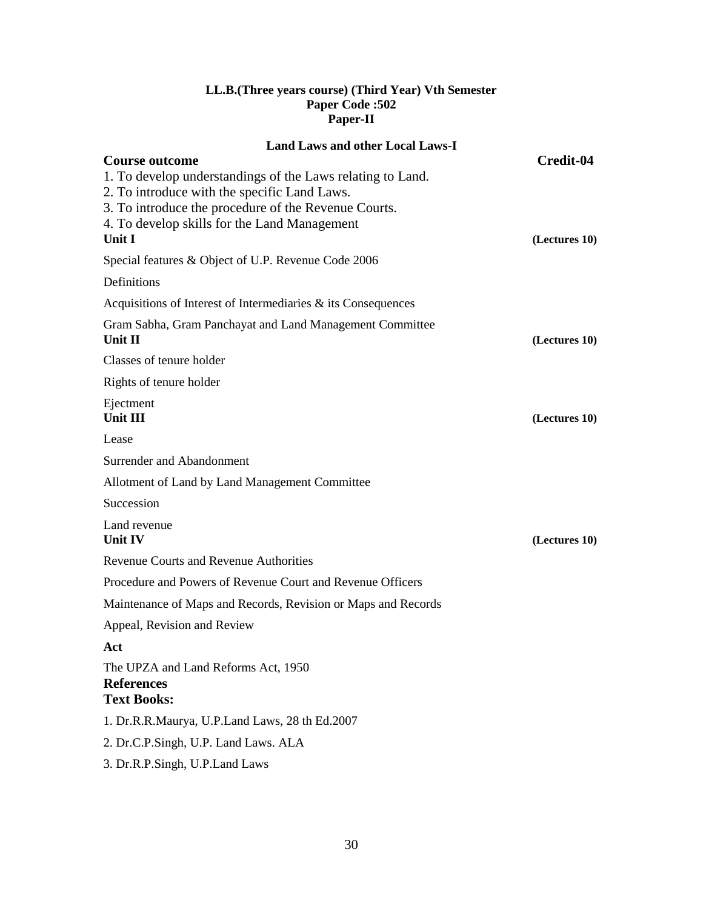**LL.B.(Three years course) (Third Year) Vth Semester**
**Paper Code :502**
**Paper-II**

**Land Laws and other Local Laws-I**

**Course outcome** **Credit-04**

1. To develop understandings of the Laws relating to Land.
2. To introduce with the specific Land Laws.
3. To introduce the procedure of the Revenue Courts.
4. To develop skills for the Land Management

**Unit I** **(Lectures 10)**

Special features & Object of U.P. Revenue Code 2006

Definitions

Acquisitions of Interest of Intermediaries & its Consequences

Gram Sabha, Gram Panchayat and Land Management Committee

**Unit II** **(Lectures 10)**

Classes of tenure holder

Rights of tenure holder

Ejectment

**Unit III** **(Lectures 10)**

Lease

Surrender and Abandonment

Allotment of Land by Land Management Committee

Succession

Land revenue

**Unit IV** **(Lectures 10)**

Revenue Courts and Revenue Authorities

Procedure and Powers of Revenue Court and Revenue Officers

Maintenance of Maps and Records, Revision or Maps and Records

Appeal, Revision and Review

**Act**

The UPZA and Land Reforms Act, 1950

**References**

**Text Books:**

1. Dr.R.R.Maurya, U.P.Land Laws, 28 th Ed.2007
2. Dr.C.P.Singh, U.P. Land Laws. ALA
3. Dr.R.P.Singh, U.P.Land Laws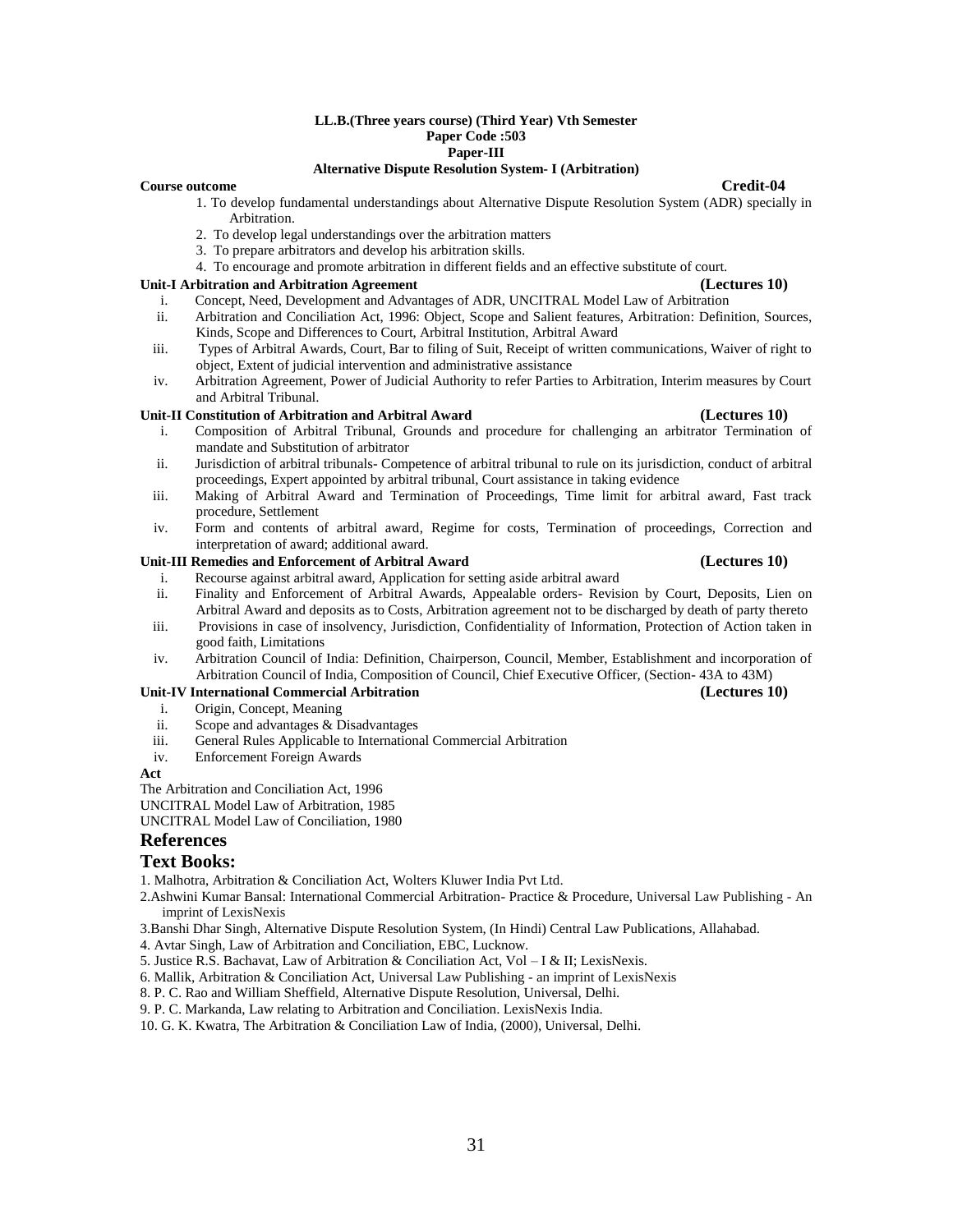**LL.B.(Three years course) (Third Year) Vth Semester**
**Paper Code :503**
**Paper-III**
**Alternative Dispute Resolution System- I (Arbitration)**

**Course outcome** **Credit-04**

1. To develop fundamental understandings about Alternative Dispute Resolution System (ADR) specially in Arbitration.
2. To develop legal understandings over the arbitration matters
3. To prepare arbitrators and develop his arbitration skills.
4. To encourage and promote arbitration in different fields and an effective substitute of court.

**Unit-I Arbitration and Arbitration Agreement** **(Lectures 10)**

i. Concept, Need, Development and Advantages of ADR, UNCITRAL Model Law of Arbitration
ii. Arbitration and Conciliation Act, 1996: Object, Scope and Salient features, Arbitration: Definition, Sources, Kinds, Scope and Differences to Court, Arbitral Institution, Arbitral Award
iii. Types of Arbitral Awards, Court, Bar to filing of Suit, Receipt of written communications, Waiver of right to object, Extent of judicial intervention and administrative assistance
iv. Arbitration Agreement, Power of Judicial Authority to refer Parties to Arbitration, Interim measures by Court and Arbitral Tribunal.

**Unit-II Constitution of Arbitration and Arbitral Award** **(Lectures 10)**

i. Composition of Arbitral Tribunal, Grounds and procedure for challenging an arbitrator Termination of mandate and Substitution of arbitrator
ii. Jurisdiction of arbitral tribunals- Competence of arbitral tribunal to rule on its jurisdiction, conduct of arbitral proceedings, Expert appointed by arbitral tribunal, Court assistance in taking evidence
iii. Making of Arbitral Award and Termination of Proceedings, Time limit for arbitral award, Fast track procedure, Settlement
iv. Form and contents of arbitral award, Regime for costs, Termination of proceedings, Correction and interpretation of award; additional award.

**Unit-III Remedies and Enforcement of Arbitral Award** **(Lectures 10)**

i. Recourse against arbitral award, Application for setting aside arbitral award
ii. Finality and Enforcement of Arbitral Awards, Appealable orders- Revision by Court, Deposits, Lien on Arbitral Award and deposits as to Costs, Arbitration agreement not to be discharged by death of party thereto
iii. Provisions in case of insolvency, Jurisdiction, Confidentiality of Information, Protection of Action taken in good faith, Limitations
iv. Arbitration Council of India: Definition, Chairperson, Council, Member, Establishment and incorporation of Arbitration Council of India, Composition of Council, Chief Executive Officer, (Section- 43A to 43M)

**Unit-IV International Commercial Arbitration** **(Lectures 10)**

i. Origin, Concept, Meaning
ii. Scope and advantages & Disadvantages
iii. General Rules Applicable to International Commercial Arbitration
iv. Enforcement Foreign Awards

**Act**

The Arbitration and Conciliation Act, 1996
UNCITRAL Model Law of Arbitration, 1985
UNCITRAL Model Law of Conciliation, 1980

## References

## Text Books:

1. Malhotra, Arbitration & Conciliation Act, Wolters Kluwer India Pvt Ltd.
2. Ashwini Kumar Bansal: International Commercial Arbitration- Practice & Procedure, Universal Law Publishing - An imprint of LexisNexis
3. Banshi Dhar Singh, Alternative Dispute Resolution System, (In Hindi) Central Law Publications, Allahabad.
4. Avtar Singh, Law of Arbitration and Conciliation, EBC, Lucknow.
5. Justice R.S. Bachavat, Law of Arbitration & Conciliation Act, Vol – I & II; LexisNexis.
6. Mallik, Arbitration & Conciliation Act, Universal Law Publishing - an imprint of LexisNexis
8. P. C. Rao and William Sheffield, Alternative Dispute Resolution, Universal, Delhi.
9. P. C. Markanda, Law relating to Arbitration and Conciliation. LexisNexis India.
10. G. K. Kwatra, The Arbitration & Conciliation Law of India, (2000), Universal, Delhi.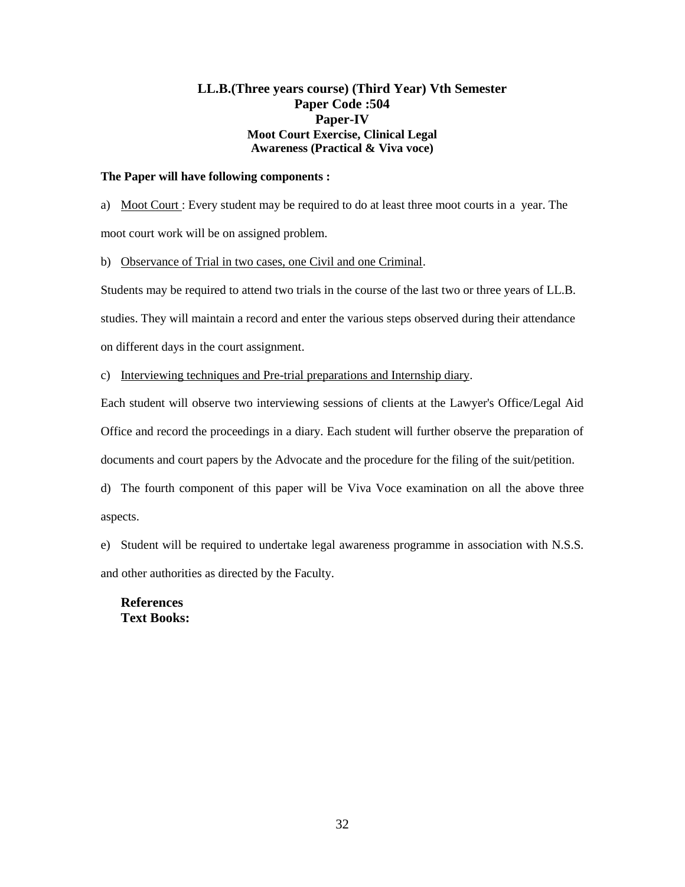## LL.B.(Three years course) (Third Year) Vth Semester
### Paper Code :504
### Paper-IV
### Moot Court Exercise, Clinical Legal Awareness (Practical & Viva voce)

**The Paper will have following components :**

a) Moot Court : Every student may be required to do at least three moot courts in a year. The moot court work will be on assigned problem.

b) Observance of Trial in two cases, one Civil and one Criminal.

Students may be required to attend two trials in the course of the last two or three years of LL.B. studies. They will maintain a record and enter the various steps observed during their attendance on different days in the court assignment.

c) Interviewing techniques and Pre-trial preparations and Internship diary.

Each student will observe two interviewing sessions of clients at the Lawyer's Office/Legal Aid Office and record the proceedings in a diary. Each student will further observe the preparation of documents and court papers by the Advocate and the procedure for the filing of the suit/petition.

d) The fourth component of this paper will be Viva Voce examination on all the above three aspects.

e) Student will be required to undertake legal awareness programme in association with N.S.S. and other authorities as directed by the Faculty.

**References**

**Text Books:**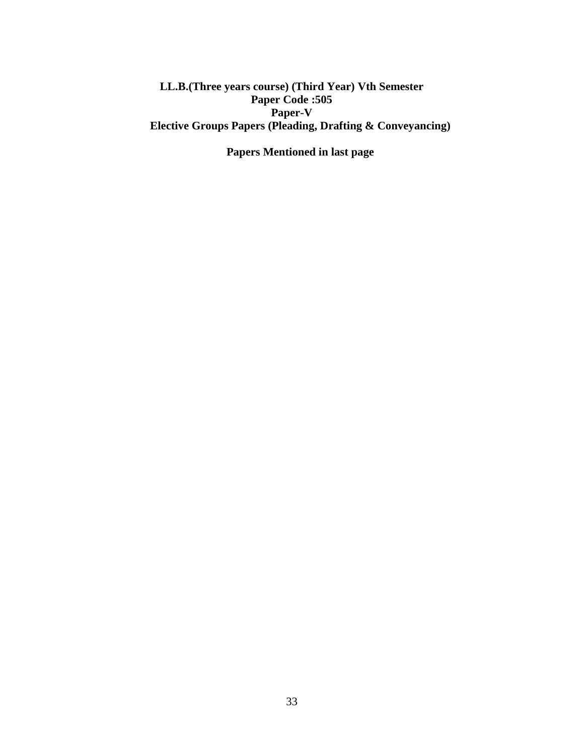**LL.B.(Three years course) (Third Year) Vth Semester**

**Paper Code :505**

**Paper-V**

**Elective Groups Papers (Pleading, Drafting & Conveyancing)**

**Papers Mentioned in last page**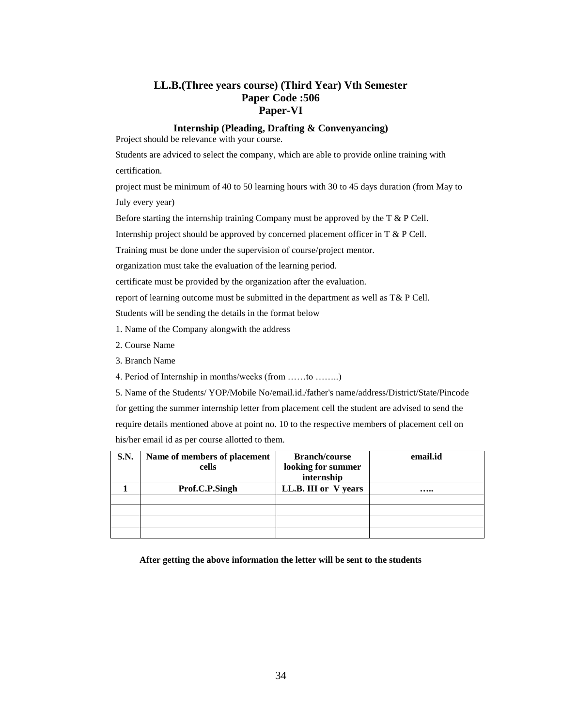## LL.B.(Three years course) (Third Year) Vth Semester
## Paper Code :506
## Paper-VI

### Internship (Pleading, Drafting & Convenyancing)

Project should be relevance with your course.

Students are adviced to select the company, which are able to provide online training with certification.

project must be minimum of 40 to 50 learning hours with 30 to 45 days duration (from May to July every year)

Before starting the internship training Company must be approved by the T & P Cell.

Internship project should be approved by concerned placement officer in T & P Cell.

Training must be done under the supervision of course/project mentor.

organization must take the evaluation of the learning period.

certificate must be provided by the organization after the evaluation.

report of learning outcome must be submitted in the department as well as T& P Cell.

Students will be sending the details in the format below

1. Name of the Company alongwith the address
2. Course Name
3. Branch Name
4. Period of Internship in months/weeks (from ……to ……..)
5. Name of the Students/ YOP/Mobile No/email.id./father's name/address/District/State/Pincode

for getting the summer internship letter from placement cell the student are advised to send the require details mentioned above at point no. 10 to the respective members of placement cell on his/her email id as per course allotted to them.

| S.N. | Name of members of placement cells | Branch/course looking for summer internship | email.id |
|---|---|---|---|
| 1 | Prof.C.P.Singh | LL.B. III or V years | ….. |
| | | | |
| | | | |
| | | | |
| | | | |

**After getting the above information the letter will be sent to the students**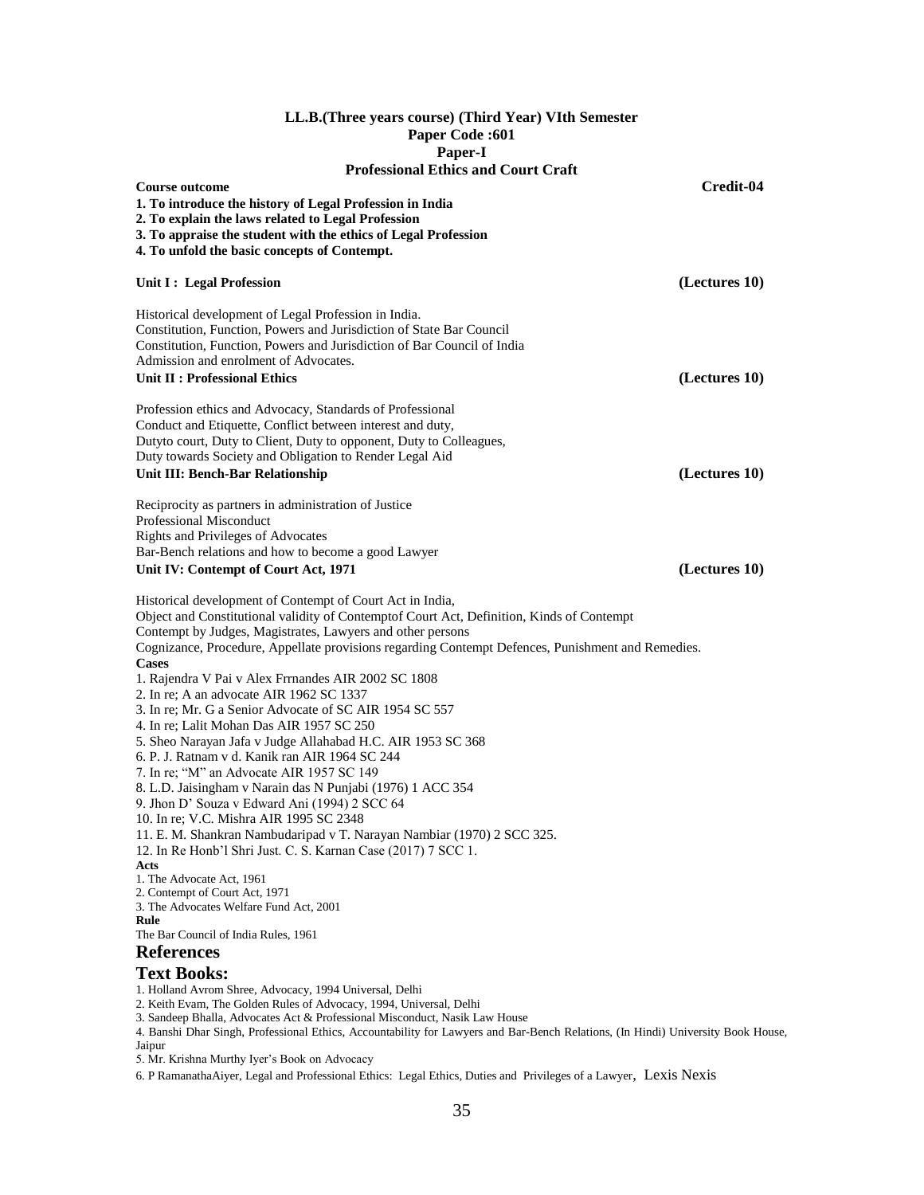**LL.B.(Three years course) (Third Year) VIth Semester**
**Paper Code :601**
**Paper-I**
**Professional Ethics and Court Craft**

**Course outcome** **Credit-04**

**1. To introduce the history of Legal Profession in India**
**2. To explain the laws related to Legal Profession**
**3. To appraise the student with the ethics of Legal Profession**
**4. To unfold the basic concepts of Contempt.**

**Unit I : Legal Profession** **(Lectures 10)**

Historical development of Legal Profession in India.
Constitution, Function, Powers and Jurisdiction of State Bar Council
Constitution, Function, Powers and Jurisdiction of Bar Council of India
Admission and enrolment of Advocates.

**Unit II : Professional Ethics** **(Lectures 10)**

Profession ethics and Advocacy, Standards of Professional Conduct and Etiquette, Conflict between interest and duty, Dutyto court, Duty to Client, Duty to opponent, Duty to Colleagues, Duty towards Society and Obligation to Render Legal Aid

**Unit III: Bench-Bar Relationship** **(Lectures 10)**

Reciprocity as partners in administration of Justice
Professional Misconduct
Rights and Privileges of Advocates
Bar-Bench relations and how to become a good Lawyer

**Unit IV: Contempt of Court Act, 1971** **(Lectures 10)**

Historical development of Contempt of Court Act in India,
Object and Constitutional validity of Contemptof Court Act, Definition, Kinds of Contempt
Contempt by Judges, Magistrates, Lawyers and other persons
Cognizance, Procedure, Appellate provisions regarding Contempt Defences, Punishment and Remedies.

**Cases**

1. Rajendra V Pai v Alex Frrnandes AIR 2002 SC 1808
2. In re; A an advocate AIR 1962 SC 1337
3. In re; Mr. G a Senior Advocate of SC AIR 1954 SC 557
4. In re; Lalit Mohan Das AIR 1957 SC 250
5. Sheo Narayan Jafa v Judge Allahabad H.C. AIR 1953 SC 368
6. P. J. Ratnam v d. Kanik ran AIR 1964 SC 244
7. In re; "M" an Advocate AIR 1957 SC 149
8. L.D. Jaisingham v Narain das N Punjabi (1976) 1 ACC 354
9. Jhon D' Souza v Edward Ani (1994) 2 SCC 64
10. In re; V.C. Mishra AIR 1995 SC 2348
11. E. M. Shankran Nambudaripad v T. Narayan Nambiar (1970) 2 SCC 325.
12. In Re Honb'l Shri Just. C. S. Karnan Case (2017) 7 SCC 1.

**Acts**

1. The Advocate Act, 1961
2. Contempt of Court Act, 1971
3. The Advocates Welfare Fund Act, 2001

**Rule**

The Bar Council of India Rules, 1961

## References

## Text Books:

1. Holland Avrom Shree, Advocacy, 1994 Universal, Delhi
2. Keith Evam, The Golden Rules of Advocacy, 1994, Universal, Delhi
3. Sandeep Bhalla, Advocates Act & Professional Misconduct, Nasik Law House
4. Banshi Dhar Singh, Professional Ethics, Accountability for Lawyers and Bar-Bench Relations, (In Hindi) University Book House, Jaipur
5. Mr. Krishna Murthy Iyer's Book on Advocacy
6. P RamanathaAiyer, Legal and Professional Ethics: Legal Ethics, Duties and Privileges of a Lawyer, Lexis Nexis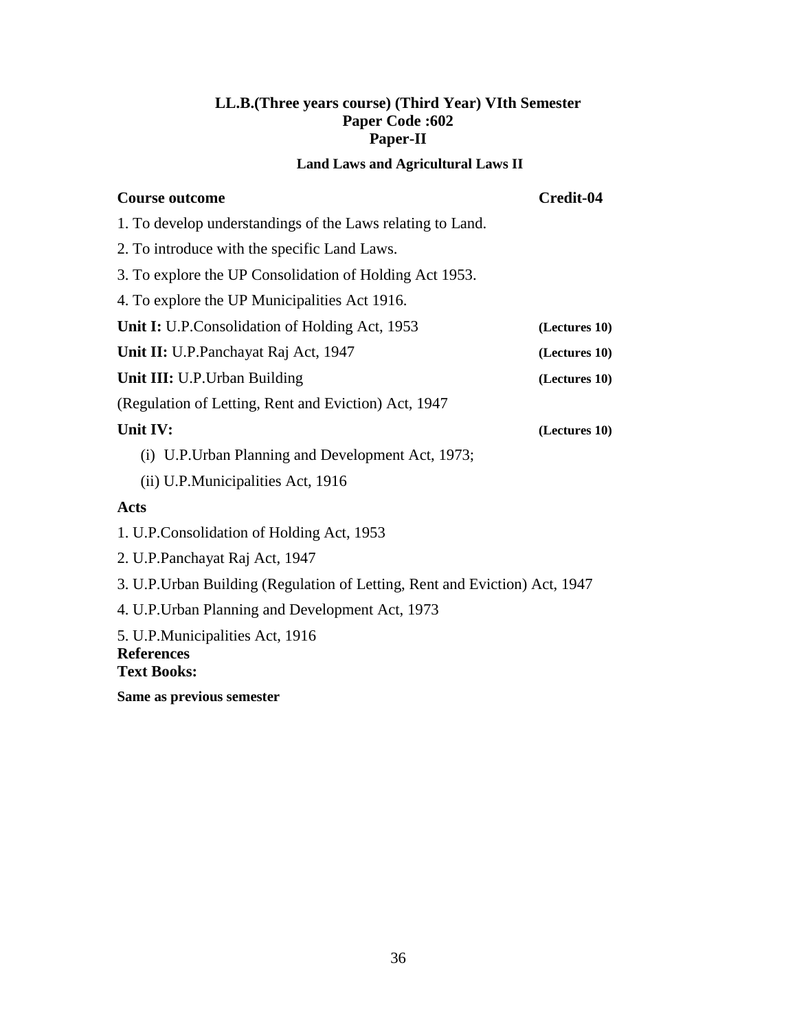# LL.B.(Three years course) (Third Year) VIth Semester
## Paper Code :602
## Paper-II

### Land Laws and Agricultural Laws II

**Course outcome** **Credit-04**

1. To develop understandings of the Laws relating to Land.
2. To introduce with the specific Land Laws.
3. To explore the UP Consolidation of Holding Act 1953.
4. To explore the UP Municipalities Act 1916.

**Unit I:** U.P.Consolidation of Holding Act, 1953 **(Lectures 10)**

**Unit II:** U.P.Panchayat Raj Act, 1947 **(Lectures 10)**

**Unit III:** U.P.Urban Building **(Lectures 10)**

(Regulation of Letting, Rent and Eviction) Act, 1947

**Unit IV:** **(Lectures 10)**

(i) U.P.Urban Planning and Development Act, 1973;

(ii) U.P.Municipalities Act, 1916

**Acts**

1. U.P.Consolidation of Holding Act, 1953
2. U.P.Panchayat Raj Act, 1947
3. U.P.Urban Building (Regulation of Letting, Rent and Eviction) Act, 1947
4. U.P.Urban Planning and Development Act, 1973
5. U.P.Municipalities Act, 1916

**References**

**Text Books:**

**Same as previous semester**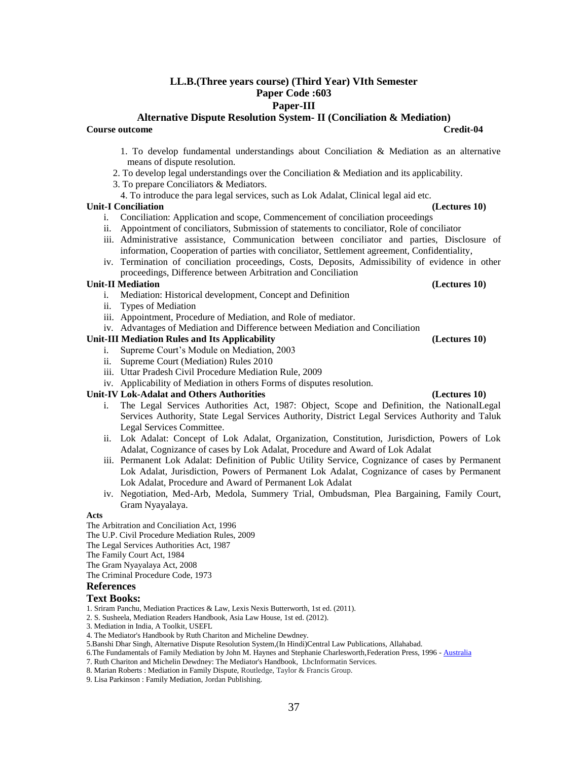## LL.B.(Three years course) (Third Year) VIth Semester
## Paper Code :603
## Paper-III
## Alternative Dispute Resolution System- II (Conciliation & Mediation)

**Course outcome** **Credit-04**

1. To develop fundamental understandings about Conciliation & Mediation as an alternative means of dispute resolution.
2. To develop legal understandings over the Conciliation & Mediation and its applicability.
3. To prepare Conciliators & Mediators.
4. To introduce the para legal services, such as Lok Adalat, Clinical legal aid etc.

**Unit-I Conciliation** **(Lectures 10)**

i. Conciliation: Application and scope, Commencement of conciliation proceedings
ii. Appointment of conciliators, Submission of statements to conciliator, Role of conciliator
iii. Administrative assistance, Communication between conciliator and parties, Disclosure of information, Cooperation of parties with conciliator, Settlement agreement, Confidentiality,
iv. Termination of conciliation proceedings, Costs, Deposits, Admissibility of evidence in other proceedings, Difference between Arbitration and Conciliation

**Unit-II Mediation** **(Lectures 10)**

i. Mediation: Historical development, Concept and Definition
ii. Types of Mediation
iii. Appointment, Procedure of Mediation, and Role of mediator.
iv. Advantages of Mediation and Difference between Mediation and Conciliation

**Unit-III Mediation Rules and Its Applicability** **(Lectures 10)**

i. Supreme Court's Module on Mediation, 2003
ii. Supreme Court (Mediation) Rules 2010
iii. Uttar Pradesh Civil Procedure Mediation Rule, 2009
iv. Applicability of Mediation in others Forms of disputes resolution.

**Unit-IV Lok-Adalat and Others Authorities** **(Lectures 10)**

i. The Legal Services Authorities Act, 1987: Object, Scope and Definition, the NationalLegal Services Authority, State Legal Services Authority, District Legal Services Authority and Taluk Legal Services Committee.
ii. Lok Adalat: Concept of Lok Adalat, Organization, Constitution, Jurisdiction, Powers of Lok Adalat, Cognizance of cases by Lok Adalat, Procedure and Award of Lok Adalat
iii. Permanent Lok Adalat: Definition of Public Utility Service, Cognizance of cases by Permanent Lok Adalat, Jurisdiction, Powers of Permanent Lok Adalat, Cognizance of cases by Permanent Lok Adalat, Procedure and Award of Permanent Lok Adalat
iv. Negotiation, Med-Arb, Medola, Summery Trial, Ombudsman, Plea Bargaining, Family Court, Gram Nyayalaya.

**Acts**

The Arbitration and Conciliation Act, 1996
The U.P. Civil Procedure Mediation Rules, 2009
The Legal Services Authorities Act, 1987
The Family Court Act, 1984
The Gram Nyayalaya Act, 2008
The Criminal Procedure Code, 1973

### References

### Text Books:

1. Sriram Panchu, Mediation Practices & Law, Lexis Nexis Butterworth, 1st ed. (2011).
2. S. Susheela, Mediation Readers Handbook, Asia Law House, 1st ed. (2012).
3. Mediation in India, A Toolkit, USEFL
4. The Mediator's Handbook by Ruth Chariton and Micheline Dewdney.
5. Banshi Dhar Singh, Alternative Dispute Resolution System,(In Hindi)Central Law Publications, Allahabad.
6. The Fundamentals of Family Mediation by John M. Haynes and Stephanie Charlesworth,Federation Press, 1996 - Australia
7. Ruth Chariton and Michelin Dewdney: The Mediator's Handbook, LbcInformatin Services.
8. Marian Roberts : Mediation in Family Dispute, Routledge, Taylor & Francis Group.
9. Lisa Parkinson : Family Mediation, Jordan Publishing.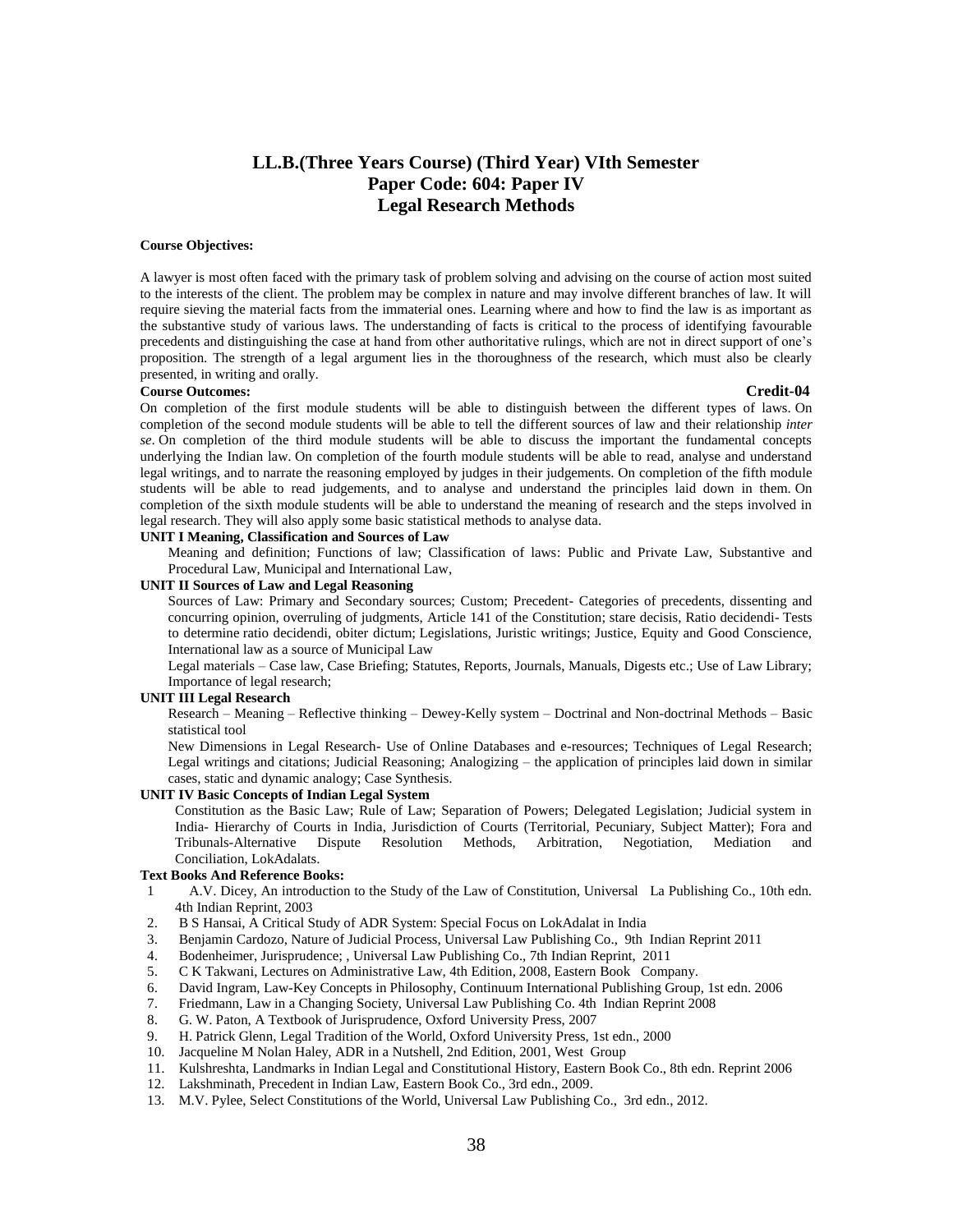# LL.B.(Three Years Course) (Third Year) VIth Semester
# Paper Code: 604: Paper IV
# Legal Research Methods

**Course Objectives:**

A lawyer is most often faced with the primary task of problem solving and advising on the course of action most suited to the interests of the client. The problem may be complex in nature and may involve different branches of law. It will require sieving the material facts from the immaterial ones. Learning where and how to find the law is as important as the substantive study of various laws. The understanding of facts is critical to the process of identifying favourable precedents and distinguishing the case at hand from other authoritative rulings, which are not in direct support of one's proposition. The strength of a legal argument lies in the thoroughness of the research, which must also be clearly presented, in writing and orally.

**Course Outcomes:** **Credit-04**

On completion of the first module students will be able to distinguish between the different types of laws. On completion of the second module students will be able to tell the different sources of law and their relationship *inter se*. On completion of the third module students will be able to discuss the important the fundamental concepts underlying the Indian law. On completion of the fourth module students will be able to read, analyse and understand legal writings, and to narrate the reasoning employed by judges in their judgements. On completion of the fifth module students will be able to read judgements, and to analyse and understand the principles laid down in them. On completion of the sixth module students will be able to understand the meaning of research and the steps involved in legal research. They will also apply some basic statistical methods to analyse data.

**UNIT I Meaning, Classification and Sources of Law**

Meaning and definition; Functions of law; Classification of laws: Public and Private Law, Substantive and Procedural Law, Municipal and International Law,

**UNIT II Sources of Law and Legal Reasoning**

Sources of Law: Primary and Secondary sources; Custom; Precedent- Categories of precedents, dissenting and concurring opinion, overruling of judgments, Article 141 of the Constitution; stare decisis, Ratio decidendi- Tests to determine ratio decidendi, obiter dictum; Legislations, Juristic writings; Justice, Equity and Good Conscience, International law as a source of Municipal Law

Legal materials – Case law, Case Briefing; Statutes, Reports, Journals, Manuals, Digests etc.; Use of Law Library; Importance of legal research;

**UNIT III Legal Research**

Research – Meaning – Reflective thinking – Dewey-Kelly system – Doctrinal and Non-doctrinal Methods – Basic statistical tool

New Dimensions in Legal Research- Use of Online Databases and e-resources; Techniques of Legal Research; Legal writings and citations; Judicial Reasoning; Analogizing – the application of principles laid down in similar cases, static and dynamic analogy; Case Synthesis.

**UNIT IV Basic Concepts of Indian Legal System**

Constitution as the Basic Law; Rule of Law; Separation of Powers; Delegated Legislation; Judicial system in India- Hierarchy of Courts in India, Jurisdiction of Courts (Territorial, Pecuniary, Subject Matter); Fora and Tribunals-Alternative Dispute Resolution Methods, Arbitration, Negotiation, Mediation and Conciliation, LokAdalats.

**Text Books And Reference Books:**

1. A.V. Dicey, An introduction to the Study of the Law of Constitution, Universal La Publishing Co., 10th edn. 4th Indian Reprint, 2003
2. B S Hansai, A Critical Study of ADR System: Special Focus on LokAdalat in India
3. Benjamin Cardozo, Nature of Judicial Process, Universal Law Publishing Co., 9th Indian Reprint 2011
4. Bodenheimer, Jurisprudence; , Universal Law Publishing Co., 7th Indian Reprint, 2011
5. C K Takwani, Lectures on Administrative Law, 4th Edition, 2008, Eastern Book Company.
6. David Ingram, Law-Key Concepts in Philosophy, Continuum International Publishing Group, 1st edn. 2006
7. Friedmann, Law in a Changing Society, Universal Law Publishing Co. 4th Indian Reprint 2008
8. G. W. Paton, A Textbook of Jurisprudence, Oxford University Press, 2007
9. H. Patrick Glenn, Legal Tradition of the World, Oxford University Press, 1st edn., 2000
10. Jacqueline M Nolan Haley, ADR in a Nutshell, 2nd Edition, 2001, West Group
11. Kulshreshta, Landmarks in Indian Legal and Constitutional History, Eastern Book Co., 8th edn. Reprint 2006
12. Lakshminath, Precedent in Indian Law, Eastern Book Co., 3rd edn., 2009.
13. M.V. Pylee, Select Constitutions of the World, Universal Law Publishing Co., 3rd edn., 2012.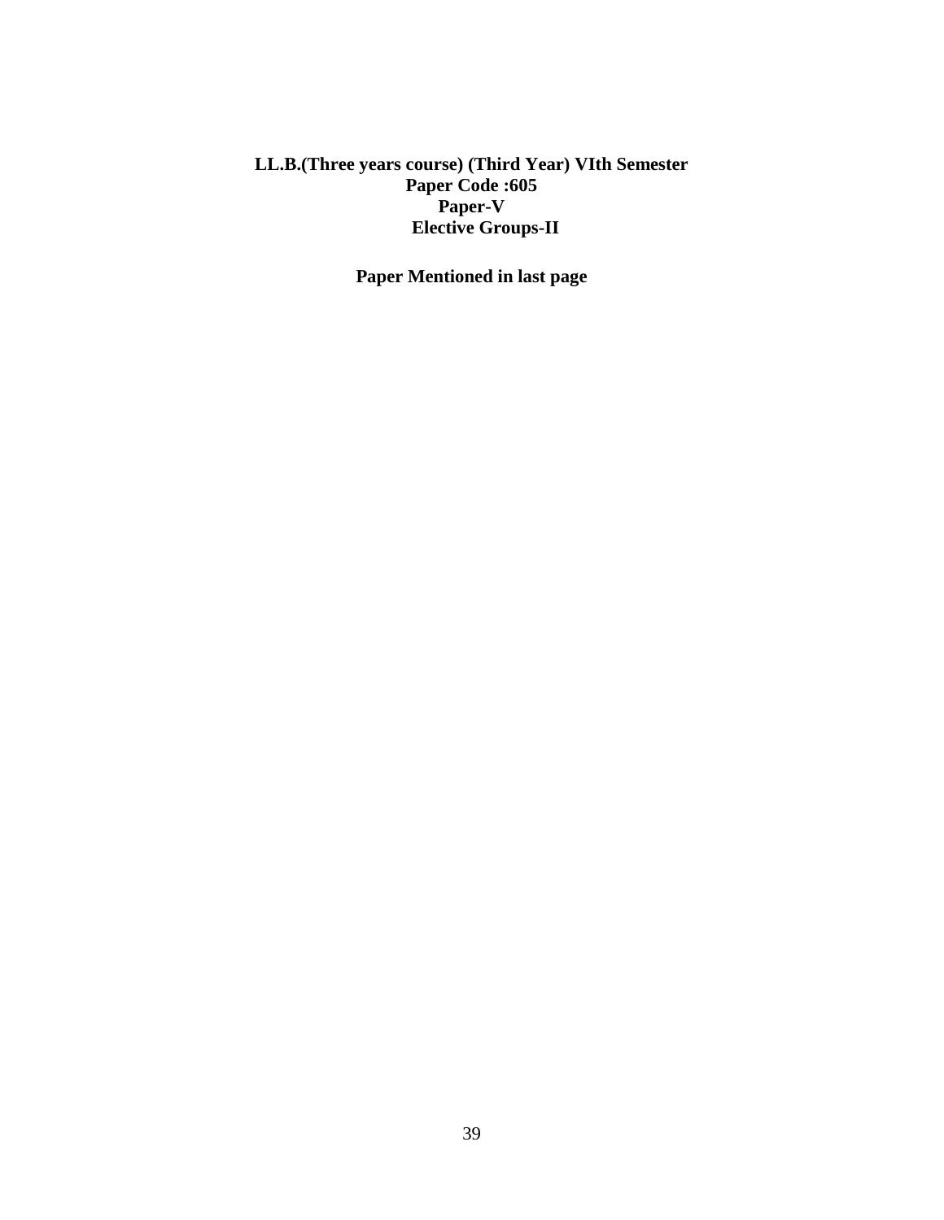**LL.B.(Three years course) (Third Year) VIth Semester**
**Paper Code :605**
**Paper-V**
**Elective Groups-II**

**Paper Mentioned in last page**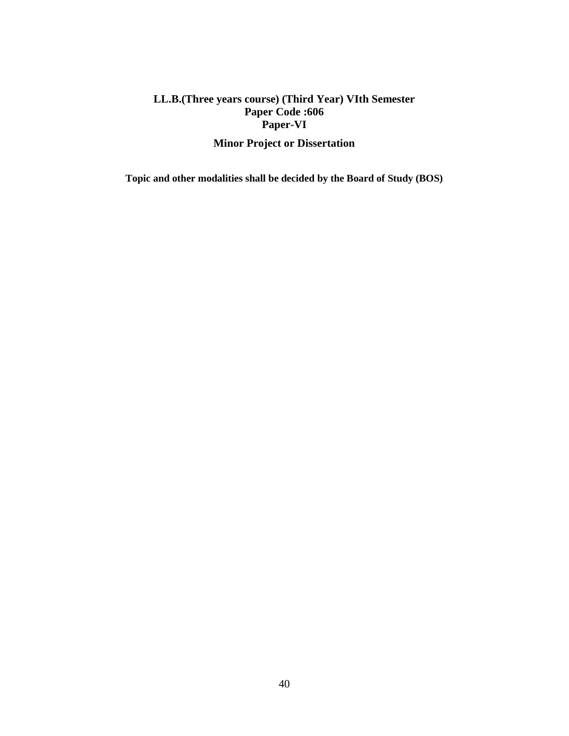## LL.B.(Three years course) (Third Year) VIth Semester
## Paper Code :606
## Paper-VI

## Minor Project or Dissertation

**Topic and other modalities shall be decided by the Board of Study (BOS)**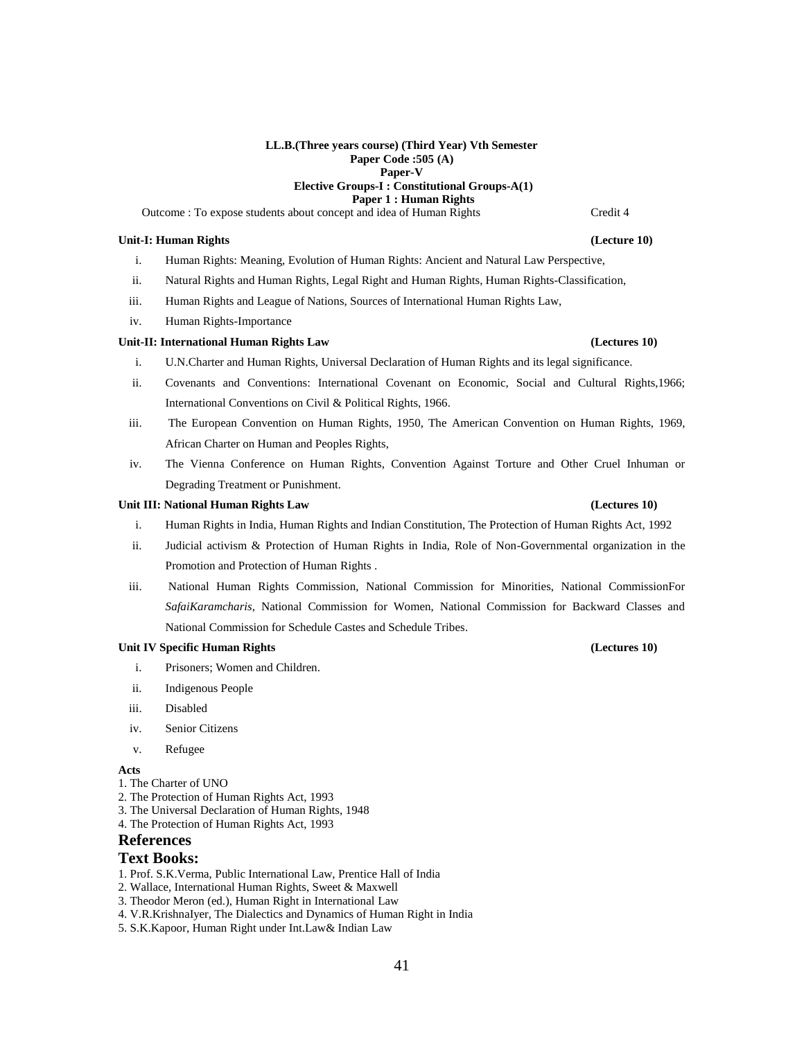**LL.B.(Three years course) (Third Year) Vth Semester**
**Paper Code :505 (A)**
**Paper-V**
**Elective Groups-I : Constitutional Groups-A(1)**
**Paper 1 : Human Rights**

Outcome : To expose students about concept and idea of Human Rights — Credit 4

**Unit-I: Human Rights (Lecture 10)**

i. Human Rights: Meaning, Evolution of Human Rights: Ancient and Natural Law Perspective,
ii. Natural Rights and Human Rights, Legal Right and Human Rights, Human Rights-Classification,
iii. Human Rights and League of Nations, Sources of International Human Rights Law,
iv. Human Rights-Importance

**Unit-II: International Human Rights Law (Lectures 10)**

i. U.N.Charter and Human Rights, Universal Declaration of Human Rights and its legal significance.
ii. Covenants and Conventions: International Covenant on Economic, Social and Cultural Rights,1966; International Conventions on Civil & Political Rights, 1966.
iii. The European Convention on Human Rights, 1950, The American Convention on Human Rights, 1969, African Charter on Human and Peoples Rights,
iv. The Vienna Conference on Human Rights, Convention Against Torture and Other Cruel Inhuman or Degrading Treatment or Punishment.

**Unit III: National Human Rights Law (Lectures 10)**

i. Human Rights in India, Human Rights and Indian Constitution, The Protection of Human Rights Act, 1992
ii. Judicial activism & Protection of Human Rights in India, Role of Non-Governmental organization in the Promotion and Protection of Human Rights .
iii. National Human Rights Commission, National Commission for Minorities, National CommissionFor *SafaiKaramcharis*, National Commission for Women, National Commission for Backward Classes and National Commission for Schedule Castes and Schedule Tribes.

**Unit IV Specific Human Rights (Lectures 10)**

i. Prisoners; Women and Children.
ii. Indigenous People
iii. Disabled
iv. Senior Citizens
v. Refugee

**Acts**

1. The Charter of UNO
2. The Protection of Human Rights Act, 1993
3. The Universal Declaration of Human Rights, 1948
4. The Protection of Human Rights Act, 1993

## References

## Text Books:

1. Prof. S.K.Verma, Public International Law, Prentice Hall of India
2. Wallace, International Human Rights, Sweet & Maxwell
3. Theodor Meron (ed.), Human Right in International Law
4. V.R.KrishnaIyer, The Dialectics and Dynamics of Human Right in India
5. S.K.Kapoor, Human Right under Int.Law& Indian Law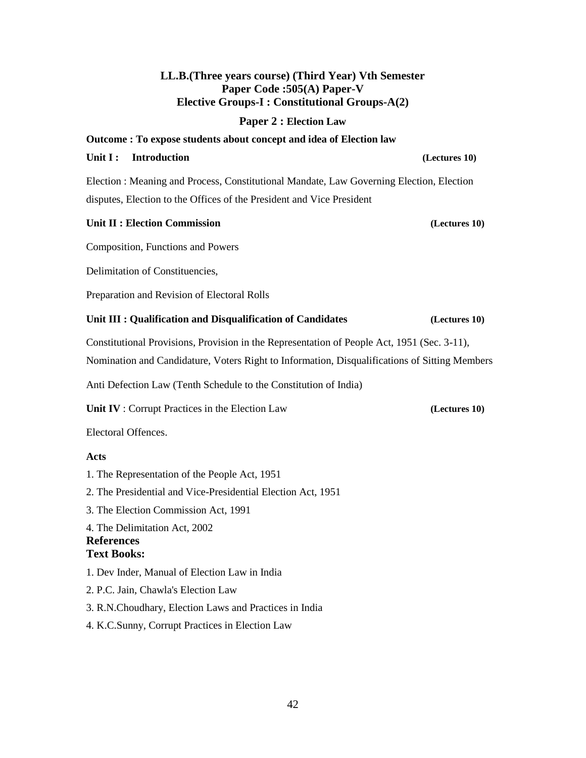## LL.B.(Three years course) (Third Year) Vth Semester
## Paper Code :505(A) Paper-V
## Elective Groups-I : Constitutional Groups-A(2)

### Paper 2 : Election Law

**Outcome : To expose students about concept and idea of Election law**

**Unit I : Introduction** **(Lectures 10)**

Election : Meaning and Process, Constitutional Mandate, Law Governing Election, Election disputes, Election to the Offices of the President and Vice President

**Unit II : Election Commission** **(Lectures 10)**

Composition, Functions and Powers

Delimitation of Constituencies,

Preparation and Revision of Electoral Rolls

**Unit III : Qualification and Disqualification of Candidates** **(Lectures 10)**

Constitutional Provisions, Provision in the Representation of People Act, 1951 (Sec. 3-11), Nomination and Candidature, Voters Right to Information, Disqualifications of Sitting Members

Anti Defection Law (Tenth Schedule to the Constitution of India)

**Unit IV** : Corrupt Practices in the Election Law **(Lectures 10)**

Electoral Offences.

**Acts**

1. The Representation of the People Act, 1951
2. The Presidential and Vice-Presidential Election Act, 1951
3. The Election Commission Act, 1991
4. The Delimitation Act, 2002

**References**

**Text Books:**

1. Dev Inder, Manual of Election Law in India
2. P.C. Jain, Chawla's Election Law
3. R.N.Choudhary, Election Laws and Practices in India
4. K.C.Sunny, Corrupt Practices in Election Law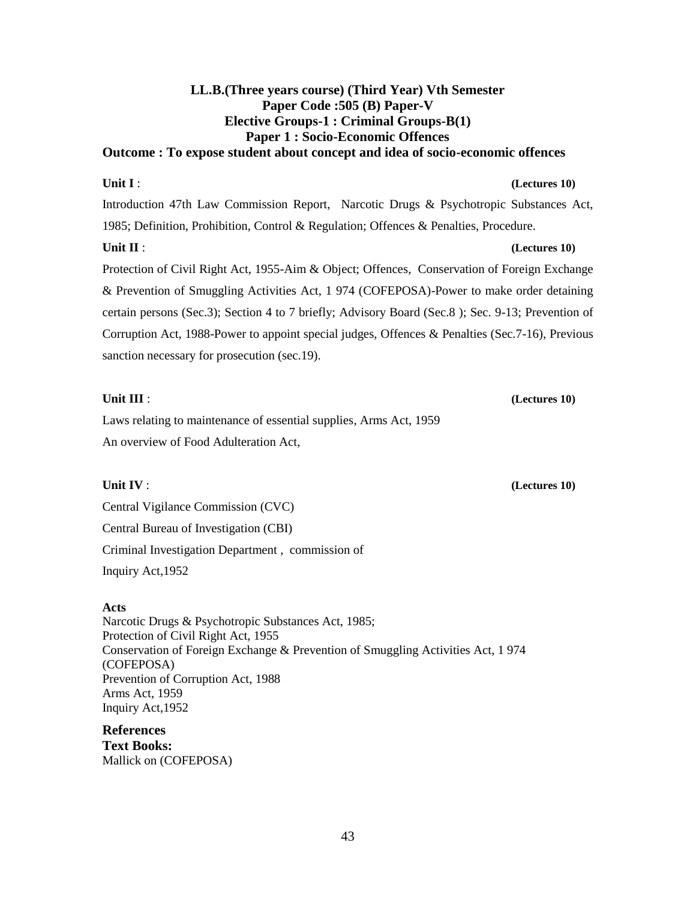## LL.B.(Three years course) (Third Year) Vth Semester
## Paper Code :505 (B) Paper-V
## Elective Groups-1 : Criminal Groups-B(1)
## Paper 1 : Socio-Economic Offences

**Outcome : To expose student about concept and idea of socio-economic offences**

**Unit I** : **(Lectures 10)**

Introduction 47th Law Commission Report, Narcotic Drugs & Psychotropic Substances Act, 1985; Definition, Prohibition, Control & Regulation; Offences & Penalties, Procedure.

**Unit II** : **(Lectures 10)**

Protection of Civil Right Act, 1955-Aim & Object; Offences, Conservation of Foreign Exchange & Prevention of Smuggling Activities Act, 1 974 (COFEPOSA)-Power to make order detaining certain persons (Sec.3); Section 4 to 7 briefly; Advisory Board (Sec.8 ); Sec. 9-13; Prevention of Corruption Act, 1988-Power to appoint special judges, Offences & Penalties (Sec.7-16), Previous sanction necessary for prosecution (sec.19).

**Unit III** : **(Lectures 10)**

Laws relating to maintenance of essential supplies, Arms Act, 1959

An overview of Food Adulteration Act,

**Unit IV** : **(Lectures 10)**

Central Vigilance Commission (CVC)

Central Bureau of Investigation (CBI)

Criminal Investigation Department , commission of

Inquiry Act,1952

**Acts**

Narcotic Drugs & Psychotropic Substances Act, 1985;
Protection of Civil Right Act, 1955
Conservation of Foreign Exchange & Prevention of Smuggling Activities Act, 1 974 (COFEPOSA)
Prevention of Corruption Act, 1988
Arms Act, 1959
Inquiry Act,1952

**References**
**Text Books:**
Mallick on (COFEPOSA)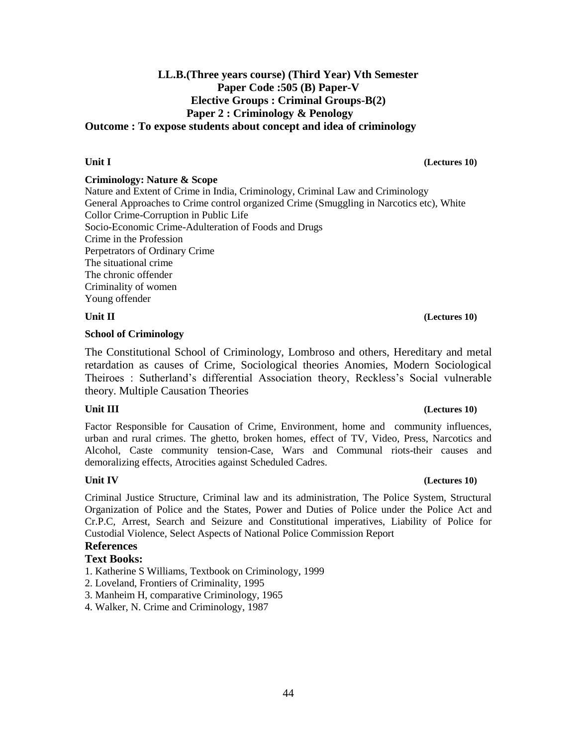**LL.B.(Three years course) (Third Year) Vth Semester**
**Paper Code :505 (B) Paper-V**
**Elective Groups : Criminal Groups-B(2)**
**Paper 2 : Criminology & Penology**
**Outcome : To expose students about concept and idea of criminology**

**Unit I** **(Lectures 10)**

**Criminology: Nature & Scope**

Nature and Extent of Crime in India, Criminology, Criminal Law and Criminology
General Approaches to Crime control organized Crime (Smuggling in Narcotics etc), White Collor Crime-Corruption in Public Life
Socio-Economic Crime-Adulteration of Foods and Drugs
Crime in the Profession
Perpetrators of Ordinary Crime
The situational crime
The chronic offender
Criminality of women
Young offender

**Unit II** **(Lectures 10)**

**School of Criminology**

The Constitutional School of Criminology, Lombroso and others, Hereditary and metal retardation as causes of Crime, Sociological theories Anomies, Modern Sociological Theiroes : Sutherland's differential Association theory, Reckless's Social vulnerable theory. Multiple Causation Theories

**Unit III** **(Lectures 10)**

Factor Responsible for Causation of Crime, Environment, home and community influences, urban and rural crimes. The ghetto, broken homes, effect of TV, Video, Press, Narcotics and Alcohol, Caste community tension-Case, Wars and Communal riots-their causes and demoralizing effects, Atrocities against Scheduled Cadres.

**Unit IV** **(Lectures 10)**

Criminal Justice Structure, Criminal law and its administration, The Police System, Structural Organization of Police and the States, Power and Duties of Police under the Police Act and Cr.P.C, Arrest, Search and Seizure and Constitutional imperatives, Liability of Police for Custodial Violence, Select Aspects of National Police Commission Report

**References**

**Text Books:**

1. Katherine S Williams, Textbook on Criminology, 1999
2. Loveland, Frontiers of Criminality, 1995
3. Manheim H, comparative Criminology, 1965
4. Walker, N. Crime and Criminology, 1987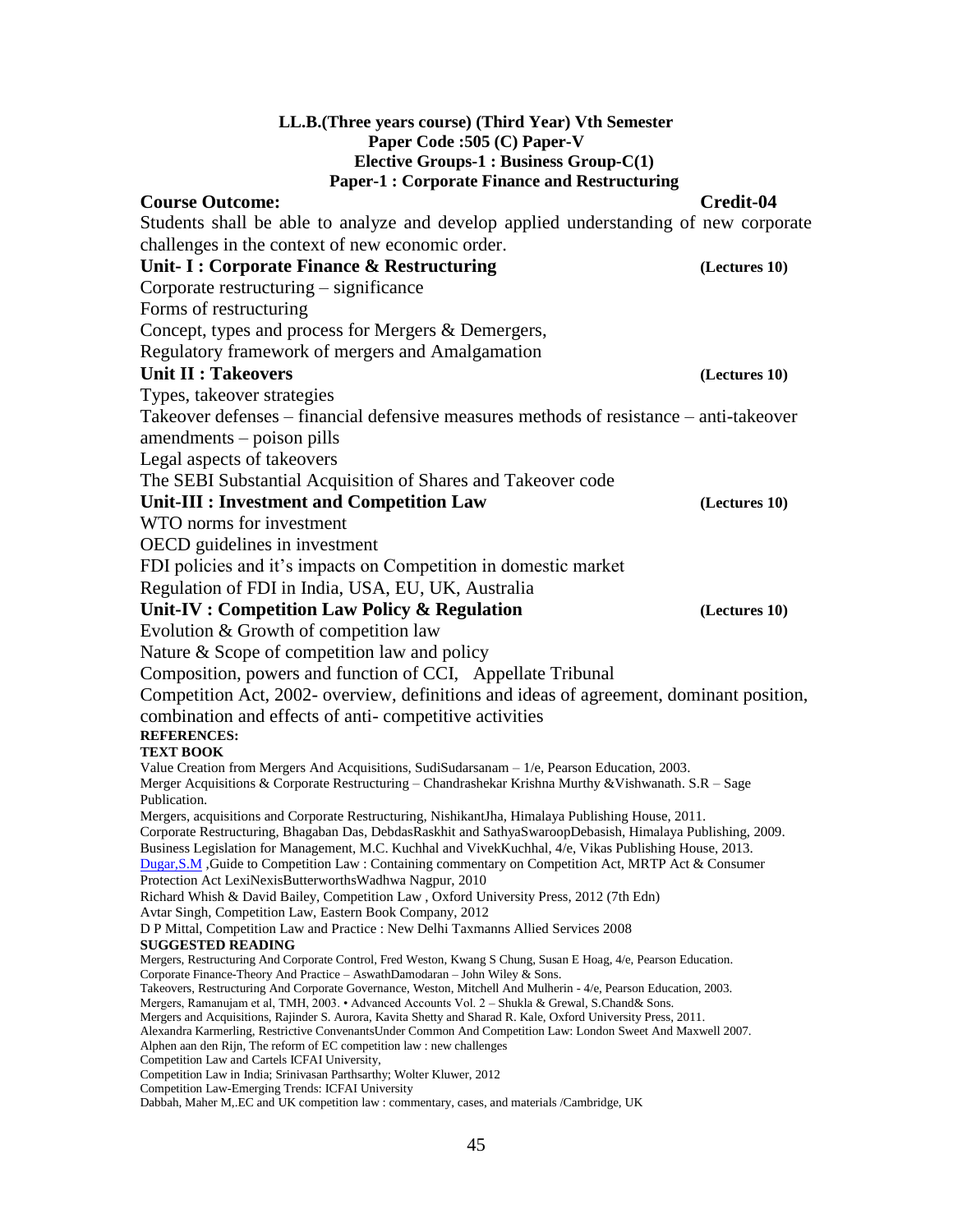**LL.B.(Three years course) (Third Year) Vth Semester**
**Paper Code :505 (C) Paper-V**
**Elective Groups-1 : Business Group-C(1)**
**Paper-1 : Corporate Finance and Restructuring**

**Course Outcome:** **Credit-04**

Students shall be able to analyze and develop applied understanding of new corporate challenges in the context of new economic order.

**Unit- I : Corporate Finance & Restructuring** **(Lectures 10)**

Corporate restructuring – significance
Forms of restructuring
Concept, types and process for Mergers & Demergers,
Regulatory framework of mergers and Amalgamation

**Unit II : Takeovers** **(Lectures 10)**

Types, takeover strategies
Takeover defenses – financial defensive measures methods of resistance – anti-takeover amendments – poison pills
Legal aspects of takeovers
The SEBI Substantial Acquisition of Shares and Takeover code

**Unit-III : Investment and Competition Law** **(Lectures 10)**

WTO norms for investment
OECD guidelines in investment
FDI policies and it's impacts on Competition in domestic market
Regulation of FDI in India, USA, EU, UK, Australia

**Unit-IV : Competition Law Policy & Regulation** **(Lectures 10)**

Evolution & Growth of competition law
Nature & Scope of competition law and policy
Composition, powers and function of CCI, Appellate Tribunal
Competition Act, 2002- overview, definitions and ideas of agreement, dominant position, combination and effects of anti- competitive activities

**REFERENCES:**

**TEXT BOOK**

Value Creation from Mergers And Acquisitions, SudiSudarsanam – 1/e, Pearson Education, 2003.
Merger Acquisitions & Corporate Restructuring – Chandrashekar Krishna Murthy &Vishwanath. S.R – Sage Publication.
Mergers, acquisitions and Corporate Restructuring, NishikantJha, Himalaya Publishing House, 2011.
Corporate Restructuring, Bhagaban Das, DebdasRaskhit and SathyaSwaroopDebasish, Himalaya Publishing, 2009.
Business Legislation for Management, M.C. Kuchhal and VivekKuchhal, 4/e, Vikas Publishing House, 2013.
Dugar,S.M ,Guide to Competition Law : Containing commentary on Competition Act, MRTP Act & Consumer Protection Act LexiNexisButterworthsWadhwa Nagpur, 2010
Richard Whish & David Bailey, Competition Law , Oxford University Press, 2012 (7th Edn)
Avtar Singh, Competition Law, Eastern Book Company, 2012
D P Mittal, Competition Law and Practice : New Delhi Taxmanns Allied Services 2008

**SUGGESTED READING**

Mergers, Restructuring And Corporate Control, Fred Weston, Kwang S Chung, Susan E Hoag, 4/e, Pearson Education.
Corporate Finance-Theory And Practice – AswathDamodaran – John Wiley & Sons.
Takeovers, Restructuring And Corporate Governance, Weston, Mitchell And Mulherin - 4/e, Pearson Education, 2003.
Mergers, Ramanujam et al, TMH, 2003. • Advanced Accounts Vol. 2 – Shukla & Grewal, S.Chand& Sons.
Mergers and Acquisitions, Rajinder S. Aurora, Kavita Shetty and Sharad R. Kale, Oxford University Press, 2011.
Alexandra Karmerling, Restrictive ConvenantsUnder Common And Competition Law: London Sweet And Maxwell 2007.
Alphen aan den Rijn, The reform of EC competition law : new challenges
Competition Law and Cartels ICFAI University,
Competition Law in India; Srinivasan Parthsarthy; Wolter Kluwer, 2012
Competition Law-Emerging Trends: ICFAI University
Dabbah, Maher M,.EC and UK competition law : commentary, cases, and materials /Cambridge, UK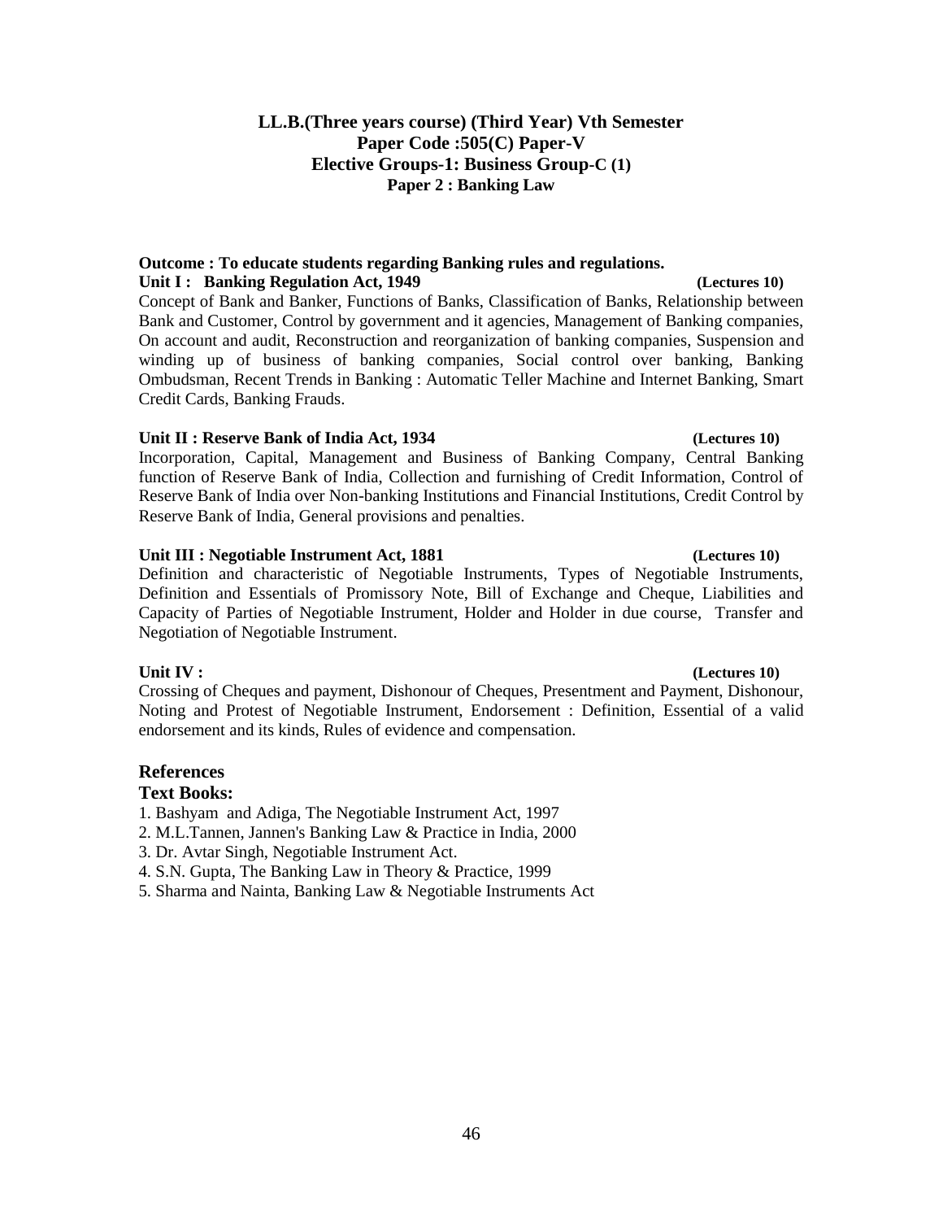# LL.B.(Three years course) (Third Year) Vth Semester
## Paper Code :505(C) Paper-V
## Elective Groups-1: Business Group-C (1)
### Paper 2 : Banking Law

**Outcome : To educate students regarding Banking rules and regulations.**

**Unit I : Banking Regulation Act, 1949** **(Lectures 10)**

Concept of Bank and Banker, Functions of Banks, Classification of Banks, Relationship between Bank and Customer, Control by government and it agencies, Management of Banking companies, On account and audit, Reconstruction and reorganization of banking companies, Suspension and winding up of business of banking companies, Social control over banking, Banking Ombudsman, Recent Trends in Banking : Automatic Teller Machine and Internet Banking, Smart Credit Cards, Banking Frauds.

**Unit II : Reserve Bank of India Act, 1934** **(Lectures 10)**

Incorporation, Capital, Management and Business of Banking Company, Central Banking function of Reserve Bank of India, Collection and furnishing of Credit Information, Control of Reserve Bank of India over Non-banking Institutions and Financial Institutions, Credit Control by Reserve Bank of India, General provisions and penalties.

**Unit III : Negotiable Instrument Act, 1881** **(Lectures 10)**

Definition and characteristic of Negotiable Instruments, Types of Negotiable Instruments, Definition and Essentials of Promissory Note, Bill of Exchange and Cheque, Liabilities and Capacity of Parties of Negotiable Instrument, Holder and Holder in due course, Transfer and Negotiation of Negotiable Instrument.

**Unit IV :** **(Lectures 10)**

Crossing of Cheques and payment, Dishonour of Cheques, Presentment and Payment, Dishonour, Noting and Protest of Negotiable Instrument, Endorsement : Definition, Essential of a valid endorsement and its kinds, Rules of evidence and compensation.

## References

### Text Books:

1. Bashyam and Adiga, The Negotiable Instrument Act, 1997
2. M.L.Tannen, Jannen's Banking Law & Practice in India, 2000
3. Dr. Avtar Singh, Negotiable Instrument Act.
4. S.N. Gupta, The Banking Law in Theory & Practice, 1999
5. Sharma and Nainta, Banking Law & Negotiable Instruments Act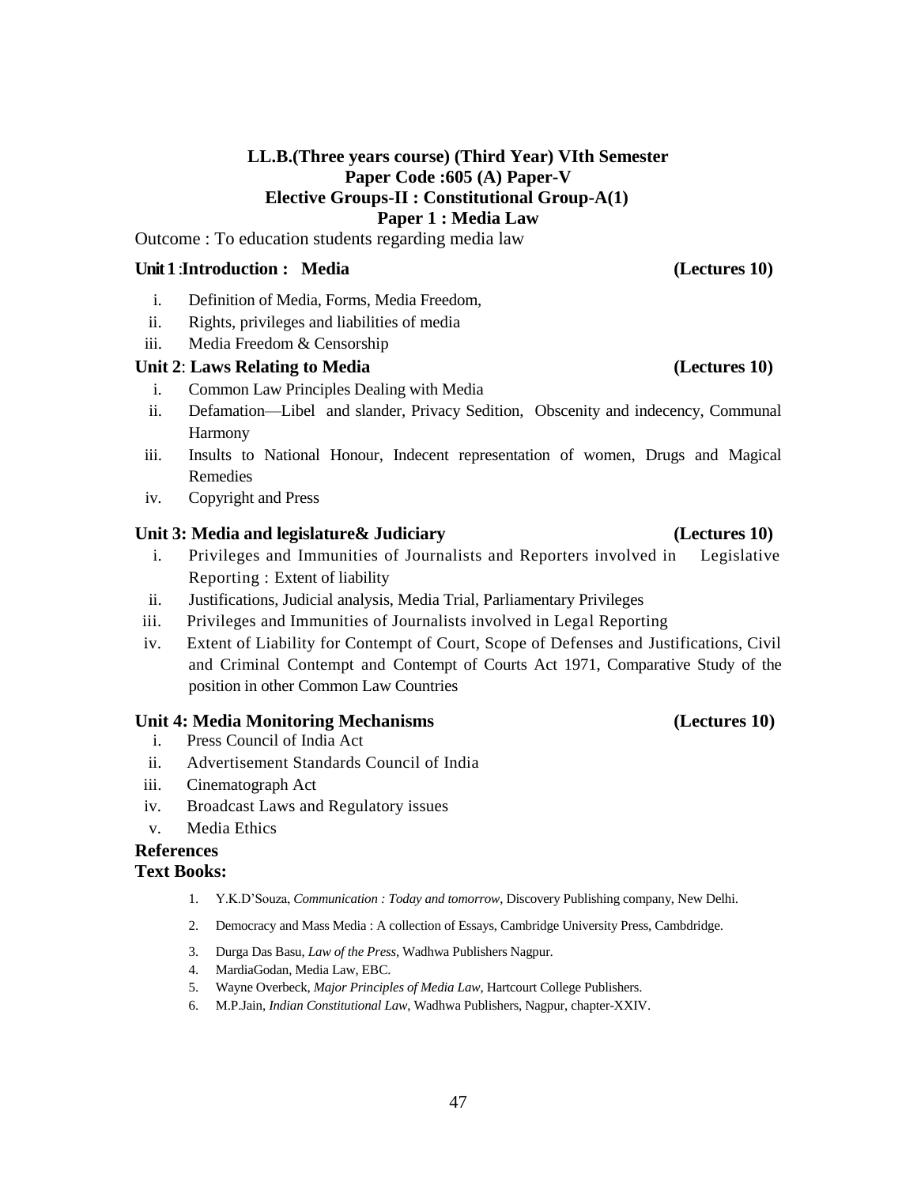**LL.B.(Three years course) (Third Year) VIth Semester**
**Paper Code :605 (A) Paper-V**
**Elective Groups-II : Constitutional Group-A(1)**
**Paper 1 : Media Law**

Outcome : To education students regarding media law

**Unit 1 :Introduction : Media (Lectures 10)**

i. Definition of Media, Forms, Media Freedom,
ii. Rights, privileges and liabilities of media
iii. Media Freedom & Censorship

**Unit 2: Laws Relating to Media (Lectures 10)**

i. Common Law Principles Dealing with Media
ii. Defamation—Libel and slander, Privacy Sedition, Obscenity and indecency, Communal Harmony
iii. Insults to National Honour, Indecent representation of women, Drugs and Magical Remedies
iv. Copyright and Press

**Unit 3: Media and legislature& Judiciary (Lectures 10)**

i. Privileges and Immunities of Journalists and Reporters involved in Legislative Reporting : Extent of liability
ii. Justifications, Judicial analysis, Media Trial, Parliamentary Privileges
iii. Privileges and Immunities of Journalists involved in Legal Reporting
iv. Extent of Liability for Contempt of Court, Scope of Defenses and Justifications, Civil and Criminal Contempt and Contempt of Courts Act 1971, Comparative Study of the position in other Common Law Countries

**Unit 4: Media Monitoring Mechanisms (Lectures 10)**

i. Press Council of India Act
ii. Advertisement Standards Council of India
iii. Cinematograph Act
iv. Broadcast Laws and Regulatory issues
v. Media Ethics

**References**

**Text Books:**

1. Y.K.D'Souza, *Communication : Today and tomorrow*, Discovery Publishing company, New Delhi.
2. Democracy and Mass Media : A collection of Essays, Cambridge University Press, Cambdridge.
3. Durga Das Basu, *Law of the Press*, Wadhwa Publishers Nagpur.
4. MardiaGodan, Media Law, EBC.
5. Wayne Overbeck, *Major Principles of Media Law*, Hartcourt College Publishers.
6. M.P.Jain, *Indian Constitutional Law*, Wadhwa Publishers, Nagpur, chapter-XXIV.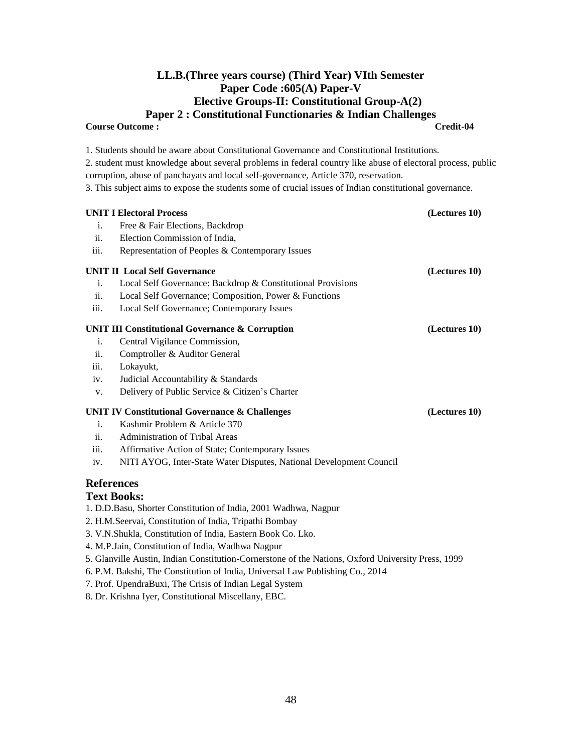# LL.B.(Three years course) (Third Year) VIth Semester

## Paper Code :605(A) Paper-V

## Elective Groups-II: Constitutional Group-A(2)

## Paper 2 : Constitutional Functionaries & Indian Challenges

**Course Outcome :** **Credit-04**

1. Students should be aware about Constitutional Governance and Constitutional Institutions.
2. student must knowledge about several problems in federal country like abuse of electoral process, public corruption, abuse of panchayats and local self-governance, Article 370, reservation.
3. This subject aims to expose the students some of crucial issues of Indian constitutional governance.

**UNIT I Electoral Process** **(Lectures 10)**

i. Free & Fair Elections, Backdrop
ii. Election Commission of India,
iii. Representation of Peoples & Contemporary Issues

**UNIT II Local Self Governance** **(Lectures 10)**

i. Local Self Governance: Backdrop & Constitutional Provisions
ii. Local Self Governance; Composition, Power & Functions
iii. Local Self Governance; Contemporary Issues

**UNIT III Constitutional Governance & Corruption** **(Lectures 10)**

i. Central Vigilance Commission,
ii. Comptroller & Auditor General
iii. Lokayukt,
iv. Judicial Accountability & Standards
v. Delivery of Public Service & Citizen's Charter

**UNIT IV Constitutional Governance & Challenges** **(Lectures 10)**

i. Kashmir Problem & Article 370
ii. Administration of Tribal Areas
iii. Affirmative Action of State; Contemporary Issues
iv. NITI AYOG, Inter-State Water Disputes, National Development Council

## References

### Text Books:

1. D.D.Basu, Shorter Constitution of India, 2001 Wadhwa, Nagpur
2. H.M.Seervai, Constitution of India, Tripathi Bombay
3. V.N.Shukla, Constitution of India, Eastern Book Co. Lko.
4. M.P.Jain, Constitution of India, Wadhwa Nagpur
5. Glanville Austin, Indian Constitution-Cornerstone of the Nations, Oxford University Press, 1999
6. P.M. Bakshi, The Constitution of India, Universal Law Publishing Co., 2014
7. Prof. UpendraBuxi, The Crisis of Indian Legal System
8. Dr. Krishna Iyer, Constitutional Miscellany, EBC.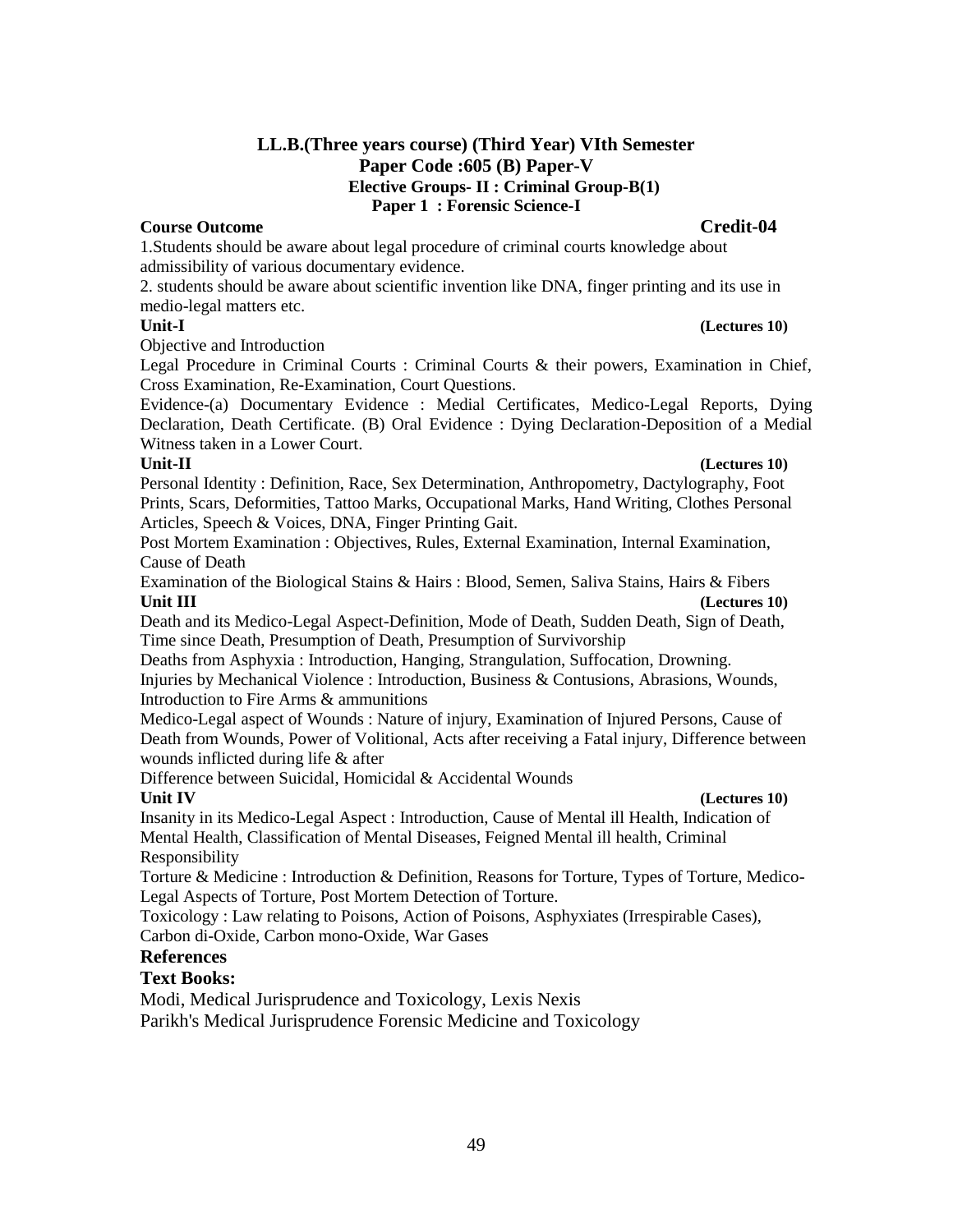## LL.B.(Three years course) (Third Year) VIth Semester
## Paper Code :605 (B) Paper-V
### Elective Groups- II : Criminal Group-B(1)
### Paper 1 : Forensic Science-I

**Course Outcome** **Credit-04**

1.Students should be aware about legal procedure of criminal courts knowledge about admissibility of various documentary evidence.

2. students should be aware about scientific invention like DNA, finger printing and its use in medio-legal matters etc.

**Unit-I** **(Lectures 10)**

Objective and Introduction

Legal Procedure in Criminal Courts : Criminal Courts & their powers, Examination in Chief, Cross Examination, Re-Examination, Court Questions.

Evidence-(a) Documentary Evidence : Medial Certificates, Medico-Legal Reports, Dying Declaration, Death Certificate. (B) Oral Evidence : Dying Declaration-Deposition of a Medial Witness taken in a Lower Court.

**Unit-II** **(Lectures 10)**

Personal Identity : Definition, Race, Sex Determination, Anthropometry, Dactylography, Foot Prints, Scars, Deformities, Tattoo Marks, Occupational Marks, Hand Writing, Clothes Personal Articles, Speech & Voices, DNA, Finger Printing Gait.

Post Mortem Examination : Objectives, Rules, External Examination, Internal Examination, Cause of Death

Examination of the Biological Stains & Hairs : Blood, Semen, Saliva Stains, Hairs & Fibers

**Unit III** **(Lectures 10)**

Death and its Medico-Legal Aspect-Definition, Mode of Death, Sudden Death, Sign of Death, Time since Death, Presumption of Death, Presumption of Survivorship

Deaths from Asphyxia : Introduction, Hanging, Strangulation, Suffocation, Drowning.

Injuries by Mechanical Violence : Introduction, Business & Contusions, Abrasions, Wounds, Introduction to Fire Arms & ammunitions

Medico-Legal aspect of Wounds : Nature of injury, Examination of Injured Persons, Cause of Death from Wounds, Power of Volitional, Acts after receiving a Fatal injury, Difference between wounds inflicted during life & after

Difference between Suicidal, Homicidal & Accidental Wounds

**Unit IV** **(Lectures 10)**

Insanity in its Medico-Legal Aspect : Introduction, Cause of Mental ill Health, Indication of Mental Health, Classification of Mental Diseases, Feigned Mental ill health, Criminal Responsibility

Torture & Medicine : Introduction & Definition, Reasons for Torture, Types of Torture, Medico-Legal Aspects of Torture, Post Mortem Detection of Torture.

Toxicology : Law relating to Poisons, Action of Poisons, Asphyxiates (Irrespirable Cases), Carbon di-Oxide, Carbon mono-Oxide, War Gases

### References

### Text Books:

Modi, Medical Jurisprudence and Toxicology, Lexis Nexis

Parikh's Medical Jurisprudence Forensic Medicine and Toxicology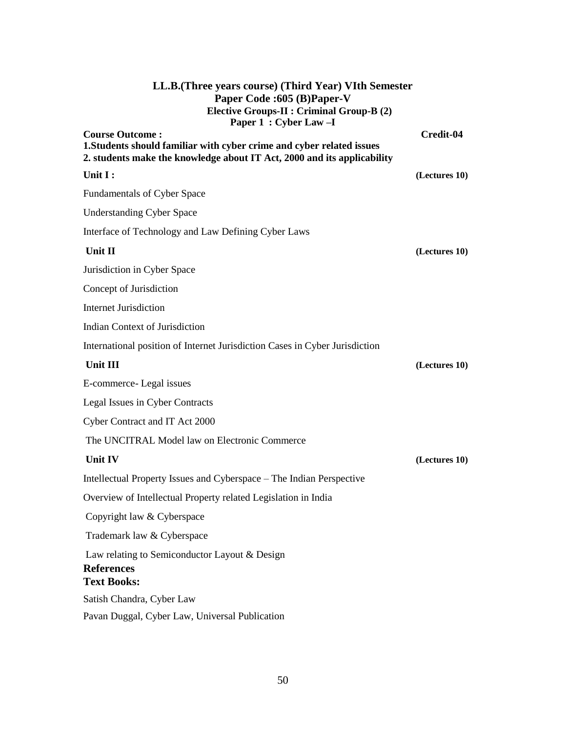**LL.B.(Three years course) (Third Year) VIth Semester**
**Paper Code :605 (B)Paper-V**
**Elective Groups-II : Criminal Group-B (2)**
**Paper 1 : Cyber Law –I**

**Course Outcome :** **Credit-04**

**1.Students should familiar with cyber crime and cyber related issues**
**2. students make the knowledge about IT Act, 2000 and its applicability**

**Unit I :** **(Lectures 10)**

Fundamentals of Cyber Space

Understanding Cyber Space

Interface of Technology and Law Defining Cyber Laws

**Unit II** **(Lectures 10)**

Jurisdiction in Cyber Space

Concept of Jurisdiction

Internet Jurisdiction

Indian Context of Jurisdiction

International position of Internet Jurisdiction Cases in Cyber Jurisdiction

**Unit III** **(Lectures 10)**

E-commerce- Legal issues

Legal Issues in Cyber Contracts

Cyber Contract and IT Act 2000

The UNCITRAL Model law on Electronic Commerce

**Unit IV** **(Lectures 10)**

Intellectual Property Issues and Cyberspace – The Indian Perspective

Overview of Intellectual Property related Legislation in India

Copyright law & Cyberspace

Trademark law & Cyberspace

Law relating to Semiconductor Layout & Design

**References**

**Text Books:**

Satish Chandra, Cyber Law

Pavan Duggal, Cyber Law, Universal Publication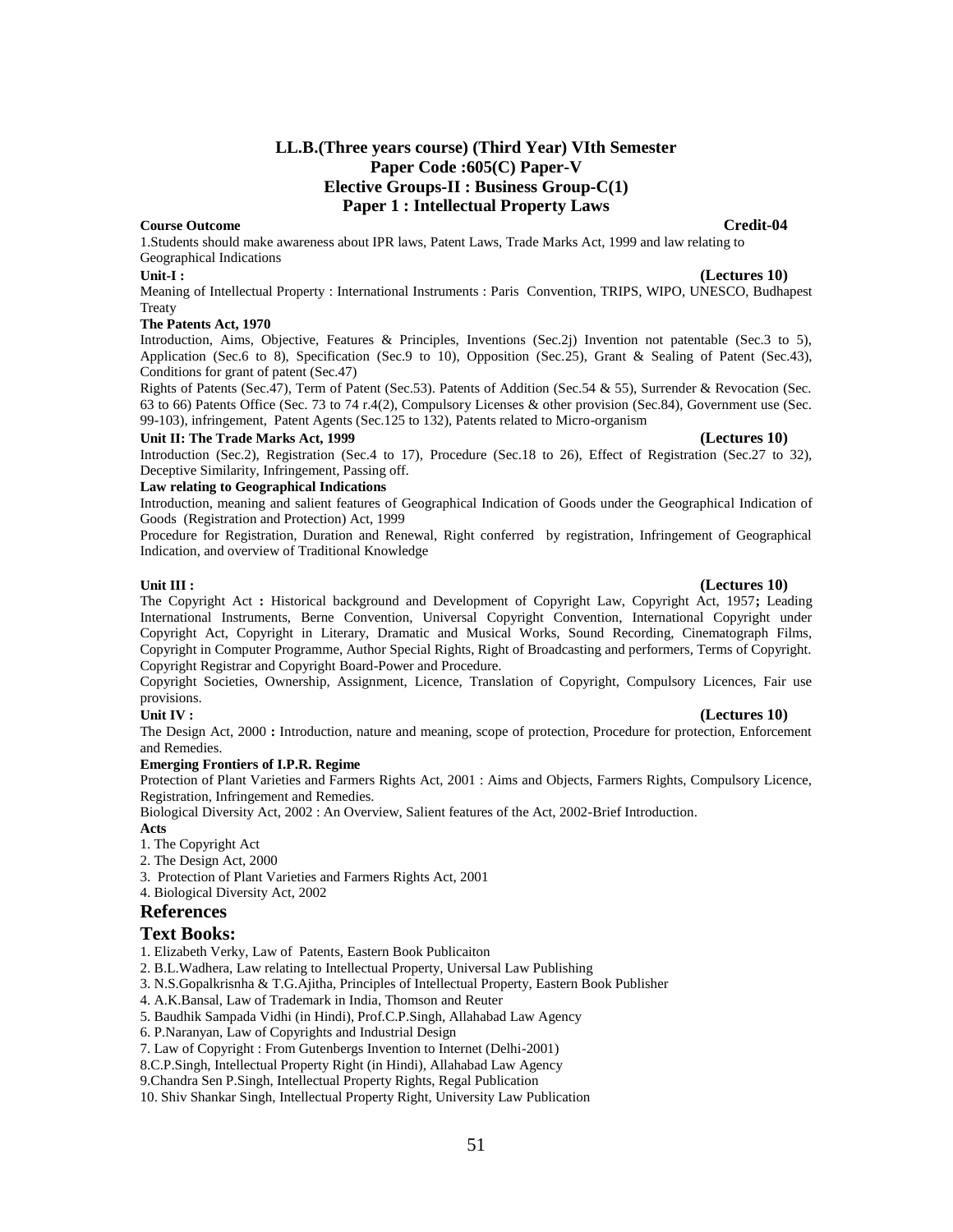# LL.B.(Three years course) (Third Year) VIth Semester
## Paper Code :605(C) Paper-V
## Elective Groups-II : Business Group-C(1)
## Paper 1 : Intellectual Property Laws

**Course Outcome** **Credit-04**

1.Students should make awareness about IPR laws, Patent Laws, Trade Marks Act, 1999 and law relating to Geographical Indications

**Unit-I :** **(Lectures 10)**

Meaning of Intellectual Property : International Instruments : Paris Convention, TRIPS, WIPO, UNESCO, Budhapest Treaty

**The Patents Act, 1970**

Introduction, Aims, Objective, Features & Principles, Inventions (Sec.2j) Invention not patentable (Sec.3 to 5), Application (Sec.6 to 8), Specification (Sec.9 to 10), Opposition (Sec.25), Grant & Sealing of Patent (Sec.43), Conditions for grant of patent (Sec.47)

Rights of Patents (Sec.47), Term of Patent (Sec.53). Patents of Addition (Sec.54 & 55), Surrender & Revocation (Sec. 63 to 66) Patents Office (Sec. 73 to 74 r.4(2), Compulsory Licenses & other provision (Sec.84), Government use (Sec. 99-103), infringement, Patent Agents (Sec.125 to 132), Patents related to Micro-organism

**Unit II: The Trade Marks Act, 1999** **(Lectures 10)**

Introduction (Sec.2), Registration (Sec.4 to 17), Procedure (Sec.18 to 26), Effect of Registration (Sec.27 to 32), Deceptive Similarity, Infringement, Passing off.

**Law relating to Geographical Indications**

Introduction, meaning and salient features of Geographical Indication of Goods under the Geographical Indication of Goods (Registration and Protection) Act, 1999

Procedure for Registration, Duration and Renewal, Right conferred by registration, Infringement of Geographical Indication, and overview of Traditional Knowledge

**Unit III :** **(Lectures 10)**

The Copyright Act **:** Historical background and Development of Copyright Law, Copyright Act, 1957**;** Leading International Instruments, Berne Convention, Universal Copyright Convention, International Copyright under Copyright Act, Copyright in Literary, Dramatic and Musical Works, Sound Recording, Cinematograph Films, Copyright in Computer Programme, Author Special Rights, Right of Broadcasting and performers, Terms of Copyright. Copyright Registrar and Copyright Board-Power and Procedure.

Copyright Societies, Ownership, Assignment, Licence, Translation of Copyright, Compulsory Licences, Fair use provisions.

**Unit IV :** **(Lectures 10)**

The Design Act, 2000 **:** Introduction, nature and meaning, scope of protection, Procedure for protection, Enforcement and Remedies.

**Emerging Frontiers of I.P.R. Regime**

Protection of Plant Varieties and Farmers Rights Act, 2001 : Aims and Objects, Farmers Rights, Compulsory Licence, Registration, Infringement and Remedies.

Biological Diversity Act, 2002 : An Overview, Salient features of the Act, 2002-Brief Introduction.

**Acts**

1. The Copyright Act
2. The Design Act, 2000
3. Protection of Plant Varieties and Farmers Rights Act, 2001
4. Biological Diversity Act, 2002

## References

## Text Books:

1. Elizabeth Verky, Law of Patents, Eastern Book Publicaiton
2. B.L.Wadhera, Law relating to Intellectual Property, Universal Law Publishing
3. N.S.Gopalkrisnha & T.G.Ajitha, Principles of Intellectual Property, Eastern Book Publisher
4. A.K.Bansal, Law of Trademark in India, Thomson and Reuter
5. Baudhik Sampada Vidhi (in Hindi), Prof.C.P.Singh, Allahabad Law Agency
6. P.Naranyan, Law of Copyrights and Industrial Design
7. Law of Copyright : From Gutenbergs Invention to Internet (Delhi-2001)
8. C.P.Singh, Intellectual Property Right (in Hindi), Allahabad Law Agency
9. Chandra Sen P.Singh, Intellectual Property Rights, Regal Publication
10. Shiv Shankar Singh, Intellectual Property Right, University Law Publication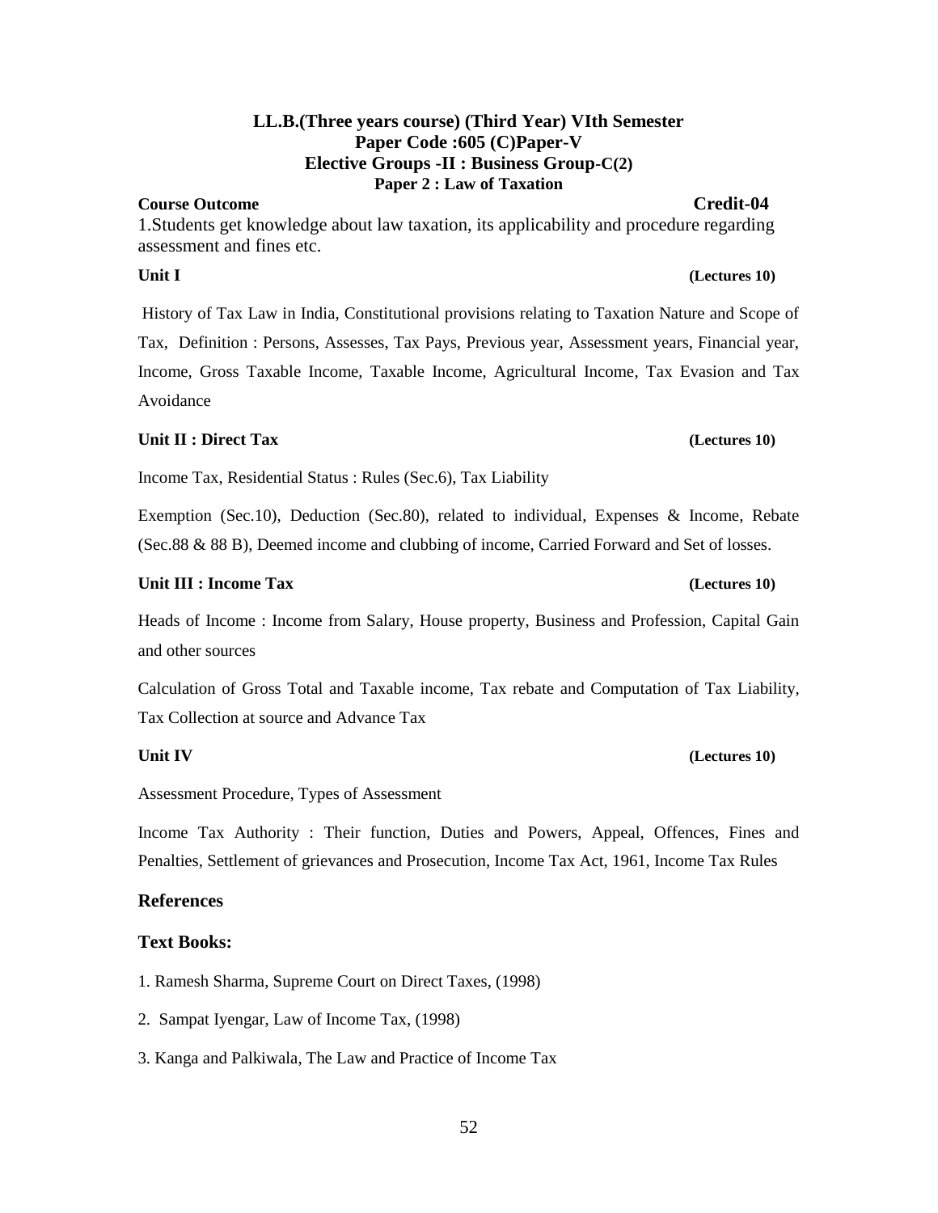# LL.B.(Three years course) (Third Year) VIth Semester
## Paper Code :605 (C)Paper-V
## Elective Groups -II : Business Group-C(2)
### Paper 2 : Law of Taxation

**Course Outcome** **Credit-04**

1.Students get knowledge about law taxation, its applicability and procedure regarding assessment and fines etc.

**Unit I** **(Lectures 10)**

History of Tax Law in India, Constitutional provisions relating to Taxation Nature and Scope of Tax, Definition : Persons, Assesses, Tax Pays, Previous year, Assessment years, Financial year, Income, Gross Taxable Income, Taxable Income, Agricultural Income, Tax Evasion and Tax Avoidance

**Unit II : Direct Tax** **(Lectures 10)**

Income Tax, Residential Status : Rules (Sec.6), Tax Liability

Exemption (Sec.10), Deduction (Sec.80), related to individual, Expenses & Income, Rebate (Sec.88 & 88 B), Deemed income and clubbing of income, Carried Forward and Set of losses.

**Unit III : Income Tax** **(Lectures 10)**

Heads of Income : Income from Salary, House property, Business and Profession, Capital Gain and other sources

Calculation of Gross Total and Taxable income, Tax rebate and Computation of Tax Liability, Tax Collection at source and Advance Tax

**Unit IV** **(Lectures 10)**

Assessment Procedure, Types of Assessment

Income Tax Authority : Their function, Duties and Powers, Appeal, Offences, Fines and Penalties, Settlement of grievances and Prosecution, Income Tax Act, 1961, Income Tax Rules

## References

## Text Books:

1. Ramesh Sharma, Supreme Court on Direct Taxes, (1998)
2. Sampat Iyengar, Law of Income Tax, (1998)
3. Kanga and Palkiwala, The Law and Practice of Income Tax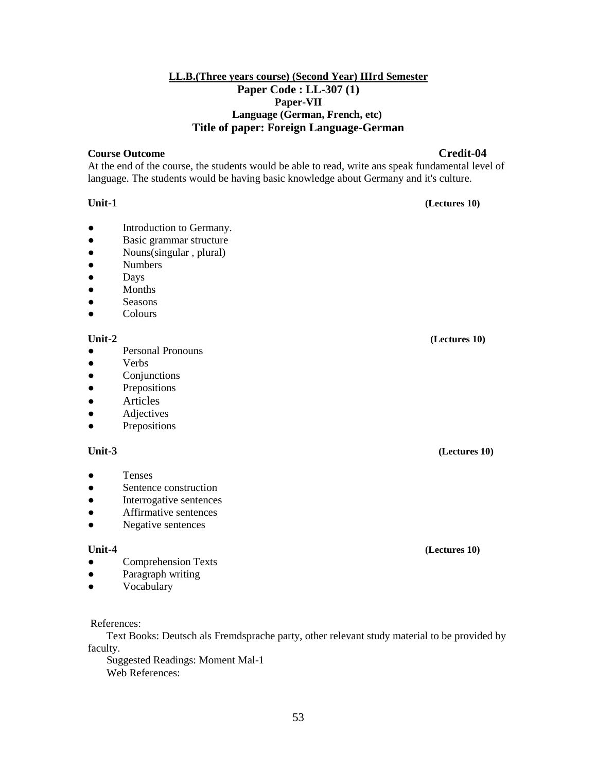**LL.B.(Three years course) (Second Year) IIIrd Semester**

**Paper Code : LL-307 (1)**

**Paper-VII**

**Language (German, French, etc)**

**Title of paper: Foreign Language-German**

**Course Outcome** **Credit-04**

At the end of the course, the students would be able to read, write ans speak fundamental level of language. The students would be having basic knowledge about Germany and it's culture.

**Unit-1** **(Lectures 10)**

- Introduction to Germany.
- Basic grammar structure
- Nouns(singular , plural)
- Numbers
- Days
- Months
- Seasons
- Colours

**Unit-2** **(Lectures 10)**

- Personal Pronouns
- Verbs
- Conjunctions
- Prepositions
- Articles
- Adjectives
- Prepositions

**Unit-3** **(Lectures 10)**

- Tenses
- Sentence construction
- Interrogative sentences
- Affirmative sentences
- Negative sentences

**Unit-4** **(Lectures 10)**

- Comprehension Texts
- Paragraph writing
- Vocabulary

References:

Text Books: Deutsch als Fremdsprache party, other relevant study material to be provided by faculty.

Suggested Readings: Moment Mal-1

Web References: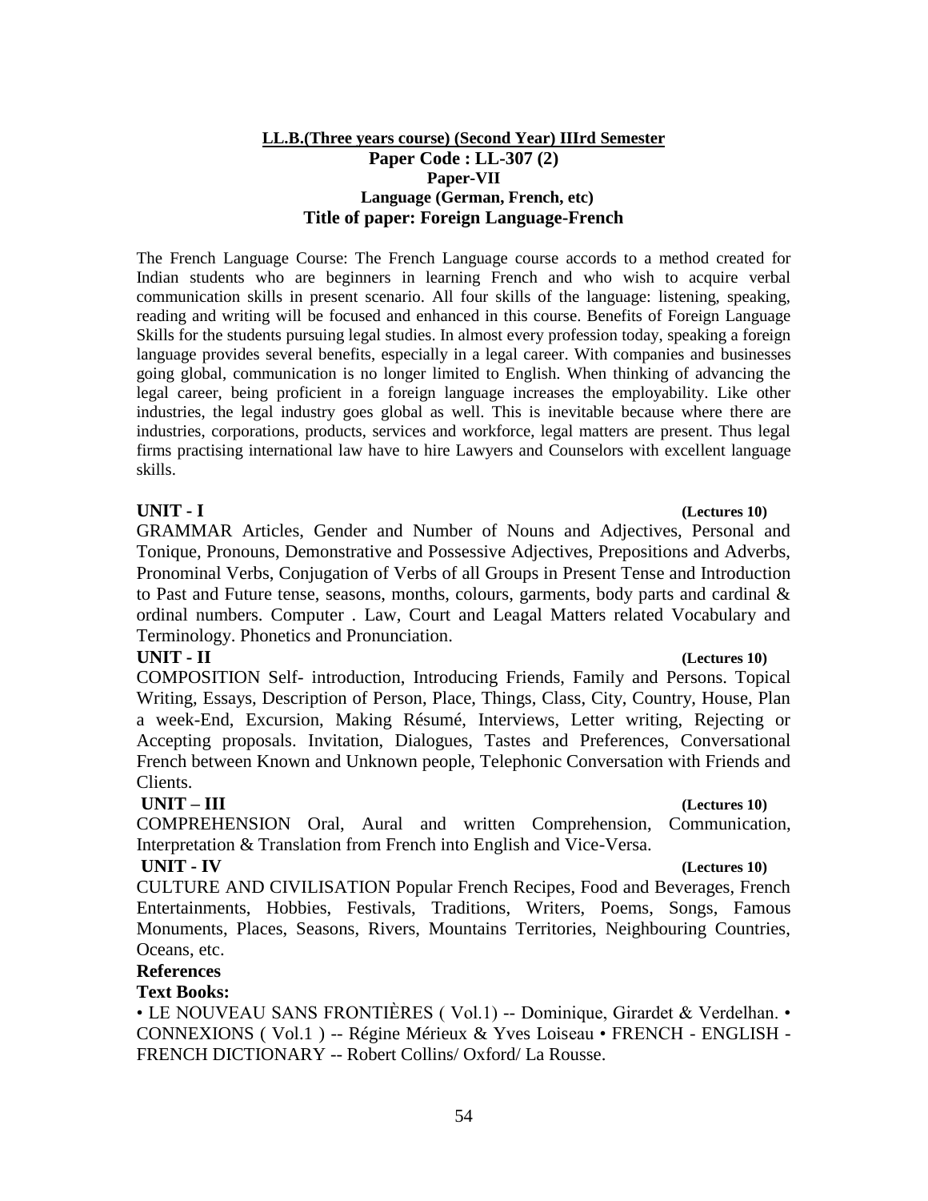**LL.B.(Three years course) (Second Year) IIIrd Semester**

**Paper Code : LL-307 (2)**

**Paper-VII**

**Language (German, French, etc)**

**Title of paper: Foreign Language-French**

The French Language Course: The French Language course accords to a method created for Indian students who are beginners in learning French and who wish to acquire verbal communication skills in present scenario. All four skills of the language: listening, speaking, reading and writing will be focused and enhanced in this course. Benefits of Foreign Language Skills for the students pursuing legal studies. In almost every profession today, speaking a foreign language provides several benefits, especially in a legal career. With companies and businesses going global, communication is no longer limited to English. When thinking of advancing the legal career, being proficient in a foreign language increases the employability. Like other industries, the legal industry goes global as well. This is inevitable because where there are industries, corporations, products, services and workforce, legal matters are present. Thus legal firms practising international law have to hire Lawyers and Counselors with excellent language skills.

**UNIT - I** **(Lectures 10)**

GRAMMAR Articles, Gender and Number of Nouns and Adjectives, Personal and Tonique, Pronouns, Demonstrative and Possessive Adjectives, Prepositions and Adverbs, Pronominal Verbs, Conjugation of Verbs of all Groups in Present Tense and Introduction to Past and Future tense, seasons, months, colours, garments, body parts and cardinal & ordinal numbers. Computer . Law, Court and Leagal Matters related Vocabulary and Terminology. Phonetics and Pronunciation.

**UNIT - II** **(Lectures 10)**

COMPOSITION Self- introduction, Introducing Friends, Family and Persons. Topical Writing, Essays, Description of Person, Place, Things, Class, City, Country, House, Plan a week-End, Excursion, Making Résumé, Interviews, Letter writing, Rejecting or Accepting proposals. Invitation, Dialogues, Tastes and Preferences, Conversational French between Known and Unknown people, Telephonic Conversation with Friends and Clients.

**UNIT – III** **(Lectures 10)**

COMPREHENSION Oral, Aural and written Comprehension, Communication, Interpretation & Translation from French into English and Vice-Versa.

**UNIT - IV** **(Lectures 10)**

CULTURE AND CIVILISATION Popular French Recipes, Food and Beverages, French Entertainments, Hobbies, Festivals, Traditions, Writers, Poems, Songs, Famous Monuments, Places, Seasons, Rivers, Mountains Territories, Neighbouring Countries, Oceans, etc.

**References**

**Text Books:**

• LE NOUVEAU SANS FRONTIÈRES ( Vol.1) -- Dominique, Girardet & Verdelhan. • CONNEXIONS ( Vol.1 ) -- Régine Mérieux & Yves Loiseau • FRENCH - ENGLISH - FRENCH DICTIONARY -- Robert Collins/ Oxford/ La Rousse.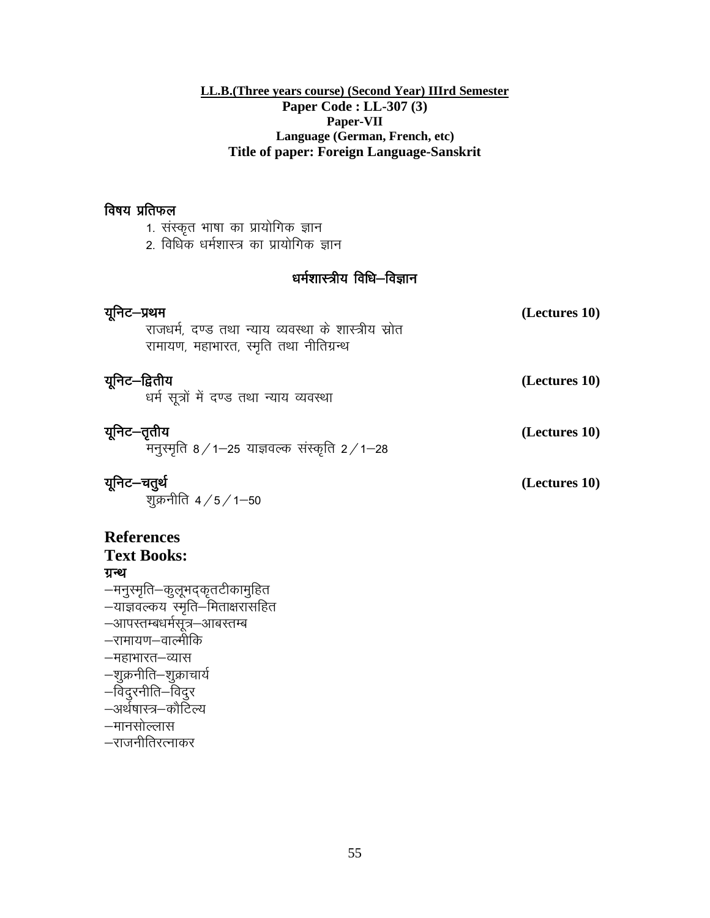**LL.B.(Three years course) (Second Year) IIIrd Semester**

**Paper Code : LL-307 (3)**

**Paper-VII**

**Language (German, French, etc)**

**Title of paper: Foreign Language-Sanskrit**

### विषय प्रतिफल

1. संस्कृत भाषा का प्रायोगिक ज्ञान
2. विधिक धर्मशास्त्र का प्रायोगिक ज्ञान

### धर्मशास्त्रीय विधि–विज्ञान

**यूनिट–प्रथम** **(Lectures 10)**

राजधर्म, दण्ड तथा न्याय व्यवस्था के शास्त्रीय स्रोत
रामायण, महाभारत, स्मृति तथा नीतिग्रन्थ

**यूनिट–द्वितीय** **(Lectures 10)**

धर्म सूत्रों में दण्ड तथा न्याय व्यवस्था

**यूनिट–तृतीय** **(Lectures 10)**

मनुस्मृति 8 / 1–25 याज्ञवल्क संस्कृति 2 / 1–28

**यूनिट–चतुर्थ** **(Lectures 10)**

शुक्रनीति 4 / 5 / 1–50

## References

## Text Books:

**ग्रन्थ**

–मनुस्मृति–कुलूभद्कृतटीकामुहित
–याज्ञवल्कय स्मृति–मिताक्षरासहित
–आपस्तम्बधर्मसूत्र–आबस्तम्ब
–रामायण–वाल्मीकि
–महाभारत–व्यास
–शुक्रनीति–शुक्राचार्य
–विदुरनीति–विदुर
–अर्थषास्त्र–कौटिल्य
–मानसोल्लास
–राजनीतिरत्नाकर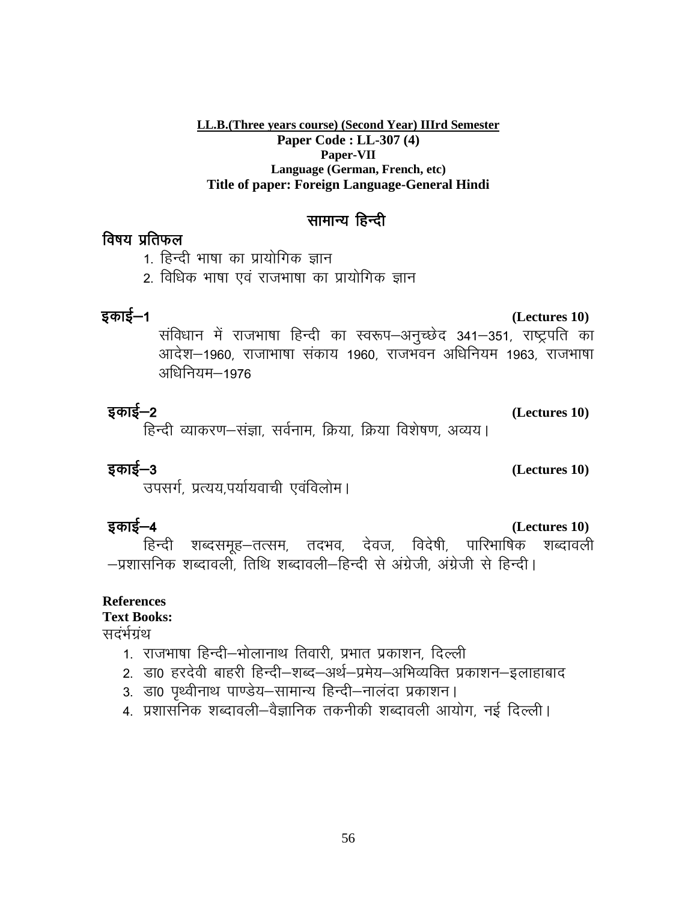**LL.B.(Three years course) (Second Year) IIIrd Semester**

**Paper Code : LL-307 (4)**

**Paper-VII**

**Language (German, French, etc)**

**Title of paper: Foreign Language-General Hindi**

## सामान्य हिन्दी

### विषय प्रतिफल

1. हिन्दी भाषा का प्रायोगिक ज्ञान
2. विधिक भाषा एवं राजभाषा का प्रायोगिक ज्ञान

**इकाई–1** **(Lectures 10)**

संविधान में राजभाषा हिन्दी का स्वरूप–अनुच्छेद 341–351, राष्ट्रपति का आदेश–1960, राजाभाषा संकाय 1960, राजभवन अधिनियम 1963, राजभाषा अधिनियम–1976

**इकाई–2** **(Lectures 10)**

हिन्दी व्याकरण–संज्ञा, सर्वनाम, क्रिया, क्रिया विशेषण, अव्यय।

**इकाई–3** **(Lectures 10)**

उपसर्ग, प्रत्यय,पर्यायवाची एवंविलोम।

**इकाई–4** **(Lectures 10)**

हिन्दी शब्दसमूह–तत्सम, तदभव, देवज, विदेषी, पारिभाषिक शब्दावली –प्रशासनिक शब्दावली, तिथि शब्दावली–हिन्दी से अंग्रेजी, अंग्रेजी से हिन्दी।

**References**

**Text Books:**

सदंर्भग्रंथ

1. राजभाषा हिन्दी–भोलानाथ तिवारी, प्रभात प्रकाशन, दिल्ली
2. डा0 हरदेवी बाहरी हिन्दी–शब्द–अर्थ–प्रमेय–अभिव्यक्ति प्रकाशन–इलाहाबाद
3. डा0 पृथ्वीनाथ पाण्डेय–सामान्य हिन्दी–नालंदा प्रकाशन।
4. प्रशासनिक शब्दावली–वैज्ञानिक तकनीकी शब्दावली आयोग, नई दिल्ली।